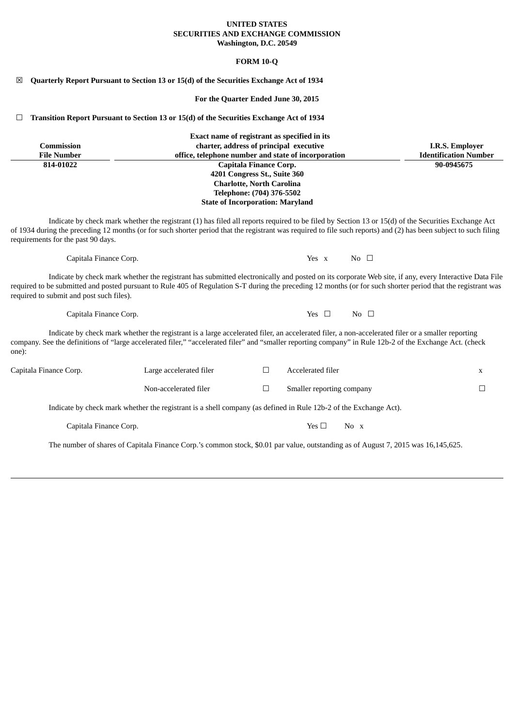**UNITED STATES**
**SECURITIES AND EXCHANGE COMMISSION**
**Washington, D.C. 20549**

**FORM 10-Q**

☒ **Quarterly Report Pursuant to Section 13 or 15(d) of the Securities Exchange Act of 1934**

**For the Quarter Ended June 30, 2015**

☐ **Transition Report Pursuant to Section 13 or 15(d) of the Securities Exchange Act of 1934**

| Commission File Number | Exact name of registrant as specified in its charter, address of principal executive office, telephone number and state of incorporation | I.R.S. Employer Identification Number |
|---|---|---|
| **814-01022** | **Capitala Finance Corp.**<br>**4201 Congress St., Suite 360**<br>**Charlotte, North Carolina**<br>**Telephone: (704) 376-5502**<br>**State of Incorporation: Maryland** | **90-0945675** |

Indicate by check mark whether the registrant (1) has filed all reports required to be filed by Section 13 or 15(d) of the Securities Exchange Act of 1934 during the preceding 12 months (or for such shorter period that the registrant was required to file such reports) and (2) has been subject to such filing requirements for the past 90 days.

| | |
|---|---|
| Capitala Finance Corp. | Yes x No ☐ |

Indicate by check mark whether the registrant has submitted electronically and posted on its corporate Web site, if any, every Interactive Data File required to be submitted and posted pursuant to Rule 405 of Regulation S-T during the preceding 12 months (or for such shorter period that the registrant was required to submit and post such files).

| | |
|---|---|
| Capitala Finance Corp. | Yes ☐ No ☐ |

Indicate by check mark whether the registrant is a large accelerated filer, an accelerated filer, a non-accelerated filer or a smaller reporting company. See the definitions of "large accelerated filer," "accelerated filer" and "smaller reporting company" in Rule 12b-2 of the Exchange Act. (check one):

| | | | | |
|---|---|---|---|---|
| Capitala Finance Corp. | Large accelerated filer | ☐ | Accelerated filer | x |
| | Non-accelerated filer | ☐ | Smaller reporting company | ☐ |

Indicate by check mark whether the registrant is a shell company (as defined in Rule 12b-2 of the Exchange Act).

| | |
|---|---|
| Capitala Finance Corp. | Yes ☐ No x |

The number of shares of Capitala Finance Corp.'s common stock, $0.01 par value, outstanding as of August 7, 2015 was 16,145,625.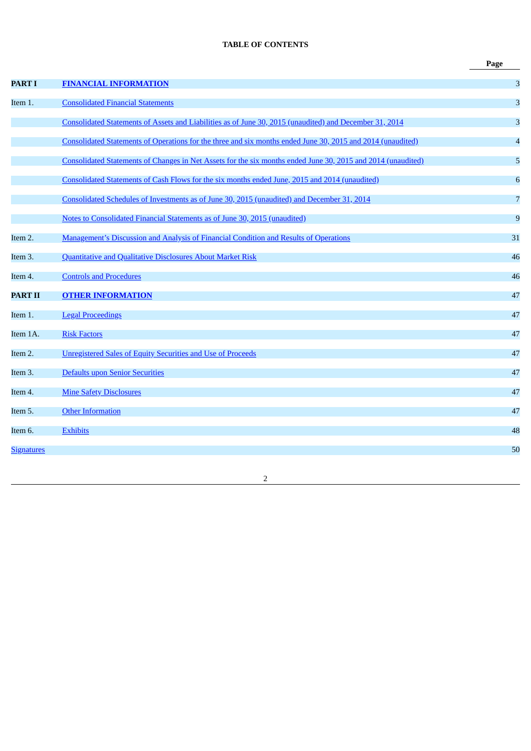**TABLE OF CONTENTS**

| | | Page |
|---|---|---|
| **PART I** | **FINANCIAL INFORMATION** | 3 |
| Item 1. | Consolidated Financial Statements | 3 |
| | Consolidated Statements of Assets and Liabilities as of June 30, 2015 (unaudited) and December 31, 2014 | 3 |
| | Consolidated Statements of Operations for the three and six months ended June 30, 2015 and 2014 (unaudited) | 4 |
| | Consolidated Statements of Changes in Net Assets for the six months ended June 30, 2015 and 2014 (unaudited) | 5 |
| | Consolidated Statements of Cash Flows for the six months ended June, 2015 and 2014 (unaudited) | 6 |
| | Consolidated Schedules of Investments as of June 30, 2015 (unaudited) and December 31, 2014 | 7 |
| | Notes to Consolidated Financial Statements as of June 30, 2015 (unaudited) | 9 |
| Item 2. | Management's Discussion and Analysis of Financial Condition and Results of Operations | 31 |
| Item 3. | Quantitative and Qualitative Disclosures About Market Risk | 46 |
| Item 4. | Controls and Procedures | 46 |
| **PART II** | **OTHER INFORMATION** | 47 |
| Item 1. | Legal Proceedings | 47 |
| Item 1A. | Risk Factors | 47 |
| Item 2. | Unregistered Sales of Equity Securities and Use of Proceeds | 47 |
| Item 3. | Defaults upon Senior Securities | 47 |
| Item 4. | Mine Safety Disclosures | 47 |
| Item 5. | Other Information | 47 |
| Item 6. | Exhibits | 48 |
| Signatures | | 50 |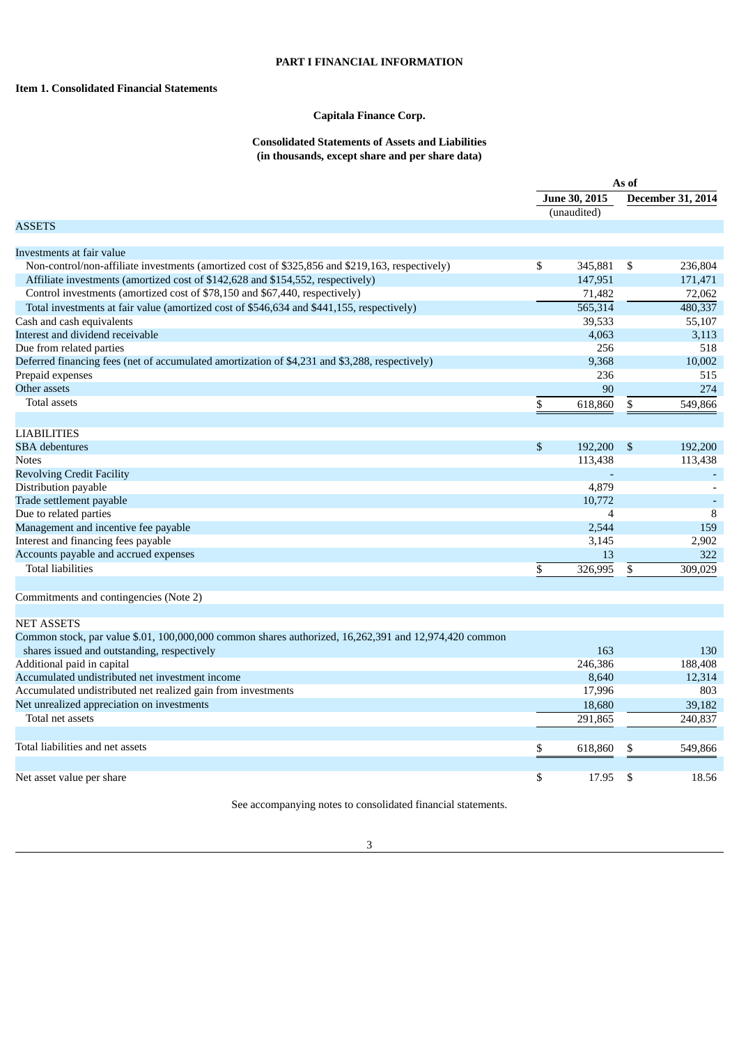# PART I FINANCIAL INFORMATION

## Item 1. Consolidated Financial Statements

### Capitala Finance Corp.

### Consolidated Statements of Assets and Liabilities
### (in thousands, except share and per share data)

| | As of | |
|---|---|---|
| | June 30, 2015 (unaudited) | December 31, 2014 |
| **ASSETS** | | |
| Investments at fair value | | |
| Non-control/non-affiliate investments (amortized cost of $325,856 and $219,163, respectively) | $ 345,881 | $ 236,804 |
| Affiliate investments (amortized cost of $142,628 and $154,552, respectively) | 147,951 | 171,471 |
| Control investments (amortized cost of $78,150 and $67,440, respectively) | 71,482 | 72,062 |
| Total investments at fair value (amortized cost of $546,634 and $441,155, respectively) | 565,314 | 480,337 |
| Cash and cash equivalents | 39,533 | 55,107 |
| Interest and dividend receivable | 4,063 | 3,113 |
| Due from related parties | 256 | 518 |
| Deferred financing fees (net of accumulated amortization of $4,231 and $3,288, respectively) | 9,368 | 10,002 |
| Prepaid expenses | 236 | 515 |
| Other assets | 90 | 274 |
| Total assets | $ 618,860 | $ 549,866 |
| **LIABILITIES** | | |
| SBA debentures | $ 192,200 | $ 192,200 |
| Notes | 113,438 | 113,438 |
| Revolving Credit Facility | - | - |
| Distribution payable | 4,879 | - |
| Trade settlement payable | 10,772 | - |
| Due to related parties | 4 | 8 |
| Management and incentive fee payable | 2,544 | 159 |
| Interest and financing fees payable | 3,145 | 2,902 |
| Accounts payable and accrued expenses | 13 | 322 |
| Total liabilities | $ 326,995 | $ 309,029 |
| Commitments and contingencies (Note 2) | | |
| **NET ASSETS** | | |
| Common stock, par value $.01, 100,000,000 common shares authorized, 16,262,391 and 12,974,420 common shares issued and outstanding, respectively | 163 | 130 |
| Additional paid in capital | 246,386 | 188,408 |
| Accumulated undistributed net investment income | 8,640 | 12,314 |
| Accumulated undistributed net realized gain from investments | 17,996 | 803 |
| Net unrealized appreciation on investments | 18,680 | 39,182 |
| Total net assets | 291,865 | 240,837 |
| Total liabilities and net assets | $ 618,860 | $ 549,866 |
| Net asset value per share | $ 17.95 | $ 18.56 |

See accompanying notes to consolidated financial statements.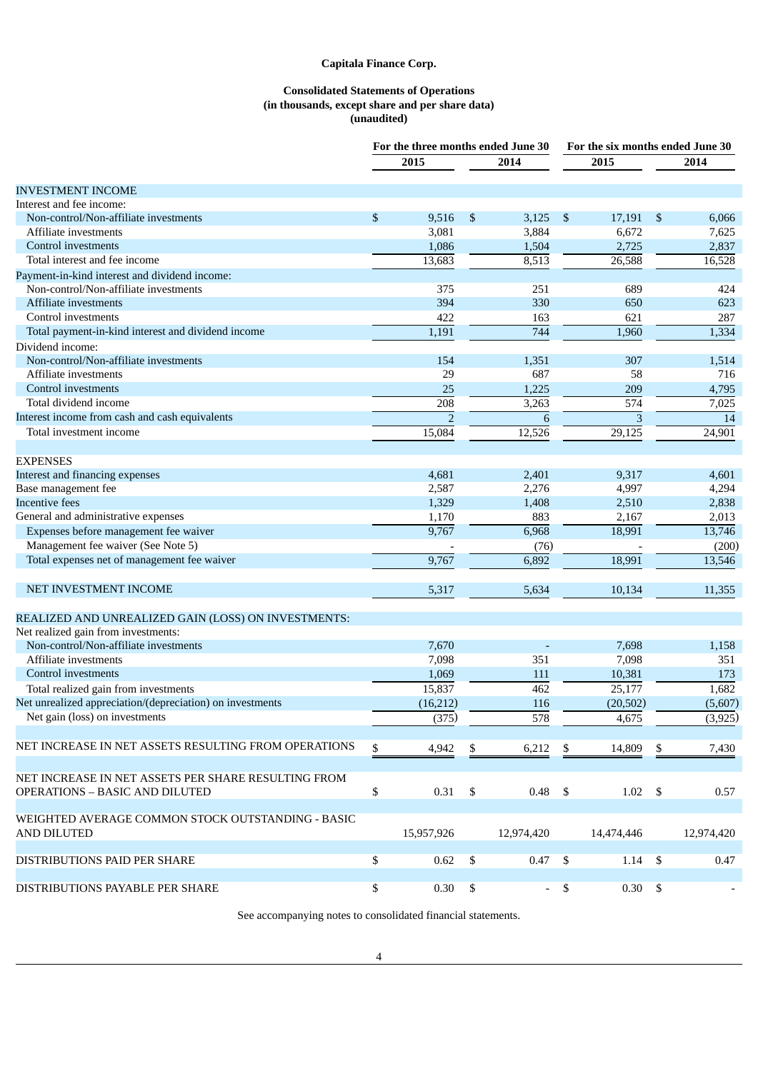**Capitala Finance Corp.**

**Consolidated Statements of Operations**
**(in thousands, except share and per share data)**
**(unaudited)**

| | For the three months ended June 30 | | For the six months ended June 30 | |
|---|---|---|---|---|
| | 2015 | 2014 | 2015 | 2014 |
| INVESTMENT INCOME | | | | |
| Interest and fee income: | | | | |
| Non-control/Non-affiliate investments | $ 9,516 | $ 3,125 | $ 17,191 | $ 6,066 |
| Affiliate investments | 3,081 | 3,884 | 6,672 | 7,625 |
| Control investments | 1,086 | 1,504 | 2,725 | 2,837 |
| Total interest and fee income | 13,683 | 8,513 | 26,588 | 16,528 |
| Payment-in-kind interest and dividend income: | | | | |
| Non-control/Non-affiliate investments | 375 | 251 | 689 | 424 |
| Affiliate investments | 394 | 330 | 650 | 623 |
| Control investments | 422 | 163 | 621 | 287 |
| Total payment-in-kind interest and dividend income | 1,191 | 744 | 1,960 | 1,334 |
| Dividend income: | | | | |
| Non-control/Non-affiliate investments | 154 | 1,351 | 307 | 1,514 |
| Affiliate investments | 29 | 687 | 58 | 716 |
| Control investments | 25 | 1,225 | 209 | 4,795 |
| Total dividend income | 208 | 3,263 | 574 | 7,025 |
| Interest income from cash and cash equivalents | 2 | 6 | 3 | 14 |
| Total investment income | 15,084 | 12,526 | 29,125 | 24,901 |
| EXPENSES | | | | |
| Interest and financing expenses | 4,681 | 2,401 | 9,317 | 4,601 |
| Base management fee | 2,587 | 2,276 | 4,997 | 4,294 |
| Incentive fees | 1,329 | 1,408 | 2,510 | 2,838 |
| General and administrative expenses | 1,170 | 883 | 2,167 | 2,013 |
| Expenses before management fee waiver | 9,767 | 6,968 | 18,991 | 13,746 |
| Management fee waiver (See Note 5) | - | (76) | - | (200) |
| Total expenses net of management fee waiver | 9,767 | 6,892 | 18,991 | 13,546 |
| NET INVESTMENT INCOME | 5,317 | 5,634 | 10,134 | 11,355 |
| REALIZED AND UNREALIZED GAIN (LOSS) ON INVESTMENTS: | | | | |
| Net realized gain from investments: | | | | |
| Non-control/Non-affiliate investments | 7,670 | - | 7,698 | 1,158 |
| Affiliate investments | 7,098 | 351 | 7,098 | 351 |
| Control investments | 1,069 | 111 | 10,381 | 173 |
| Total realized gain from investments | 15,837 | 462 | 25,177 | 1,682 |
| Net unrealized appreciation/(depreciation) on investments | (16,212) | 116 | (20,502) | (5,607) |
| Net gain (loss) on investments | (375) | 578 | 4,675 | (3,925) |
| NET INCREASE IN NET ASSETS RESULTING FROM OPERATIONS | $ 4,942 | $ 6,212 | $ 14,809 | $ 7,430 |
| NET INCREASE IN NET ASSETS PER SHARE RESULTING FROM OPERATIONS – BASIC AND DILUTED | $ 0.31 | $ 0.48 | $ 1.02 | $ 0.57 |
| WEIGHTED AVERAGE COMMON STOCK OUTSTANDING - BASIC AND DILUTED | 15,957,926 | 12,974,420 | 14,474,446 | 12,974,420 |
| DISTRIBUTIONS PAID PER SHARE | $ 0.62 | $ 0.47 | $ 1.14 | $ 0.47 |
| DISTRIBUTIONS PAYABLE PER SHARE | $ 0.30 | $ - | $ 0.30 | $ - |

See accompanying notes to consolidated financial statements.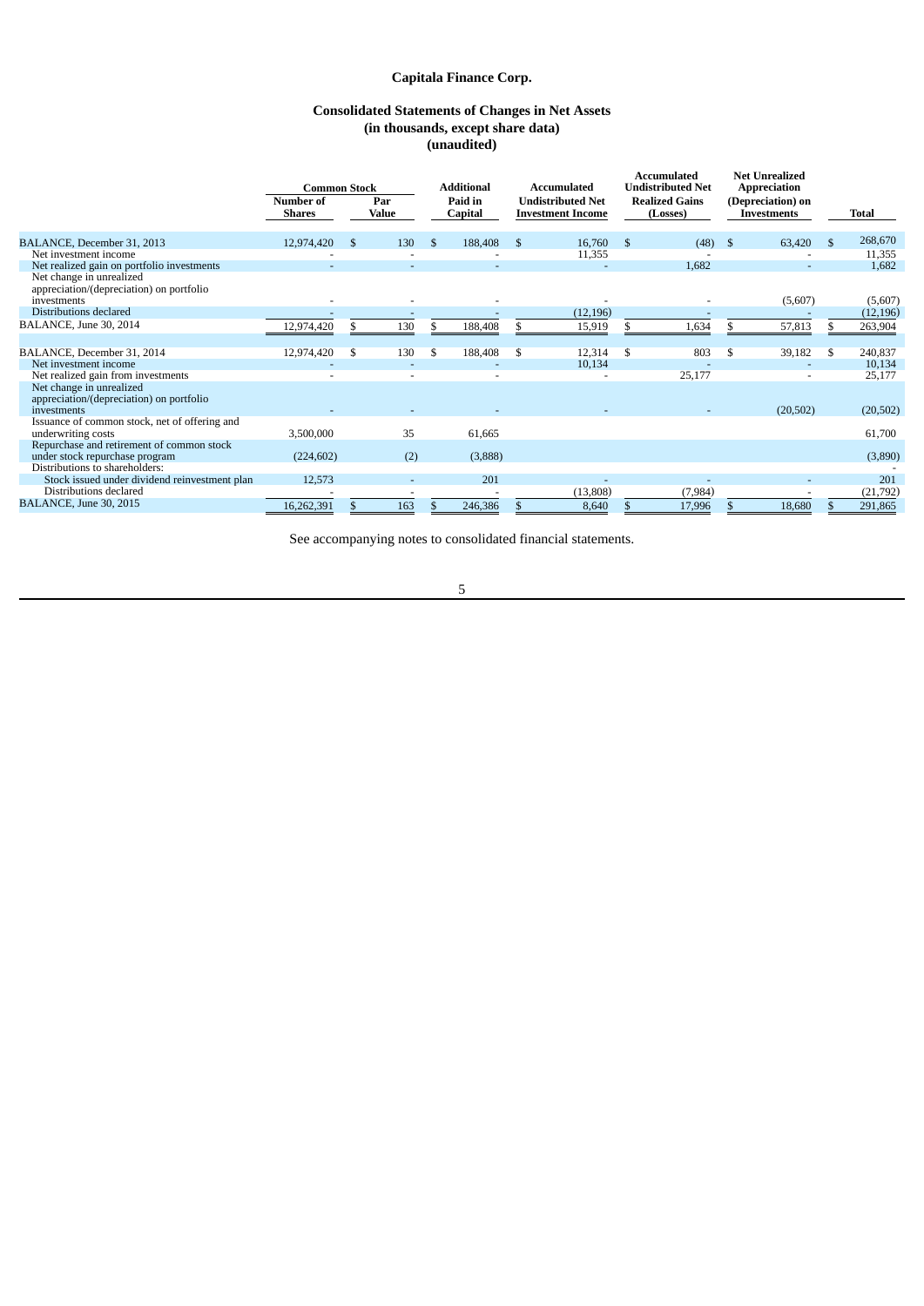# Capitala Finance Corp.

## Consolidated Statements of Changes in Net Assets
### (in thousands, except share data)
### (unaudited)

| | Common Stock | | Additional Paid in Capital | Accumulated Undistributed Net Investment Income | Accumulated Undistributed Net Realized Gains (Losses) | Net Unrealized Appreciation (Depreciation) on Investments | Total |
|---|---|---|---|---|---|---|---|
| | Number of Shares | Par Value | | | | | |
| BALANCE, December 31, 2013 | 12,974,420 | $ 130 | $ 188,408 | $ 16,760 | $ (48) | $ 63,420 | $ 268,670 |
| Net investment income | - | - | - | 11,355 | - | - | 11,355 |
| Net realized gain on portfolio investments | - | - | - | - | 1,682 | - | 1,682 |
| Net change in unrealized appreciation/(depreciation) on portfolio investments | - | - | - | - | - | (5,607) | (5,607) |
| Distributions declared | - | - | - | (12,196) | - | - | (12,196) |
| BALANCE, June 30, 2014 | 12,974,420 | $ 130 | $ 188,408 | $ 15,919 | $ 1,634 | $ 57,813 | $ 263,904 |
| | | | | | | | |
| BALANCE, December 31, 2014 | 12,974,420 | $ 130 | $ 188,408 | $ 12,314 | $ 803 | $ 39,182 | $ 240,837 |
| Net investment income | - | - | - | 10,134 | - | - | 10,134 |
| Net realized gain from investments | - | - | - | - | 25,177 | - | 25,177 |
| Net change in unrealized appreciation/(depreciation) on portfolio investments | - | - | - | - | - | (20,502) | (20,502) |
| Issuance of common stock, net of offering and underwriting costs | 3,500,000 | 35 | 61,665 | | | | 61,700 |
| Repurchase and retirement of common stock under stock repurchase program | (224,602) | (2) | (3,888) | | | | (3,890) |
| Distributions to shareholders: | | | | | | | - |
| Stock issued under dividend reinvestment plan | 12,573 | - | 201 | - | - | - | 201 |
| Distributions declared | - | - | - | (13,808) | (7,984) | - | (21,792) |
| BALANCE, June 30, 2015 | 16,262,391 | $ 163 | $ 246,386 | $ 8,640 | $ 17,996 | $ 18,680 | $ 291,865 |

See accompanying notes to consolidated financial statements.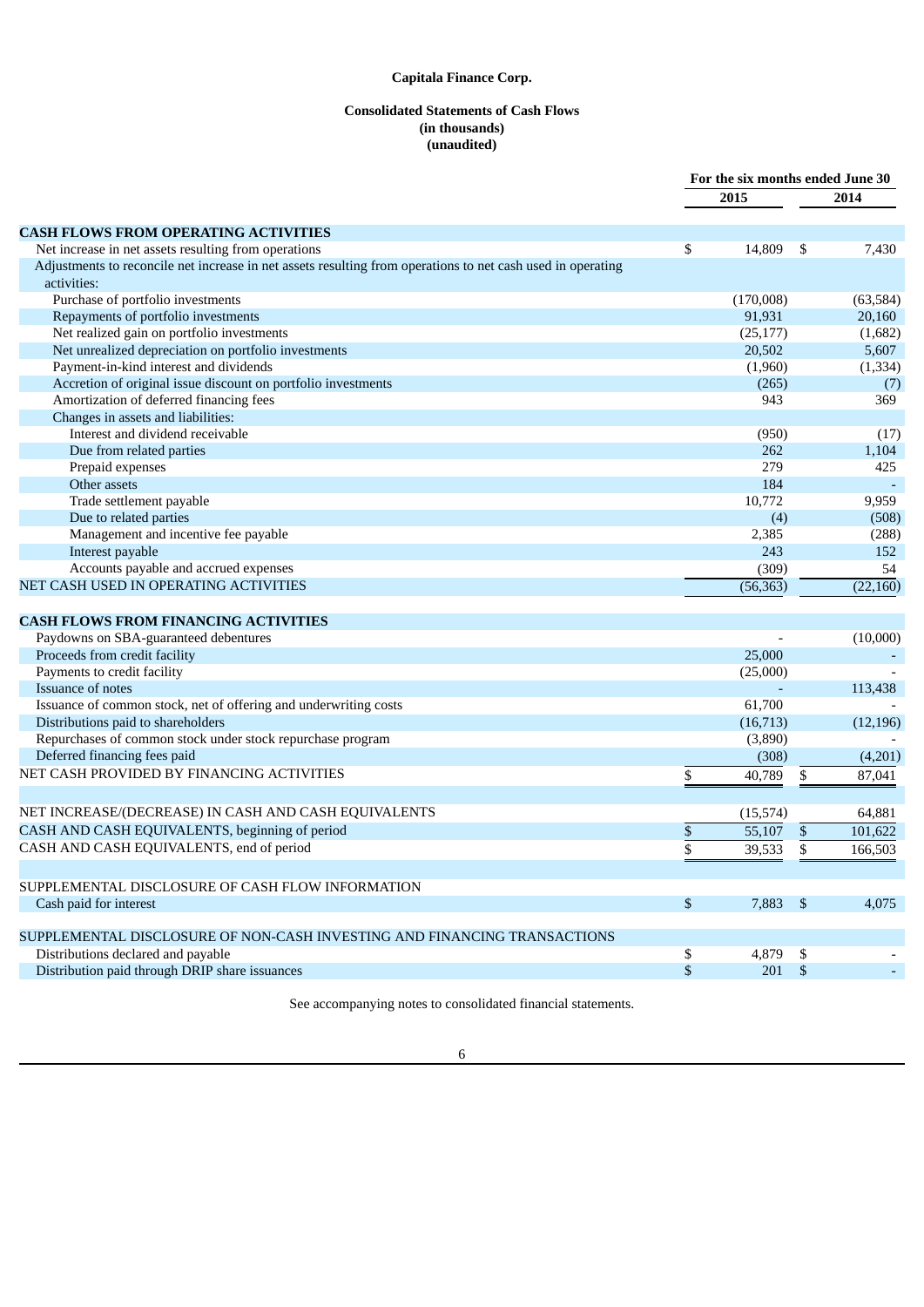**Capitala Finance Corp.**

**Consolidated Statements of Cash Flows**
**(in thousands)**
**(unaudited)**

| | For the six months ended June 30 | |
|---|---|---|
| | 2015 | 2014 |
| **CASH FLOWS FROM OPERATING ACTIVITIES** | | |
| Net increase in net assets resulting from operations | $ 14,809 | $ 7,430 |
| Adjustments to reconcile net increase in net assets resulting from operations to net cash used in operating activities: | | |
| Purchase of portfolio investments | (170,008) | (63,584) |
| Repayments of portfolio investments | 91,931 | 20,160 |
| Net realized gain on portfolio investments | (25,177) | (1,682) |
| Net unrealized depreciation on portfolio investments | 20,502 | 5,607 |
| Payment-in-kind interest and dividends | (1,960) | (1,334) |
| Accretion of original issue discount on portfolio investments | (265) | (7) |
| Amortization of deferred financing fees | 943 | 369 |
| Changes in assets and liabilities: | | |
| Interest and dividend receivable | (950) | (17) |
| Due from related parties | 262 | 1,104 |
| Prepaid expenses | 279 | 425 |
| Other assets | 184 | - |
| Trade settlement payable | 10,772 | 9,959 |
| Due to related parties | (4) | (508) |
| Management and incentive fee payable | 2,385 | (288) |
| Interest payable | 243 | 152 |
| Accounts payable and accrued expenses | (309) | 54 |
| NET CASH USED IN OPERATING ACTIVITIES | (56,363) | (22,160) |
| | | |
| **CASH FLOWS FROM FINANCING ACTIVITIES** | | |
| Paydowns on SBA-guaranteed debentures | - | (10,000) |
| Proceeds from credit facility | 25,000 | - |
| Payments to credit facility | (25,000) | - |
| Issuance of notes | - | 113,438 |
| Issuance of common stock, net of offering and underwriting costs | 61,700 | - |
| Distributions paid to shareholders | (16,713) | (12,196) |
| Repurchases of common stock under stock repurchase program | (3,890) | - |
| Deferred financing fees paid | (308) | (4,201) |
| NET CASH PROVIDED BY FINANCING ACTIVITIES | $ 40,789 | $ 87,041 |
| | | |
| NET INCREASE/(DECREASE) IN CASH AND CASH EQUIVALENTS | (15,574) | 64,881 |
| CASH AND CASH EQUIVALENTS, beginning of period | $ 55,107 | $ 101,622 |
| CASH AND CASH EQUIVALENTS, end of period | $ 39,533 | $ 166,503 |
| | | |
| SUPPLEMENTAL DISCLOSURE OF CASH FLOW INFORMATION | | |
| Cash paid for interest | $ 7,883 | $ 4,075 |
| | | |
| SUPPLEMENTAL DISCLOSURE OF NON-CASH INVESTING AND FINANCING TRANSACTIONS | | |
| Distributions declared and payable | $ 4,879 | $ - |
| Distribution paid through DRIP share issuances | $ 201 | $ - |

See accompanying notes to consolidated financial statements.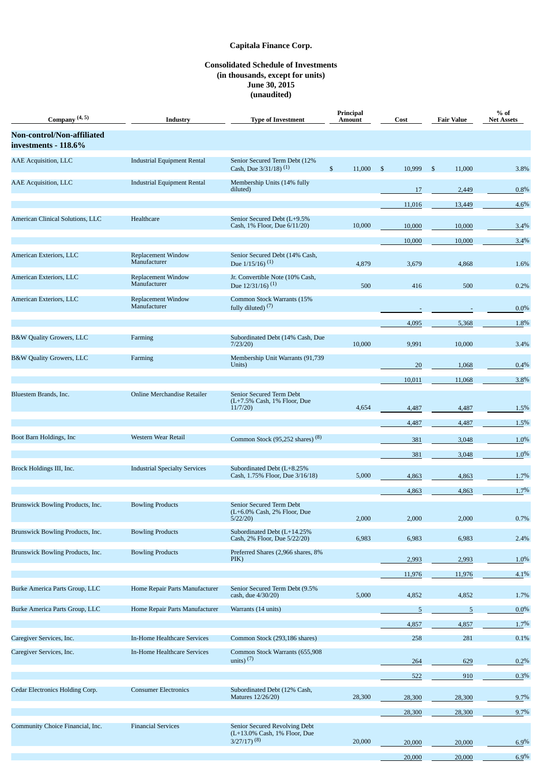**Capitala Finance Corp.**

**Consolidated Schedule of Investments**
**(in thousands, except for units)**
**June 30, 2015**
**(unaudited)**

| Company [4, 5] | Industry | Type of Investment | Principal Amount | Cost | Fair Value | % of Net Assets |
|---|---|---|---|---|---|---|
| **Non-control/Non-affiliated investments - 118.6%** | | | | | | |
| AAE Acquisition, LLC | Industrial Equipment Rental | Senior Secured Term Debt (12% Cash, Due 3/31/18) [1] | $ 11,000 | $ 10,999 | $ 11,000 | 3.8% |
| AAE Acquisition, LLC | Industrial Equipment Rental | Membership Units (14% fully diluted) | | 17 | 2,449 | 0.8% |
| | | | | 11,016 | 13,449 | 4.6% |
| American Clinical Solutions, LLC | Healthcare | Senior Secured Debt (L+9.5% Cash, 1% Floor, Due 6/11/20) | 10,000 | 10,000 | 10,000 | 3.4% |
| | | | | 10,000 | 10,000 | 3.4% |
| American Exteriors, LLC | Replacement Window Manufacturer | Senior Secured Debt (14% Cash, Due 1/15/16) [1] | 4,879 | 3,679 | 4,868 | 1.6% |
| American Exteriors, LLC | Replacement Window Manufacturer | Jr. Convertible Note (10% Cash, Due 12/31/16) [1] | 500 | 416 | 500 | 0.2% |
| American Exteriors, LLC | Replacement Window Manufacturer | Common Stock Warrants (15% fully diluted) [7] | | - | - | 0.0% |
| | | | | 4,095 | 5,368 | 1.8% |
| B&W Quality Growers, LLC | Farming | Subordinated Debt (14% Cash, Due 7/23/20) | 10,000 | 9,991 | 10,000 | 3.4% |
| B&W Quality Growers, LLC | Farming | Membership Unit Warrants (91,739 Units) | | 20 | 1,068 | 0.4% |
| | | | | 10,011 | 11,068 | 3.8% |
| Bluestem Brands, Inc. | Online Merchandise Retailer | Senior Secured Term Debt (L+7.5% Cash, 1% Floor, Due 11/7/20) | 4,654 | 4,487 | 4,487 | 1.5% |
| | | | | 4,487 | 4,487 | 1.5% |
| Boot Barn Holdings, Inc | Western Wear Retail | Common Stock (95,252 shares) [8] | | 381 | 3,048 | 1.0% |
| | | | | 381 | 3,048 | 1.0% |
| Brock Holdings III, Inc. | Industrial Specialty Services | Subordinated Debt (L+8.25% Cash, 1.75% Floor, Due 3/16/18) | 5,000 | 4,863 | 4,863 | 1.7% |
| | | | | 4,863 | 4,863 | 1.7% |
| Brunswick Bowling Products, Inc. | Bowling Products | Senior Secured Term Debt (L+6.0% Cash, 2% Floor, Due 5/22/20) | 2,000 | 2,000 | 2,000 | 0.7% |
| Brunswick Bowling Products, Inc. | Bowling Products | Subordinated Debt (L+14.25% Cash, 2% Floor, Due 5/22/20) | 6,983 | 6,983 | 6,983 | 2.4% |
| Brunswick Bowling Products, Inc. | Bowling Products | Preferred Shares (2,966 shares, 8% PIK) | | 2,993 | 2,993 | 1.0% |
| | | | | 11,976 | 11,976 | 4.1% |
| Burke America Parts Group, LLC | Home Repair Parts Manufacturer | Senior Secured Term Debt (9.5% cash, due 4/30/20) | 5,000 | 4,852 | 4,852 | 1.7% |
| Burke America Parts Group, LLC | Home Repair Parts Manufacturer | Warrants (14 units) | | 5 | 5 | 0.0% |
| | | | | 4,857 | 4,857 | 1.7% |
| Caregiver Services, Inc. | In-Home Healthcare Services | Common Stock (293,186 shares) | | 258 | 281 | 0.1% |
| Caregiver Services, Inc. | In-Home Healthcare Services | Common Stock Warrants (655,908 units) [7] | | 264 | 629 | 0.2% |
| | | | | 522 | 910 | 0.3% |
| Cedar Electronics Holding Corp. | Consumer Electronics | Subordinated Debt (12% Cash, Matures 12/26/20) | 28,300 | 28,300 | 28,300 | 9.7% |
| | | | | 28,300 | 28,300 | 9.7% |
| Community Choice Financial, Inc. | Financial Services | Senior Secured Revolving Debt (L+13.0% Cash, 1% Floor, Due 3/27/17) [8] | 20,000 | 20,000 | 20,000 | 6.9% |
| | | | | 20,000 | 20,000 | 6.9% |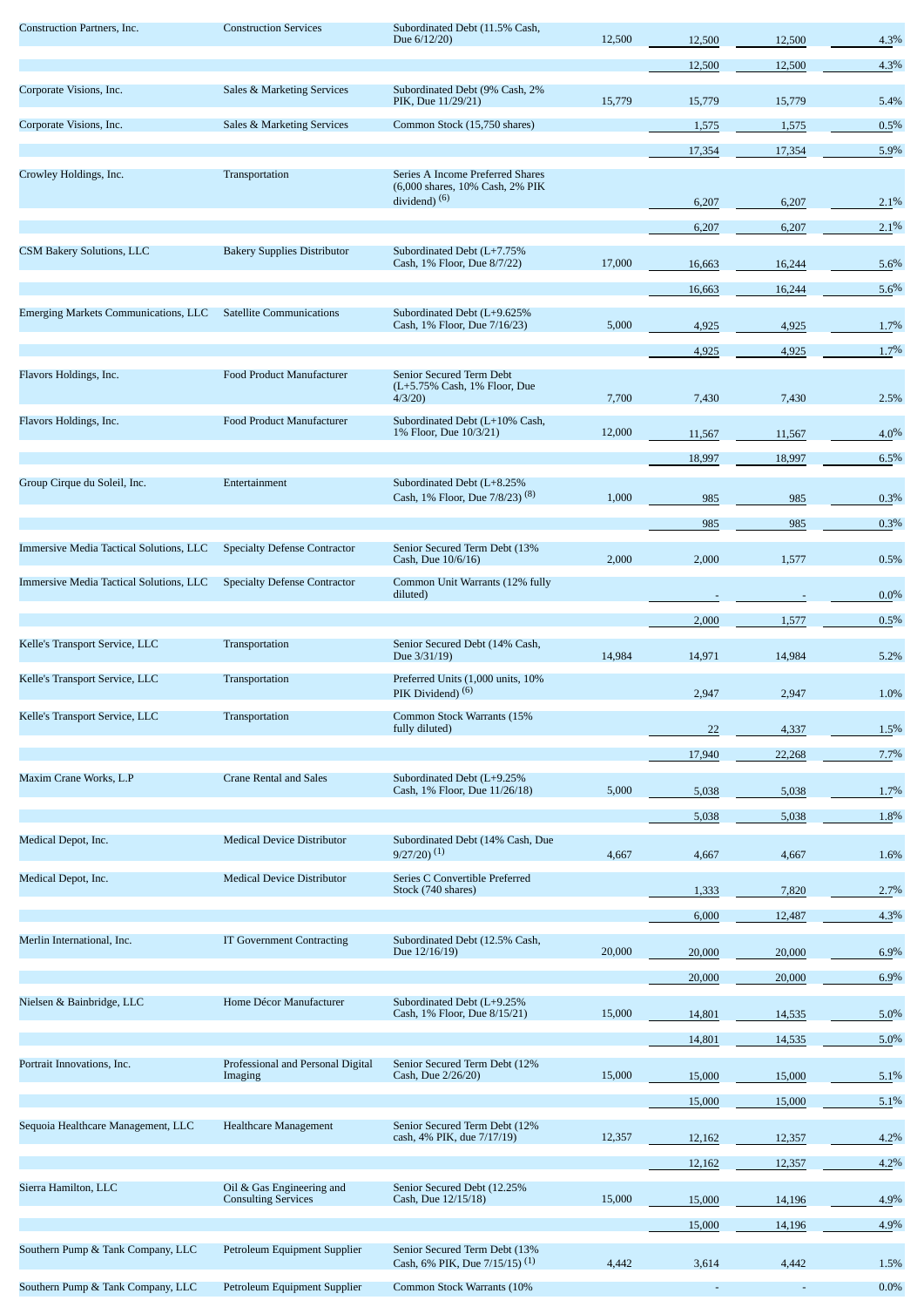| | | | | | | |
|---|---|---|---|---|---|---|
| Construction Partners, Inc. | Construction Services | Subordinated Debt (11.5% Cash, Due 6/12/20) | 12,500 | 12,500 | 12,500 | 4.3% |
| | | | | 12,500 | 12,500 | 4.3% |
| Corporate Visions, Inc. | Sales & Marketing Services | Subordinated Debt (9% Cash, 2% PIK, Due 11/29/21) | 15,779 | 15,779 | 15,779 | 5.4% |
| Corporate Visions, Inc. | Sales & Marketing Services | Common Stock (15,750 shares) | | 1,575 | 1,575 | 0.5% |
| | | | | 17,354 | 17,354 | 5.9% |
| Crowley Holdings, Inc. | Transportation | Series A Income Preferred Shares (6,000 shares, 10% Cash, 2% PIK dividend) (6) | | 6,207 | 6,207 | 2.1% |
| | | | | 6,207 | 6,207 | 2.1% |
| CSM Bakery Solutions, LLC | Bakery Supplies Distributor | Subordinated Debt (L+7.75% Cash, 1% Floor, Due 8/7/22) | 17,000 | 16,663 | 16,244 | 5.6% |
| | | | | 16,663 | 16,244 | 5.6% |
| Emerging Markets Communications, LLC | Satellite Communications | Subordinated Debt (L+9.625% Cash, 1% Floor, Due 7/16/23) | 5,000 | 4,925 | 4,925 | 1.7% |
| | | | | 4,925 | 4,925 | 1.7% |
| Flavors Holdings, Inc. | Food Product Manufacturer | Senior Secured Term Debt (L+5.75% Cash, 1% Floor, Due 4/3/20) | 7,700 | 7,430 | 7,430 | 2.5% |
| Flavors Holdings, Inc. | Food Product Manufacturer | Subordinated Debt (L+10% Cash, 1% Floor, Due 10/3/21) | 12,000 | 11,567 | 11,567 | 4.0% |
| | | | | 18,997 | 18,997 | 6.5% |
| Group Cirque du Soleil, Inc. | Entertainment | Subordinated Debt (L+8.25% Cash, 1% Floor, Due 7/8/23) (8) | 1,000 | 985 | 985 | 0.3% |
| | | | | 985 | 985 | 0.3% |
| Immersive Media Tactical Solutions, LLC | Specialty Defense Contractor | Senior Secured Term Debt (13% Cash, Due 10/6/16) | 2,000 | 2,000 | 1,577 | 0.5% |
| Immersive Media Tactical Solutions, LLC | Specialty Defense Contractor | Common Unit Warrants (12% fully diluted) | | - | - | 0.0% |
| | | | | 2,000 | 1,577 | 0.5% |
| Kelle's Transport Service, LLC | Transportation | Senior Secured Debt (14% Cash, Due 3/31/19) | 14,984 | 14,971 | 14,984 | 5.2% |
| Kelle's Transport Service, LLC | Transportation | Preferred Units (1,000 units, 10% PIK Dividend) (6) | | 2,947 | 2,947 | 1.0% |
| Kelle's Transport Service, LLC | Transportation | Common Stock Warrants (15% fully diluted) | | 22 | 4,337 | 1.5% |
| | | | | 17,940 | 22,268 | 7.7% |
| Maxim Crane Works, L.P | Crane Rental and Sales | Subordinated Debt (L+9.25% Cash, 1% Floor, Due 11/26/18) | 5,000 | 5,038 | 5,038 | 1.7% |
| | | | | 5,038 | 5,038 | 1.8% |
| Medical Depot, Inc. | Medical Device Distributor | Subordinated Debt (14% Cash, Due 9/27/20) (1) | 4,667 | 4,667 | 4,667 | 1.6% |
| Medical Depot, Inc. | Medical Device Distributor | Series C Convertible Preferred Stock (740 shares) | | 1,333 | 7,820 | 2.7% |
| | | | | 6,000 | 12,487 | 4.3% |
| Merlin International, Inc. | IT Government Contracting | Subordinated Debt (12.5% Cash, Due 12/16/19) | 20,000 | 20,000 | 20,000 | 6.9% |
| | | | | 20,000 | 20,000 | 6.9% |
| Nielsen & Bainbridge, LLC | Home Décor Manufacturer | Subordinated Debt (L+9.25% Cash, 1% Floor, Due 8/15/21) | 15,000 | 14,801 | 14,535 | 5.0% |
| | | | | 14,801 | 14,535 | 5.0% |
| Portrait Innovations, Inc. | Professional and Personal Digital Imaging | Senior Secured Term Debt (12% Cash, Due 2/26/20) | 15,000 | 15,000 | 15,000 | 5.1% |
| | | | | 15,000 | 15,000 | 5.1% |
| Sequoia Healthcare Management, LLC | Healthcare Management | Senior Secured Term Debt (12% cash, 4% PIK, due 7/17/19) | 12,357 | 12,162 | 12,357 | 4.2% |
| | | | | 12,162 | 12,357 | 4.2% |
| Sierra Hamilton, LLC | Oil & Gas Engineering and Consulting Services | Senior Secured Debt (12.25% Cash, Due 12/15/18) | 15,000 | 15,000 | 14,196 | 4.9% |
| | | | | 15,000 | 14,196 | 4.9% |
| Southern Pump & Tank Company, LLC | Petroleum Equipment Supplier | Senior Secured Term Debt (13% Cash, 6% PIK, Due 7/15/15) (1) | 4,442 | 3,614 | 4,442 | 1.5% |
| Southern Pump & Tank Company, LLC | Petroleum Equipment Supplier | Common Stock Warrants (10% | | - | - | 0.0% |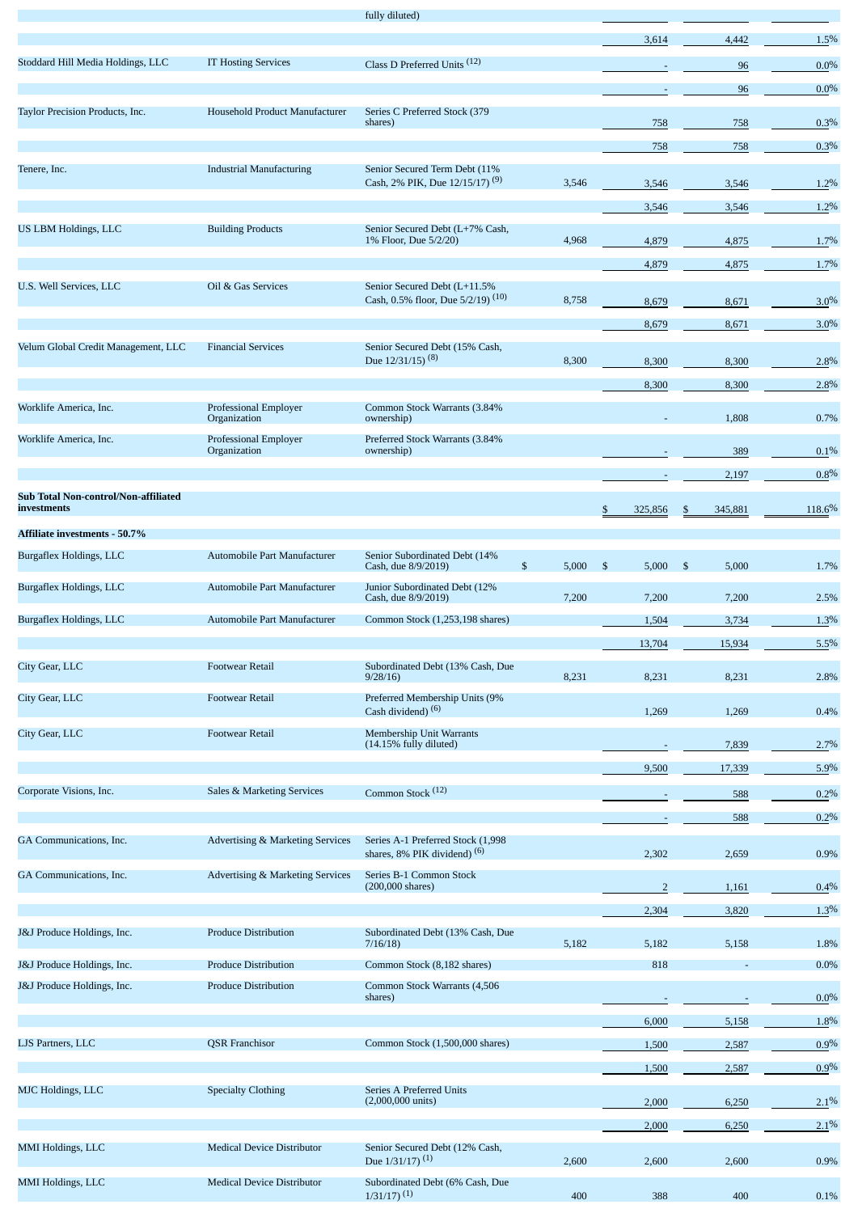| Portfolio Company | Industry | Type of Investment | Principal Amount | Cost | Fair Value | % of Net Assets |
|---|---|---|---|---|---|---|
| | | fully diluted) | | | | |
| | | | | 3,614 | 4,442 | 1.5% |
| Stoddard Hill Media Holdings, LLC | IT Hosting Services | Class D Preferred Units [12] | | - | 96 | 0.0% |
| | | | | - | 96 | 0.0% |
| Taylor Precision Products, Inc. | Household Product Manufacturer | Series C Preferred Stock (379 shares) | | 758 | 758 | 0.3% |
| | | | | 758 | 758 | 0.3% |
| Tenere, Inc. | Industrial Manufacturing | Senior Secured Term Debt (11% Cash, 2% PIK, Due 12/15/17) [9] | 3,546 | 3,546 | 3,546 | 1.2% |
| | | | | 3,546 | 3,546 | 1.2% |
| US LBM Holdings, LLC | Building Products | Senior Secured Debt (L+7% Cash, 1% Floor, Due 5/2/20) | 4,968 | 4,879 | 4,875 | 1.7% |
| | | | | 4,879 | 4,875 | 1.7% |
| U.S. Well Services, LLC | Oil & Gas Services | Senior Secured Debt (L+11.5% Cash, 0.5% floor, Due 5/2/19) [10] | 8,758 | 8,679 | 8,671 | 3.0% |
| | | | | 8,679 | 8,671 | 3.0% |
| Velum Global Credit Management, LLC | Financial Services | Senior Secured Debt (15% Cash, Due 12/31/15) [8] | 8,300 | 8,300 | 8,300 | 2.8% |
| | | | | 8,300 | 8,300 | 2.8% |
| Worklife America, Inc. | Professional Employer Organization | Common Stock Warrants (3.84% ownership) | | - | 1,808 | 0.7% |
| Worklife America, Inc. | Professional Employer Organization | Preferred Stock Warrants (3.84% ownership) | | - | 389 | 0.1% |
| | | | | - | 2,197 | 0.8% |
| **Sub Total Non-control/Non-affiliated investments** | | | | $ 325,856 | $ 345,881 | 118.6% |
| **Affiliate investments - 50.7%** | | | | | | |
| Burgaflex Holdings, LLC | Automobile Part Manufacturer | Senior Subordinated Debt (14% Cash, due 8/9/2019) | $ 5,000 | $ 5,000 | $ 5,000 | 1.7% |
| Burgaflex Holdings, LLC | Automobile Part Manufacturer | Junior Subordinated Debt (12% Cash, due 8/9/2019) | 7,200 | 7,200 | 7,200 | 2.5% |
| Burgaflex Holdings, LLC | Automobile Part Manufacturer | Common Stock (1,253,198 shares) | | 1,504 | 3,734 | 1.3% |
| | | | | 13,704 | 15,934 | 5.5% |
| City Gear, LLC | Footwear Retail | Subordinated Debt (13% Cash, Due 9/28/16) | 8,231 | 8,231 | 8,231 | 2.8% |
| City Gear, LLC | Footwear Retail | Preferred Membership Units (9% Cash dividend) [6] | | 1,269 | 1,269 | 0.4% |
| City Gear, LLC | Footwear Retail | Membership Unit Warrants (14.15% fully diluted) | | - | 7,839 | 2.7% |
| | | | | 9,500 | 17,339 | 5.9% |
| Corporate Visions, Inc. | Sales & Marketing Services | Common Stock [12] | | - | 588 | 0.2% |
| | | | | - | 588 | 0.2% |
| GA Communications, Inc. | Advertising & Marketing Services | Series A-1 Preferred Stock (1,998 shares, 8% PIK dividend) [6] | | 2,302 | 2,659 | 0.9% |
| GA Communications, Inc. | Advertising & Marketing Services | Series B-1 Common Stock (200,000 shares) | | 2 | 1,161 | 0.4% |
| | | | | 2,304 | 3,820 | 1.3% |
| J&J Produce Holdings, Inc. | Produce Distribution | Subordinated Debt (13% Cash, Due 7/16/18) | 5,182 | 5,182 | 5,158 | 1.8% |
| J&J Produce Holdings, Inc. | Produce Distribution | Common Stock (8,182 shares) | | 818 | - | 0.0% |
| J&J Produce Holdings, Inc. | Produce Distribution | Common Stock Warrants (4,506 shares) | | - | - | 0.0% |
| | | | | 6,000 | 5,158 | 1.8% |
| LJS Partners, LLC | QSR Franchisor | Common Stock (1,500,000 shares) | | 1,500 | 2,587 | 0.9% |
| | | | | 1,500 | 2,587 | 0.9% |
| MJC Holdings, LLC | Specialty Clothing | Series A Preferred Units (2,000,000 units) | | 2,000 | 6,250 | 2.1% |
| | | | | 2,000 | 6,250 | 2.1% |
| MMI Holdings, LLC | Medical Device Distributor | Senior Secured Debt (12% Cash, Due 1/31/17) [1] | 2,600 | 2,600 | 2,600 | 0.9% |
| MMI Holdings, LLC | Medical Device Distributor | Subordinated Debt (6% Cash, Due 1/31/17) [1] | 400 | 388 | 400 | 0.1% |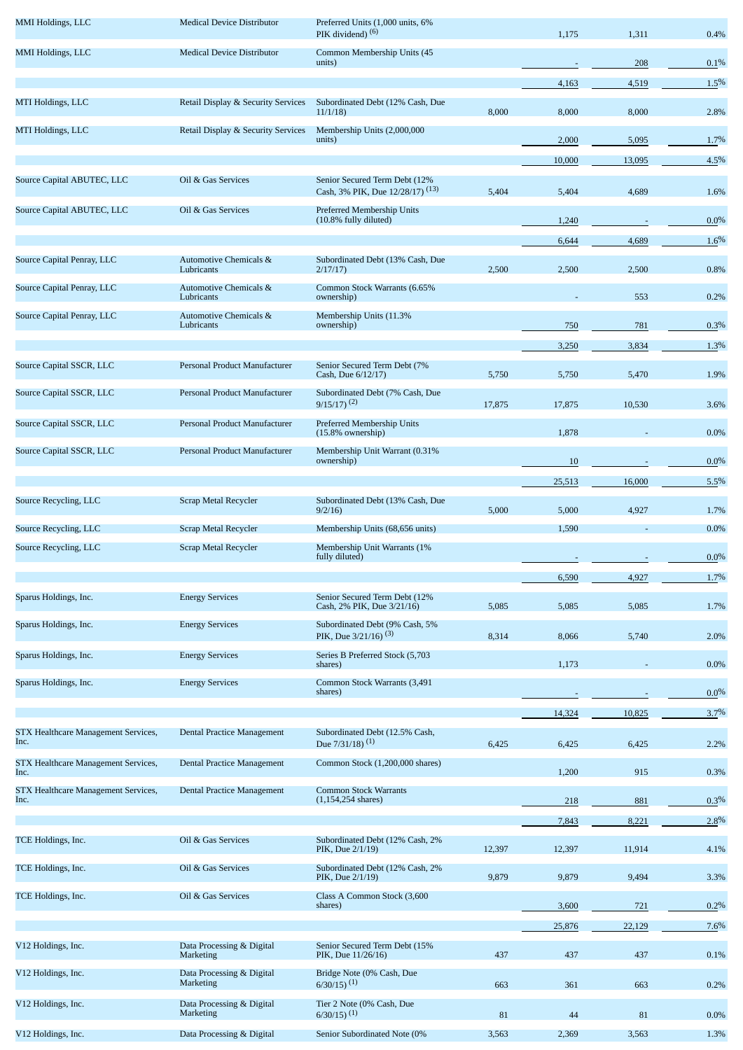| | | | | | | |
|---|---|---|---|---|---|---|
| MMI Holdings, LLC | Medical Device Distributor | Preferred Units (1,000 units, 6% PIK dividend) (6) | | 1,175 | 1,311 | 0.4% |
| MMI Holdings, LLC | Medical Device Distributor | Common Membership Units (45 units) | | - | 208 | 0.1% |
| | | | | 4,163 | 4,519 | 1.5% |
| MTI Holdings, LLC | Retail Display & Security Services | Subordinated Debt (12% Cash, Due 11/1/18) | 8,000 | 8,000 | 8,000 | 2.8% |
| MTI Holdings, LLC | Retail Display & Security Services | Membership Units (2,000,000 units) | | 2,000 | 5,095 | 1.7% |
| | | | | 10,000 | 13,095 | 4.5% |
| Source Capital ABUTEC, LLC | Oil & Gas Services | Senior Secured Term Debt (12% Cash, 3% PIK, Due 12/28/17) (13) | 5,404 | 5,404 | 4,689 | 1.6% |
| Source Capital ABUTEC, LLC | Oil & Gas Services | Preferred Membership Units (10.8% fully diluted) | | 1,240 | - | 0.0% |
| | | | | 6,644 | 4,689 | 1.6% |
| Source Capital Penray, LLC | Automotive Chemicals & Lubricants | Subordinated Debt (13% Cash, Due 2/17/17) | 2,500 | 2,500 | 2,500 | 0.8% |
| Source Capital Penray, LLC | Automotive Chemicals & Lubricants | Common Stock Warrants (6.65% ownership) | | - | 553 | 0.2% |
| Source Capital Penray, LLC | Automotive Chemicals & Lubricants | Membership Units (11.3% ownership) | | 750 | 781 | 0.3% |
| | | | | 3,250 | 3,834 | 1.3% |
| Source Capital SSCR, LLC | Personal Product Manufacturer | Senior Secured Term Debt (7% Cash, Due 6/12/17) | 5,750 | 5,750 | 5,470 | 1.9% |
| Source Capital SSCR, LLC | Personal Product Manufacturer | Subordinated Debt (7% Cash, Due 9/15/17) (2) | 17,875 | 17,875 | 10,530 | 3.6% |
| Source Capital SSCR, LLC | Personal Product Manufacturer | Preferred Membership Units (15.8% ownership) | | 1,878 | - | 0.0% |
| Source Capital SSCR, LLC | Personal Product Manufacturer | Membership Unit Warrant (0.31% ownership) | | 10 | - | 0.0% |
| | | | | 25,513 | 16,000 | 5.5% |
| Source Recycling, LLC | Scrap Metal Recycler | Subordinated Debt (13% Cash, Due 9/2/16) | 5,000 | 5,000 | 4,927 | 1.7% |
| Source Recycling, LLC | Scrap Metal Recycler | Membership Units (68,656 units) | | 1,590 | - | 0.0% |
| Source Recycling, LLC | Scrap Metal Recycler | Membership Unit Warrants (1% fully diluted) | | - | - | 0.0% |
| | | | | 6,590 | 4,927 | 1.7% |
| Sparus Holdings, Inc. | Energy Services | Senior Secured Term Debt (12% Cash, 2% PIK, Due 3/21/16) | 5,085 | 5,085 | 5,085 | 1.7% |
| Sparus Holdings, Inc. | Energy Services | Subordinated Debt (9% Cash, 5% PIK, Due 3/21/16) (3) | 8,314 | 8,066 | 5,740 | 2.0% |
| Sparus Holdings, Inc. | Energy Services | Series B Preferred Stock (5,703 shares) | | 1,173 | - | 0.0% |
| Sparus Holdings, Inc. | Energy Services | Common Stock Warrants (3,491 shares) | | - | - | 0.0% |
| | | | | 14,324 | 10,825 | 3.7% |
| STX Healthcare Management Services, Inc. | Dental Practice Management | Subordinated Debt (12.5% Cash, Due 7/31/18) (1) | 6,425 | 6,425 | 6,425 | 2.2% |
| STX Healthcare Management Services, Inc. | Dental Practice Management | Common Stock (1,200,000 shares) | | 1,200 | 915 | 0.3% |
| STX Healthcare Management Services, Inc. | Dental Practice Management | Common Stock Warrants (1,154,254 shares) | | 218 | 881 | 0.3% |
| | | | | 7,843 | 8,221 | 2.8% |
| TCE Holdings, Inc. | Oil & Gas Services | Subordinated Debt (12% Cash, 2% PIK, Due 2/1/19) | 12,397 | 12,397 | 11,914 | 4.1% |
| TCE Holdings, Inc. | Oil & Gas Services | Subordinated Debt (12% Cash, 2% PIK, Due 2/1/19) | 9,879 | 9,879 | 9,494 | 3.3% |
| TCE Holdings, Inc. | Oil & Gas Services | Class A Common Stock (3,600 shares) | | 3,600 | 721 | 0.2% |
| | | | | 25,876 | 22,129 | 7.6% |
| V12 Holdings, Inc. | Data Processing & Digital Marketing | Senior Secured Term Debt (15% PIK, Due 11/26/16) | 437 | 437 | 437 | 0.1% |
| V12 Holdings, Inc. | Data Processing & Digital Marketing | Bridge Note (0% Cash, Due 6/30/15) (1) | 663 | 361 | 663 | 0.2% |
| V12 Holdings, Inc. | Data Processing & Digital Marketing | Tier 2 Note (0% Cash, Due 6/30/15) (1) | 81 | 44 | 81 | 0.0% |
| V12 Holdings, Inc. | Data Processing & Digital | Senior Subordinated Note (0% | 3,563 | 2,369 | 3,563 | 1.3% |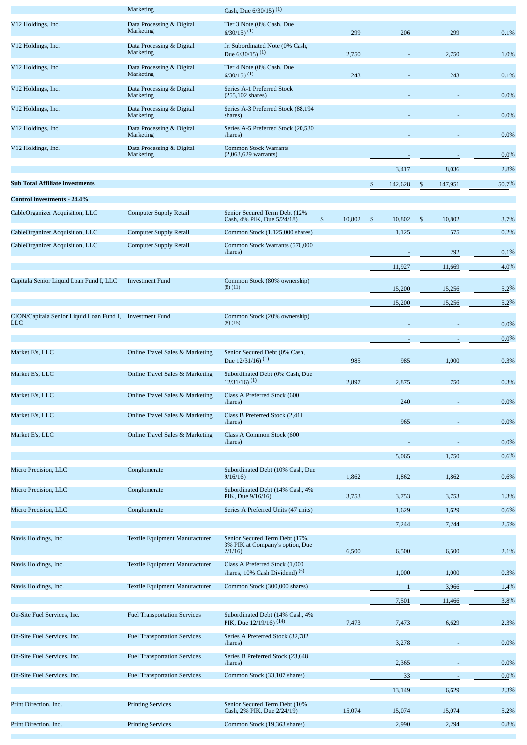| Company | Industry | Type of Investment | Principal Amount | Cost | Fair Value | % of Net Assets |
|---|---|---|---|---|---|---|
| | Marketing | Cash, Due 6/30/15) (1) | | | | |
| V12 Holdings, Inc. | Data Processing & Digital Marketing | Tier 3 Note (0% Cash, Due 6/30/15) (1) | 299 | 206 | 299 | 0.1% |
| V12 Holdings, Inc. | Data Processing & Digital Marketing | Jr. Subordinated Note (0% Cash, Due 6/30/15) (1) | 2,750 | - | 2,750 | 1.0% |
| V12 Holdings, Inc. | Data Processing & Digital Marketing | Tier 4 Note (0% Cash, Due 6/30/15) (1) | 243 | - | 243 | 0.1% |
| V12 Holdings, Inc. | Data Processing & Digital Marketing | Series A-1 Preferred Stock (255,102 shares) | | - | - | 0.0% |
| V12 Holdings, Inc. | Data Processing & Digital Marketing | Series A-3 Preferred Stock (88,194 shares) | | - | - | 0.0% |
| V12 Holdings, Inc. | Data Processing & Digital Marketing | Series A-5 Preferred Stock (20,530 shares) | | - | - | 0.0% |
| V12 Holdings, Inc. | Data Processing & Digital Marketing | Common Stock Warrants (2,063,629 warrants) | | - | - | 0.0% |
| | | | | 3,417 | 8,036 | 2.8% |
| **Sub Total Affiliate investments** | | | | $ 142,628 | $ 147,951 | 50.7% |
| **Control investments - 24.4%** | | | | | | |
| CableOrganizer Acquisition, LLC | Computer Supply Retail | Senior Secured Term Debt (12% Cash, 4% PIK, Due 5/24/18) | $ 10,802 | $ 10,802 | $ 10,802 | 3.7% |
| CableOrganizer Acquisition, LLC | Computer Supply Retail | Common Stock (1,125,000 shares) | | 1,125 | 575 | 0.2% |
| CableOrganizer Acquisition, LLC | Computer Supply Retail | Common Stock Warrants (570,000 shares) | | - | 292 | 0.1% |
| | | | | 11,927 | 11,669 | 4.0% |
| Capitala Senior Liquid Loan Fund I, LLC | Investment Fund | Common Stock (80% ownership) (8) (11) | | 15,200 | 15,256 | 5.2% |
| | | | | 15,200 | 15,256 | 5.2% |
| CION/Capitala Senior Liquid Loan Fund I, LLC | Investment Fund | Common Stock (20% ownership) (8) (15) | | - | - | 0.0% |
| | | | | - | - | 0.0% |
| Market E's, LLC | Online Travel Sales & Marketing | Senior Secured Debt (0% Cash, Due 12/31/16) (1) | 985 | 985 | 1,000 | 0.3% |
| Market E's, LLC | Online Travel Sales & Marketing | Subordinated Debt (0% Cash, Due 12/31/16) (1) | 2,897 | 2,875 | 750 | 0.3% |
| Market E's, LLC | Online Travel Sales & Marketing | Class A Preferred Stock (600 shares) | | 240 | - | 0.0% |
| Market E's, LLC | Online Travel Sales & Marketing | Class B Preferred Stock (2,411 shares) | | 965 | - | 0.0% |
| Market E's, LLC | Online Travel Sales & Marketing | Class A Common Stock (600 shares) | | - | - | 0.0% |
| | | | | 5,065 | 1,750 | 0.6% |
| Micro Precision, LLC | Conglomerate | Subordinated Debt (10% Cash, Due 9/16/16) | 1,862 | 1,862 | 1,862 | 0.6% |
| Micro Precision, LLC | Conglomerate | Subordinated Debt (14% Cash, 4% PIK, Due 9/16/16) | 3,753 | 3,753 | 3,753 | 1.3% |
| Micro Precision, LLC | Conglomerate | Series A Preferred Units (47 units) | | 1,629 | 1,629 | 0.6% |
| | | | | 7,244 | 7,244 | 2.5% |
| Navis Holdings, Inc. | Textile Equipment Manufacturer | Senior Secured Term Debt (17%, 3% PIK at Company's option, Due 2/1/16) | 6,500 | 6,500 | 6,500 | 2.1% |
| Navis Holdings, Inc. | Textile Equipment Manufacturer | Class A Preferred Stock (1,000 shares, 10% Cash Dividend) (6) | | 1,000 | 1,000 | 0.3% |
| Navis Holdings, Inc. | Textile Equipment Manufacturer | Common Stock (300,000 shares) | | 1 | 3,966 | 1.4% |
| | | | | 7,501 | 11,466 | 3.8% |
| On-Site Fuel Services, Inc. | Fuel Transportation Services | Subordinated Debt (14% Cash, 4% PIK, Due 12/19/16) (14) | 7,473 | 7,473 | 6,629 | 2.3% |
| On-Site Fuel Services, Inc. | Fuel Transportation Services | Series A Preferred Stock (32,782 shares) | | 3,278 | - | 0.0% |
| On-Site Fuel Services, Inc. | Fuel Transportation Services | Series B Preferred Stock (23,648 shares) | | 2,365 | - | 0.0% |
| On-Site Fuel Services, Inc. | Fuel Transportation Services | Common Stock (33,107 shares) | | 33 | - | 0.0% |
| | | | | 13,149 | 6,629 | 2.3% |
| Print Direction, Inc. | Printing Services | Senior Secured Term Debt (10% Cash, 2% PIK, Due 2/24/19) | 15,074 | 15,074 | 15,074 | 5.2% |
| Print Direction, Inc. | Printing Services | Common Stock (19,363 shares) | | 2,990 | 2,294 | 0.8% |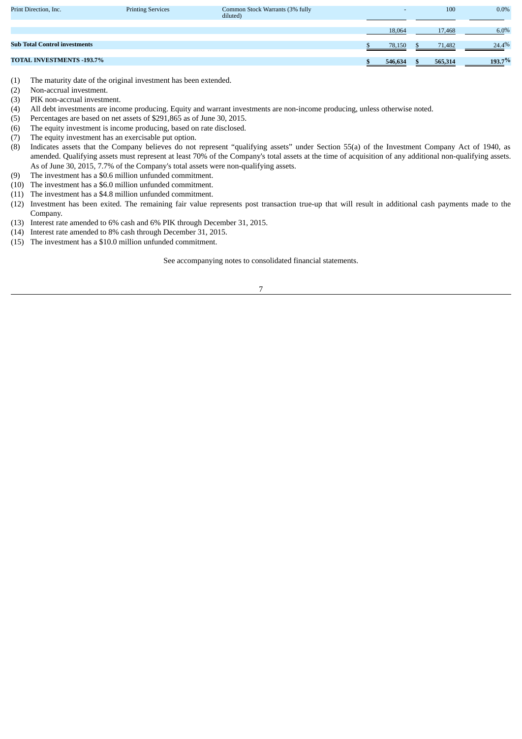| | | | | | |
|---|---|---|---|---|---|
| Print Direction, Inc. | Printing Services | Common Stock Warrants (3% fully diluted) | - | 100 | 0.0% |
| | | | 18,064 | 17,468 | 6.0% |
| **Sub Total Control investments** | | | $ 78,150 | $ 71,482 | 24.4% |
| **TOTAL INVESTMENTS -193.7%** | | | **$ 546,634** | **$ 565,314** | **193.7%** |

(1) The maturity date of the original investment has been extended.
(2) Non-accrual investment.
(3) PIK non-accrual investment.
(4) All debt investments are income producing. Equity and warrant investments are non-income producing, unless otherwise noted.
(5) Percentages are based on net assets of $291,865 as of June 30, 2015.
(6) The equity investment is income producing, based on rate disclosed.
(7) The equity investment has an exercisable put option.
(8) Indicates assets that the Company believes do not represent "qualifying assets" under Section 55(a) of the Investment Company Act of 1940, as amended. Qualifying assets must represent at least 70% of the Company's total assets at the time of acquisition of any additional non-qualifying assets. As of June 30, 2015, 7.7% of the Company's total assets were non-qualifying assets.
(9) The investment has a $0.6 million unfunded commitment.
(10) The investment has a $6.0 million unfunded commitment.
(11) The investment has a $4.8 million unfunded commitment.
(12) Investment has been exited. The remaining fair value represents post transaction true-up that will result in additional cash payments made to the Company.
(13) Interest rate amended to 6% cash and 6% PIK through December 31, 2015.
(14) Interest rate amended to 8% cash through December 31, 2015.
(15) The investment has a $10.0 million unfunded commitment.

See accompanying notes to consolidated financial statements.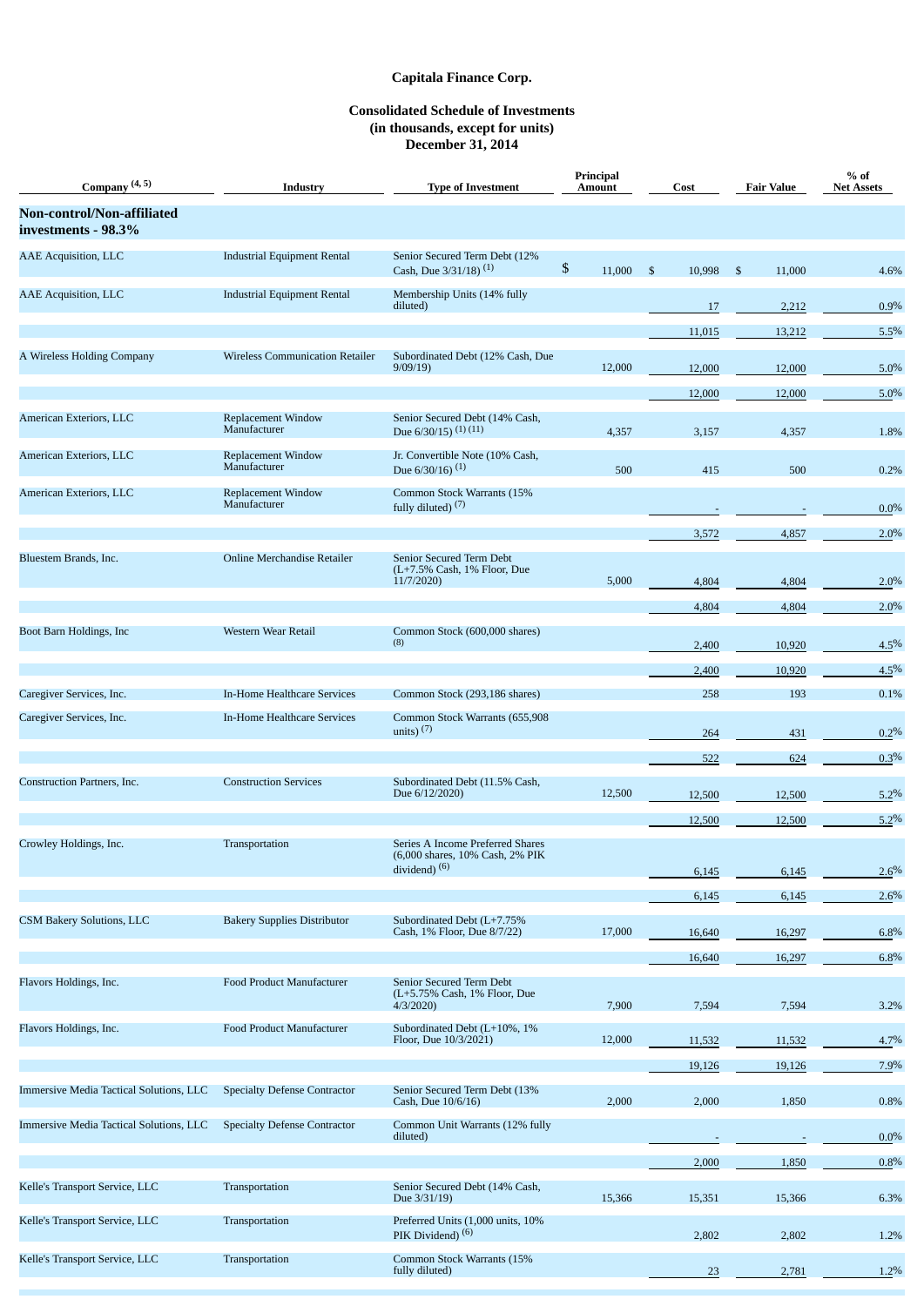**Capitala Finance Corp.**

**Consolidated Schedule of Investments**
**(in thousands, except for units)**
**December 31, 2014**

| Company [4, 5] | Industry | Type of Investment | Principal Amount | Cost | Fair Value | % of Net Assets |
|---|---|---|---|---|---|---|
| **Non-control/Non-affiliated investments - 98.3%** | | | | | | |
| AAE Acquisition, LLC | Industrial Equipment Rental | Senior Secured Term Debt (12% Cash, Due 3/31/18) [1] | $ 11,000 | $ 10,998 | $ 11,000 | 4.6% |
| AAE Acquisition, LLC | Industrial Equipment Rental | Membership Units (14% fully diluted) | | 17 | 2,212 | 0.9% |
| | | | | 11,015 | 13,212 | 5.5% |
| A Wireless Holding Company | Wireless Communication Retailer | Subordinated Debt (12% Cash, Due 9/09/19) | 12,000 | 12,000 | 12,000 | 5.0% |
| | | | | 12,000 | 12,000 | 5.0% |
| American Exteriors, LLC | Replacement Window Manufacturer | Senior Secured Debt (14% Cash, Due 6/30/15) [1] [11] | 4,357 | 3,157 | 4,357 | 1.8% |
| American Exteriors, LLC | Replacement Window Manufacturer | Jr. Convertible Note (10% Cash, Due 6/30/16) [1] | 500 | 415 | 500 | 0.2% |
| American Exteriors, LLC | Replacement Window Manufacturer | Common Stock Warrants (15% fully diluted) [7] | | - | - | 0.0% |
| | | | | 3,572 | 4,857 | 2.0% |
| Bluestem Brands, Inc. | Online Merchandise Retailer | Senior Secured Term Debt (L+7.5% Cash, 1% Floor, Due 11/7/2020) | 5,000 | 4,804 | 4,804 | 2.0% |
| | | | | 4,804 | 4,804 | 2.0% |
| Boot Barn Holdings, Inc | Western Wear Retail | Common Stock (600,000 shares) [8] | | 2,400 | 10,920 | 4.5% |
| | | | | 2,400 | 10,920 | 4.5% |
| Caregiver Services, Inc. | In-Home Healthcare Services | Common Stock (293,186 shares) | | 258 | 193 | 0.1% |
| Caregiver Services, Inc. | In-Home Healthcare Services | Common Stock Warrants (655,908 units) [7] | | 264 | 431 | 0.2% |
| | | | | 522 | 624 | 0.3% |
| Construction Partners, Inc. | Construction Services | Subordinated Debt (11.5% Cash, Due 6/12/2020) | 12,500 | 12,500 | 12,500 | 5.2% |
| | | | | 12,500 | 12,500 | 5.2% |
| Crowley Holdings, Inc. | Transportation | Series A Income Preferred Shares (6,000 shares, 10% Cash, 2% PIK dividend) [6] | | 6,145 | 6,145 | 2.6% |
| | | | | 6,145 | 6,145 | 2.6% |
| CSM Bakery Solutions, LLC | Bakery Supplies Distributor | Subordinated Debt (L+7.75% Cash, 1% Floor, Due 8/7/22) | 17,000 | 16,640 | 16,297 | 6.8% |
| | | | | 16,640 | 16,297 | 6.8% |
| Flavors Holdings, Inc. | Food Product Manufacturer | Senior Secured Term Debt (L+5.75% Cash, 1% Floor, Due 4/3/2020) | 7,900 | 7,594 | 7,594 | 3.2% |
| Flavors Holdings, Inc. | Food Product Manufacturer | Subordinated Debt (L+10%, 1% Floor, Due 10/3/2021) | 12,000 | 11,532 | 11,532 | 4.7% |
| | | | | 19,126 | 19,126 | 7.9% |
| Immersive Media Tactical Solutions, LLC | Specialty Defense Contractor | Senior Secured Term Debt (13% Cash, Due 10/6/16) | 2,000 | 2,000 | 1,850 | 0.8% |
| Immersive Media Tactical Solutions, LLC | Specialty Defense Contractor | Common Unit Warrants (12% fully diluted) | | - | - | 0.0% |
| | | | | 2,000 | 1,850 | 0.8% |
| Kelle's Transport Service, LLC | Transportation | Senior Secured Debt (14% Cash, Due 3/31/19) | 15,366 | 15,351 | 15,366 | 6.3% |
| Kelle's Transport Service, LLC | Transportation | Preferred Units (1,000 units, 10% PIK Dividend) [6] | | 2,802 | 2,802 | 1.2% |
| Kelle's Transport Service, LLC | Transportation | Common Stock Warrants (15% fully diluted) | | 23 | 2,781 | 1.2% |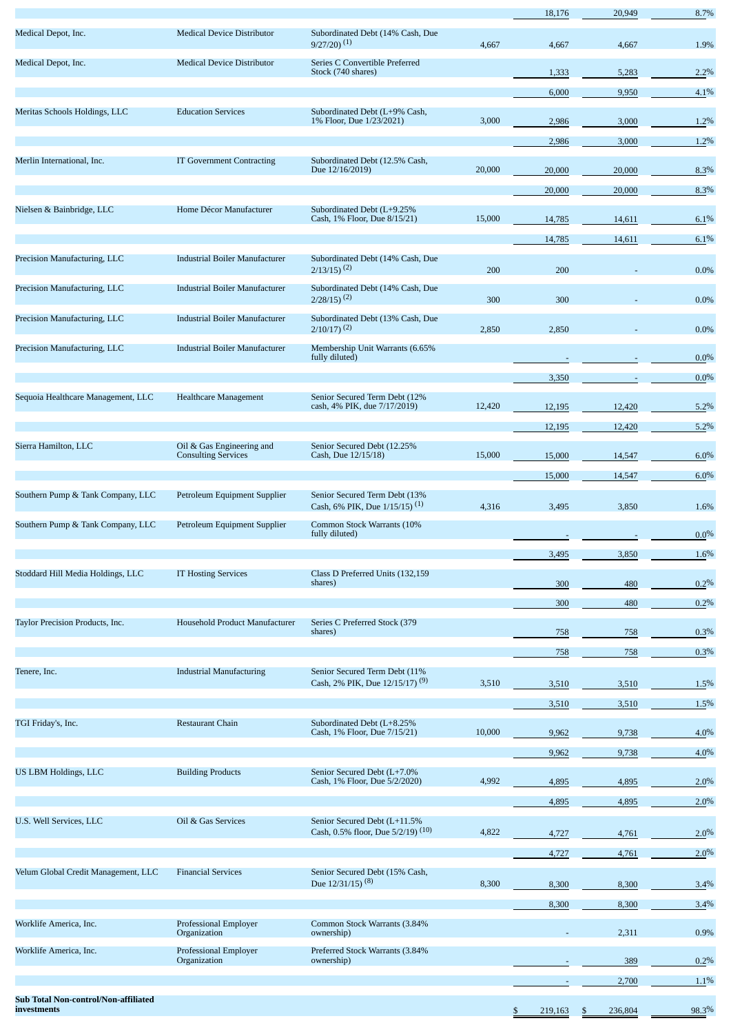| | | | | | | |
|---|---|---|---|---|---|---|
| | | | | 18,176 | 20,949 | 8.7% |
| Medical Depot, Inc. | Medical Device Distributor | Subordinated Debt (14% Cash, Due 9/27/20) [1] | 4,667 | 4,667 | 4,667 | 1.9% |
| Medical Depot, Inc. | Medical Device Distributor | Series C Convertible Preferred Stock (740 shares) | | 1,333 | 5,283 | 2.2% |
| | | | | 6,000 | 9,950 | 4.1% |
| Meritas Schools Holdings, LLC | Education Services | Subordinated Debt (L+9% Cash, 1% Floor, Due 1/23/2021) | 3,000 | 2,986 | 3,000 | 1.2% |
| | | | | 2,986 | 3,000 | 1.2% |
| Merlin International, Inc. | IT Government Contracting | Subordinated Debt (12.5% Cash, Due 12/16/2019) | 20,000 | 20,000 | 20,000 | 8.3% |
| | | | | 20,000 | 20,000 | 8.3% |
| Nielsen & Bainbridge, LLC | Home Décor Manufacturer | Subordinated Debt (L+9.25% Cash, 1% Floor, Due 8/15/21) | 15,000 | 14,785 | 14,611 | 6.1% |
| | | | | 14,785 | 14,611 | 6.1% |
| Precision Manufacturing, LLC | Industrial Boiler Manufacturer | Subordinated Debt (14% Cash, Due 2/13/15) [2] | 200 | 200 | - | 0.0% |
| Precision Manufacturing, LLC | Industrial Boiler Manufacturer | Subordinated Debt (14% Cash, Due 2/28/15) [2] | 300 | 300 | - | 0.0% |
| Precision Manufacturing, LLC | Industrial Boiler Manufacturer | Subordinated Debt (13% Cash, Due 2/10/17) [2] | 2,850 | 2,850 | - | 0.0% |
| Precision Manufacturing, LLC | Industrial Boiler Manufacturer | Membership Unit Warrants (6.65% fully diluted) | | - | - | 0.0% |
| | | | | 3,350 | - | 0.0% |
| Sequoia Healthcare Management, LLC | Healthcare Management | Senior Secured Term Debt (12% cash, 4% PIK, due 7/17/2019) | 12,420 | 12,195 | 12,420 | 5.2% |
| | | | | 12,195 | 12,420 | 5.2% |
| Sierra Hamilton, LLC | Oil & Gas Engineering and Consulting Services | Senior Secured Debt (12.25% Cash, Due 12/15/18) | 15,000 | 15,000 | 14,547 | 6.0% |
| | | | | 15,000 | 14,547 | 6.0% |
| Southern Pump & Tank Company, LLC | Petroleum Equipment Supplier | Senior Secured Term Debt (13% Cash, 6% PIK, Due 1/15/15) [1] | 4,316 | 3,495 | 3,850 | 1.6% |
| Southern Pump & Tank Company, LLC | Petroleum Equipment Supplier | Common Stock Warrants (10% fully diluted) | | - | - | 0.0% |
| | | | | 3,495 | 3,850 | 1.6% |
| Stoddard Hill Media Holdings, LLC | IT Hosting Services | Class D Preferred Units (132,159 shares) | | 300 | 480 | 0.2% |
| | | | | 300 | 480 | 0.2% |
| Taylor Precision Products, Inc. | Household Product Manufacturer | Series C Preferred Stock (379 shares) | | 758 | 758 | 0.3% |
| | | | | 758 | 758 | 0.3% |
| Tenere, Inc. | Industrial Manufacturing | Senior Secured Term Debt (11% Cash, 2% PIK, Due 12/15/17) [9] | 3,510 | 3,510 | 3,510 | 1.5% |
| | | | | 3,510 | 3,510 | 1.5% |
| TGI Friday's, Inc. | Restaurant Chain | Subordinated Debt (L+8.25% Cash, 1% Floor, Due 7/15/21) | 10,000 | 9,962 | 9,738 | 4.0% |
| | | | | 9,962 | 9,738 | 4.0% |
| US LBM Holdings, LLC | Building Products | Senior Secured Debt (L+7.0% Cash, 1% Floor, Due 5/2/2020) | 4,992 | 4,895 | 4,895 | 2.0% |
| | | | | 4,895 | 4,895 | 2.0% |
| U.S. Well Services, LLC | Oil & Gas Services | Senior Secured Debt (L+11.5% Cash, 0.5% floor, Due 5/2/19) [10] | 4,822 | 4,727 | 4,761 | 2.0% |
| | | | | 4,727 | 4,761 | 2.0% |
| Velum Global Credit Management, LLC | Financial Services | Senior Secured Debt (15% Cash, Due 12/31/15) [8] | 8,300 | 8,300 | 8,300 | 3.4% |
| | | | | 8,300 | 8,300 | 3.4% |
| Worklife America, Inc. | Professional Employer Organization | Common Stock Warrants (3.84% ownership) | | - | 2,311 | 0.9% |
| Worklife America, Inc. | Professional Employer Organization | Preferred Stock Warrants (3.84% ownership) | | - | 389 | 0.2% |
| | | | | - | 2,700 | 1.1% |
| **Sub Total Non-control/Non-affiliated investments** | | | | $ 219,163 | $ 236,804 | 98.3% |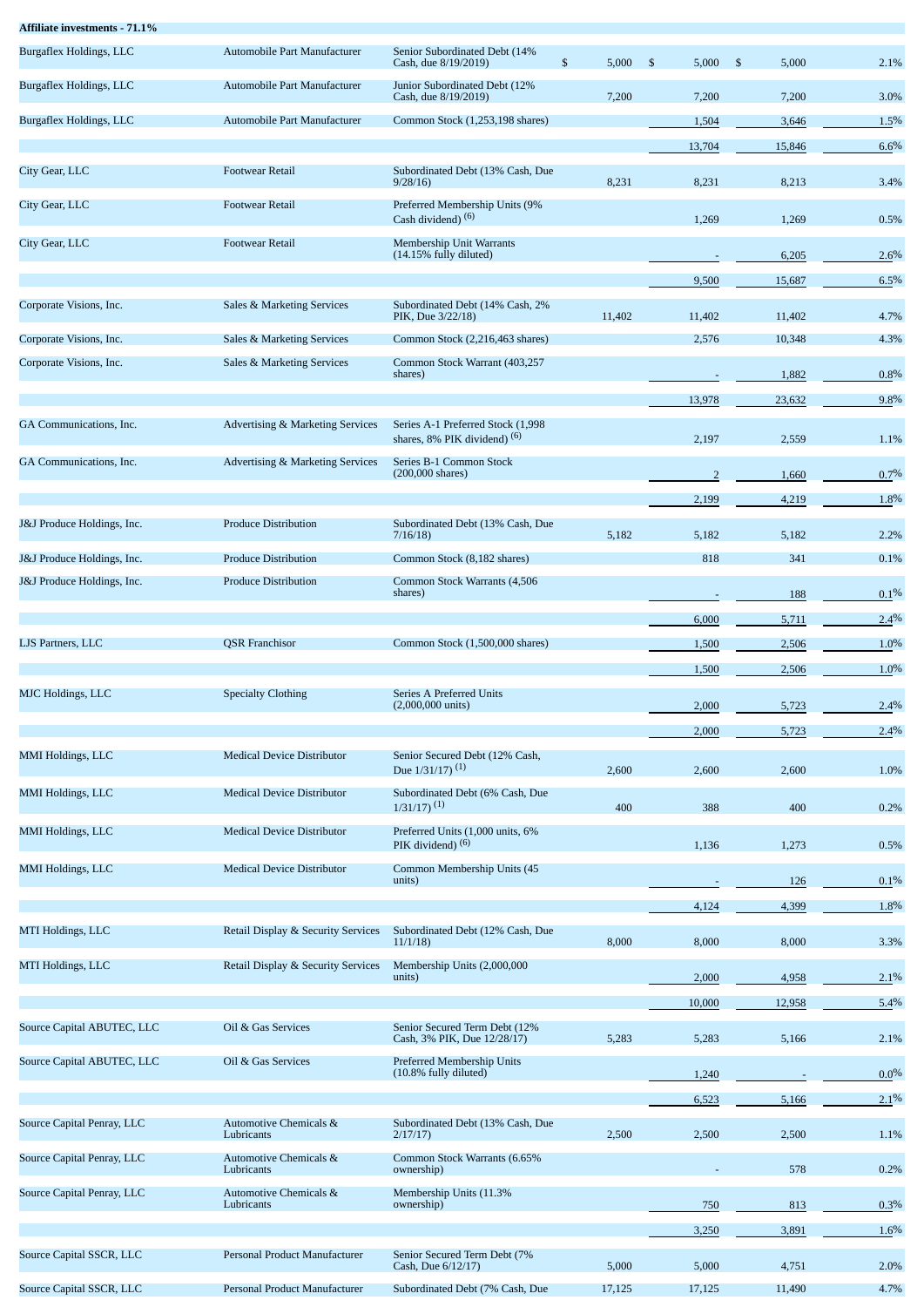| Affiliate investments - 71.1% | | | | | | |
|---|---|---|---|---|---|---|
| Burgaflex Holdings, LLC | Automobile Part Manufacturer | Senior Subordinated Debt (14% Cash, due 8/19/2019) | $ 5,000 | $ 5,000 | $ 5,000 | 2.1% |
| Burgaflex Holdings, LLC | Automobile Part Manufacturer | Junior Subordinated Debt (12% Cash, due 8/19/2019) | 7,200 | 7,200 | 7,200 | 3.0% |
| Burgaflex Holdings, LLC | Automobile Part Manufacturer | Common Stock (1,253,198 shares) | | 1,504 | 3,646 | 1.5% |
| | | | | 13,704 | 15,846 | 6.6% |
| City Gear, LLC | Footwear Retail | Subordinated Debt (13% Cash, Due 9/28/16) | 8,231 | 8,231 | 8,213 | 3.4% |
| City Gear, LLC | Footwear Retail | Preferred Membership Units (9% Cash dividend) (6) | | 1,269 | 1,269 | 0.5% |
| City Gear, LLC | Footwear Retail | Membership Unit Warrants (14.15% fully diluted) | | - | 6,205 | 2.6% |
| | | | | 9,500 | 15,687 | 6.5% |
| Corporate Visions, Inc. | Sales & Marketing Services | Subordinated Debt (14% Cash, 2% PIK, Due 3/22/18) | 11,402 | 11,402 | 11,402 | 4.7% |
| Corporate Visions, Inc. | Sales & Marketing Services | Common Stock (2,216,463 shares) | | 2,576 | 10,348 | 4.3% |
| Corporate Visions, Inc. | Sales & Marketing Services | Common Stock Warrant (403,257 shares) | | - | 1,882 | 0.8% |
| | | | | 13,978 | 23,632 | 9.8% |
| GA Communications, Inc. | Advertising & Marketing Services | Series A-1 Preferred Stock (1,998 shares, 8% PIK dividend) (6) | | 2,197 | 2,559 | 1.1% |
| GA Communications, Inc. | Advertising & Marketing Services | Series B-1 Common Stock (200,000 shares) | | 2 | 1,660 | 0.7% |
| | | | | 2,199 | 4,219 | 1.8% |
| J&J Produce Holdings, Inc. | Produce Distribution | Subordinated Debt (13% Cash, Due 7/16/18) | 5,182 | 5,182 | 5,182 | 2.2% |
| J&J Produce Holdings, Inc. | Produce Distribution | Common Stock (8,182 shares) | | 818 | 341 | 0.1% |
| J&J Produce Holdings, Inc. | Produce Distribution | Common Stock Warrants (4,506 shares) | | - | 188 | 0.1% |
| | | | | 6,000 | 5,711 | 2.4% |
| LJS Partners, LLC | QSR Franchisor | Common Stock (1,500,000 shares) | | 1,500 | 2,506 | 1.0% |
| | | | | 1,500 | 2,506 | 1.0% |
| MJC Holdings, LLC | Specialty Clothing | Series A Preferred Units (2,000,000 units) | | 2,000 | 5,723 | 2.4% |
| | | | | 2,000 | 5,723 | 2.4% |
| MMI Holdings, LLC | Medical Device Distributor | Senior Secured Debt (12% Cash, Due 1/31/17) (1) | 2,600 | 2,600 | 2,600 | 1.0% |
| MMI Holdings, LLC | Medical Device Distributor | Subordinated Debt (6% Cash, Due 1/31/17) (1) | 400 | 388 | 400 | 0.2% |
| MMI Holdings, LLC | Medical Device Distributor | Preferred Units (1,000 units, 6% PIK dividend) (6) | | 1,136 | 1,273 | 0.5% |
| MMI Holdings, LLC | Medical Device Distributor | Common Membership Units (45 units) | | - | 126 | 0.1% |
| | | | | 4,124 | 4,399 | 1.8% |
| MTI Holdings, LLC | Retail Display & Security Services | Subordinated Debt (12% Cash, Due 11/1/18) | 8,000 | 8,000 | 8,000 | 3.3% |
| MTI Holdings, LLC | Retail Display & Security Services | Membership Units (2,000,000 units) | | 2,000 | 4,958 | 2.1% |
| | | | | 10,000 | 12,958 | 5.4% |
| Source Capital ABUTEC, LLC | Oil & Gas Services | Senior Secured Term Debt (12% Cash, 3% PIK, Due 12/28/17) | 5,283 | 5,283 | 5,166 | 2.1% |
| Source Capital ABUTEC, LLC | Oil & Gas Services | Preferred Membership Units (10.8% fully diluted) | | 1,240 | - | 0.0% |
| | | | | 6,523 | 5,166 | 2.1% |
| Source Capital Penray, LLC | Automotive Chemicals & Lubricants | Subordinated Debt (13% Cash, Due 2/17/17) | 2,500 | 2,500 | 2,500 | 1.1% |
| Source Capital Penray, LLC | Automotive Chemicals & Lubricants | Common Stock Warrants (6.65% ownership) | | - | 578 | 0.2% |
| Source Capital Penray, LLC | Automotive Chemicals & Lubricants | Membership Units (11.3% ownership) | | 750 | 813 | 0.3% |
| | | | | 3,250 | 3,891 | 1.6% |
| Source Capital SSCR, LLC | Personal Product Manufacturer | Senior Secured Term Debt (7% Cash, Due 6/12/17) | 5,000 | 5,000 | 4,751 | 2.0% |
| Source Capital SSCR, LLC | Personal Product Manufacturer | Subordinated Debt (7% Cash, Due | 17,125 | 17,125 | 11,490 | 4.7% |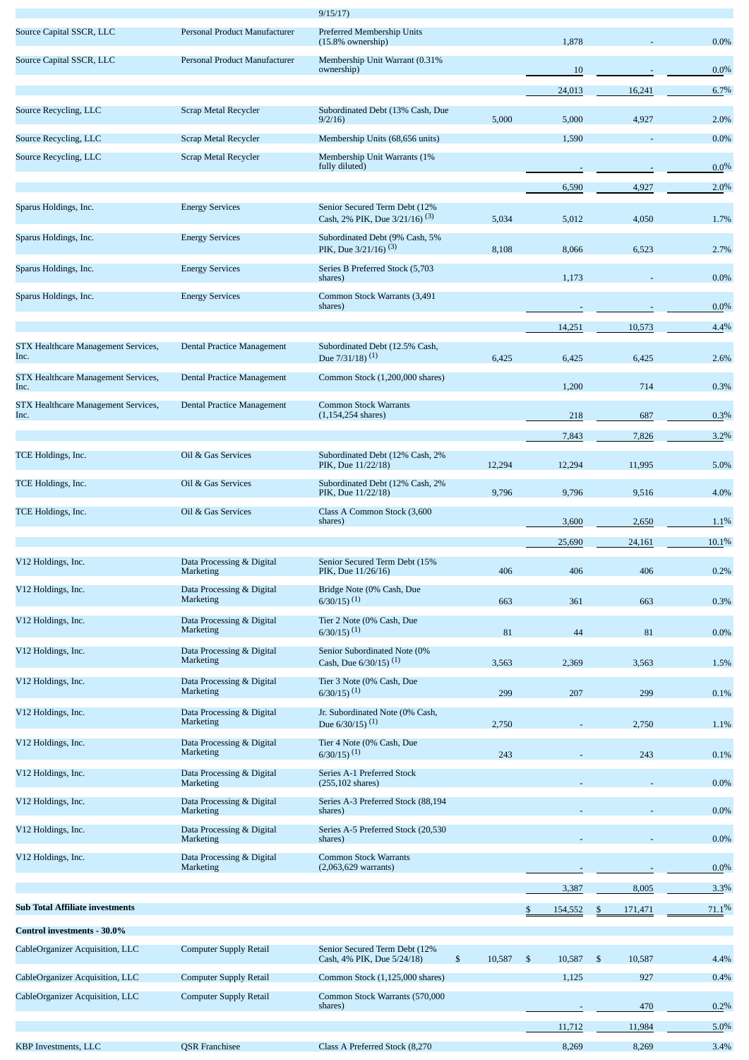| | | 9/15/17) | | | | |
|---|---|---|---|---|---|---|
| Source Capital SSCR, LLC | Personal Product Manufacturer | Preferred Membership Units (15.8% ownership) | | 1,878 | - | 0.0% |
| Source Capital SSCR, LLC | Personal Product Manufacturer | Membership Unit Warrant (0.31% ownership) | | 10 | - | 0.0% |
| | | | | 24,013 | 16,241 | 6.7% |
| Source Recycling, LLC | Scrap Metal Recycler | Subordinated Debt (13% Cash, Due 9/2/16) | 5,000 | 5,000 | 4,927 | 2.0% |
| Source Recycling, LLC | Scrap Metal Recycler | Membership Units (68,656 units) | | 1,590 | - | 0.0% |
| Source Recycling, LLC | Scrap Metal Recycler | Membership Unit Warrants (1% fully diluted) | | - | - | 0.0% |
| | | | | 6,590 | 4,927 | 2.0% |
| Sparus Holdings, Inc. | Energy Services | Senior Secured Term Debt (12% Cash, 2% PIK, Due 3/21/16) (3) | 5,034 | 5,012 | 4,050 | 1.7% |
| Sparus Holdings, Inc. | Energy Services | Subordinated Debt (9% Cash, 5% PIK, Due 3/21/16) (3) | 8,108 | 8,066 | 6,523 | 2.7% |
| Sparus Holdings, Inc. | Energy Services | Series B Preferred Stock (5,703 shares) | | 1,173 | - | 0.0% |
| Sparus Holdings, Inc. | Energy Services | Common Stock Warrants (3,491 shares) | | - | - | 0.0% |
| | | | | 14,251 | 10,573 | 4.4% |
| STX Healthcare Management Services, Inc. | Dental Practice Management | Subordinated Debt (12.5% Cash, Due 7/31/18) (1) | 6,425 | 6,425 | 6,425 | 2.6% |
| STX Healthcare Management Services, Inc. | Dental Practice Management | Common Stock (1,200,000 shares) | | 1,200 | 714 | 0.3% |
| STX Healthcare Management Services, Inc. | Dental Practice Management | Common Stock Warrants (1,154,254 shares) | | 218 | 687 | 0.3% |
| | | | | 7,843 | 7,826 | 3.2% |
| TCE Holdings, Inc. | Oil & Gas Services | Subordinated Debt (12% Cash, 2% PIK, Due 11/22/18) | 12,294 | 12,294 | 11,995 | 5.0% |
| TCE Holdings, Inc. | Oil & Gas Services | Subordinated Debt (12% Cash, 2% PIK, Due 11/22/18) | 9,796 | 9,796 | 9,516 | 4.0% |
| TCE Holdings, Inc. | Oil & Gas Services | Class A Common Stock (3,600 shares) | | 3,600 | 2,650 | 1.1% |
| | | | | 25,690 | 24,161 | 10.1% |
| V12 Holdings, Inc. | Data Processing & Digital Marketing | Senior Secured Term Debt (15% PIK, Due 11/26/16) | 406 | 406 | 406 | 0.2% |
| V12 Holdings, Inc. | Data Processing & Digital Marketing | Bridge Note (0% Cash, Due 6/30/15) (1) | 663 | 361 | 663 | 0.3% |
| V12 Holdings, Inc. | Data Processing & Digital Marketing | Tier 2 Note (0% Cash, Due 6/30/15) (1) | 81 | 44 | 81 | 0.0% |
| V12 Holdings, Inc. | Data Processing & Digital Marketing | Senior Subordinated Note (0% Cash, Due 6/30/15) (1) | 3,563 | 2,369 | 3,563 | 1.5% |
| V12 Holdings, Inc. | Data Processing & Digital Marketing | Tier 3 Note (0% Cash, Due 6/30/15) (1) | 299 | 207 | 299 | 0.1% |
| V12 Holdings, Inc. | Data Processing & Digital Marketing | Jr. Subordinated Note (0% Cash, Due 6/30/15) (1) | 2,750 | - | 2,750 | 1.1% |
| V12 Holdings, Inc. | Data Processing & Digital Marketing | Tier 4 Note (0% Cash, Due 6/30/15) (1) | 243 | - | 243 | 0.1% |
| V12 Holdings, Inc. | Data Processing & Digital Marketing | Series A-1 Preferred Stock (255,102 shares) | | - | - | 0.0% |
| V12 Holdings, Inc. | Data Processing & Digital Marketing | Series A-3 Preferred Stock (88,194 shares) | | - | - | 0.0% |
| V12 Holdings, Inc. | Data Processing & Digital Marketing | Series A-5 Preferred Stock (20,530 shares) | | - | - | 0.0% |
| V12 Holdings, Inc. | Data Processing & Digital Marketing | Common Stock Warrants (2,063,629 warrants) | | - | - | 0.0% |
| | | | | 3,387 | 8,005 | 3.3% |
| **Sub Total Affiliate investments** | | | | $ 154,552 | $ 171,471 | 71.1% |
| **Control investments - 30.0%** | | | | | | |
| CableOrganizer Acquisition, LLC | Computer Supply Retail | Senior Secured Term Debt (12% Cash, 4% PIK, Due 5/24/18) | $ 10,587 | $ 10,587 | $ 10,587 | 4.4% |
| CableOrganizer Acquisition, LLC | Computer Supply Retail | Common Stock (1,125,000 shares) | | 1,125 | 927 | 0.4% |
| CableOrganizer Acquisition, LLC | Computer Supply Retail | Common Stock Warrants (570,000 shares) | | - | 470 | 0.2% |
| | | | | 11,712 | 11,984 | 5.0% |
| KBP Investments, LLC | QSR Franchisee | Class A Preferred Stock (8,270 | | 8,269 | 8,269 | 3.4% |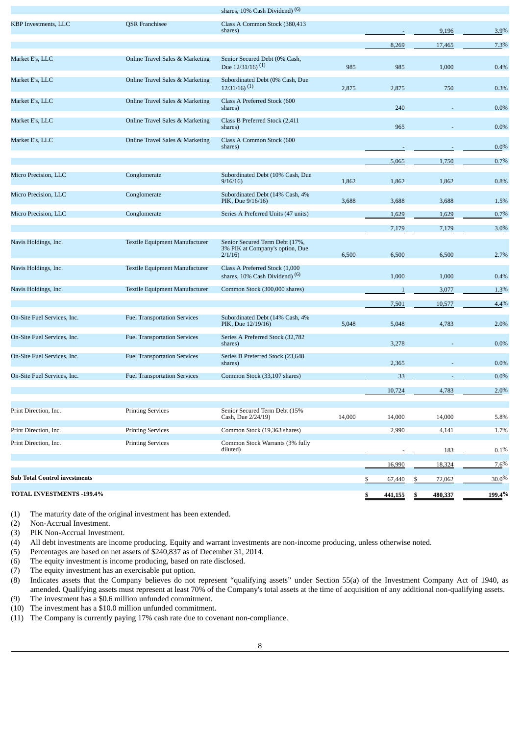| | | | | | | |
|---|---|---|---|---|---|---|
| | | shares, 10% Cash Dividend) (6) | | | | |
| KBP Investments, LLC | QSR Franchisee | Class A Common Stock (380,413 shares) | | - | 9,196 | 3.9% |
| | | | | 8,269 | 17,465 | 7.3% |
| Market E's, LLC | Online Travel Sales & Marketing | Senior Secured Debt (0% Cash, Due 12/31/16) (1) | 985 | 985 | 1,000 | 0.4% |
| Market E's, LLC | Online Travel Sales & Marketing | Subordinated Debt (0% Cash, Due 12/31/16) (1) | 2,875 | 2,875 | 750 | 0.3% |
| Market E's, LLC | Online Travel Sales & Marketing | Class A Preferred Stock (600 shares) | | 240 | - | 0.0% |
| Market E's, LLC | Online Travel Sales & Marketing | Class B Preferred Stock (2,411 shares) | | 965 | - | 0.0% |
| Market E's, LLC | Online Travel Sales & Marketing | Class A Common Stock (600 shares) | | - | - | 0.0% |
| | | | | 5,065 | 1,750 | 0.7% |
| Micro Precision, LLC | Conglomerate | Subordinated Debt (10% Cash, Due 9/16/16) | 1,862 | 1,862 | 1,862 | 0.8% |
| Micro Precision, LLC | Conglomerate | Subordinated Debt (14% Cash, 4% PIK, Due 9/16/16) | 3,688 | 3,688 | 3,688 | 1.5% |
| Micro Precision, LLC | Conglomerate | Series A Preferred Units (47 units) | | 1,629 | 1,629 | 0.7% |
| | | | | 7,179 | 7,179 | 3.0% |
| Navis Holdings, Inc. | Textile Equipment Manufacturer | Senior Secured Term Debt (17%, 3% PIK at Company's option, Due 2/1/16) | 6,500 | 6,500 | 6,500 | 2.7% |
| Navis Holdings, Inc. | Textile Equipment Manufacturer | Class A Preferred Stock (1,000 shares, 10% Cash Dividend) (6) | | 1,000 | 1,000 | 0.4% |
| Navis Holdings, Inc. | Textile Equipment Manufacturer | Common Stock (300,000 shares) | | 1 | 3,077 | 1.3% |
| | | | | 7,501 | 10,577 | 4.4% |
| On-Site Fuel Services, Inc. | Fuel Transportation Services | Subordinated Debt (14% Cash, 4% PIK, Due 12/19/16) | 5,048 | 5,048 | 4,783 | 2.0% |
| On-Site Fuel Services, Inc. | Fuel Transportation Services | Series A Preferred Stock (32,782 shares) | | 3,278 | - | 0.0% |
| On-Site Fuel Services, Inc. | Fuel Transportation Services | Series B Preferred Stock (23,648 shares) | | 2,365 | - | 0.0% |
| On-Site Fuel Services, Inc. | Fuel Transportation Services | Common Stock (33,107 shares) | | 33 | - | 0.0% |
| | | | | 10,724 | 4,783 | 2.0% |
| Print Direction, Inc. | Printing Services | Senior Secured Term Debt (15% Cash, Due 2/24/19) | 14,000 | 14,000 | 14,000 | 5.8% |
| Print Direction, Inc. | Printing Services | Common Stock (19,363 shares) | | 2,990 | 4,141 | 1.7% |
| Print Direction, Inc. | Printing Services | Common Stock Warrants (3% fully diluted) | | - | 183 | 0.1% |
| | | | | 16,990 | 18,324 | 7.6% |
| **Sub Total Control investments** | | | | $ 67,440 | $ 72,062 | 30.0% |
| **TOTAL INVESTMENTS -199.4%** | | | | **$ 441,155** | **$ 480,337** | **199.4%** |

(1) The maturity date of the original investment has been extended.
(2) Non-Accrual Investment.
(3) PIK Non-Accrual Investment.
(4) All debt investments are income producing. Equity and warrant investments are non-income producing, unless otherwise noted.
(5) Percentages are based on net assets of $240,837 as of December 31, 2014.
(6) The equity investment is income producing, based on rate disclosed.
(7) The equity investment has an exercisable put option.
(8) Indicates assets that the Company believes do not represent "qualifying assets" under Section 55(a) of the Investment Company Act of 1940, as amended. Qualifying assets must represent at least 70% of the Company's total assets at the time of acquisition of any additional non-qualifying assets.
(9) The investment has a $0.6 million unfunded commitment.
(10) The investment has a $10.0 million unfunded commitment.
(11) The Company is currently paying 17% cash rate due to covenant non-compliance.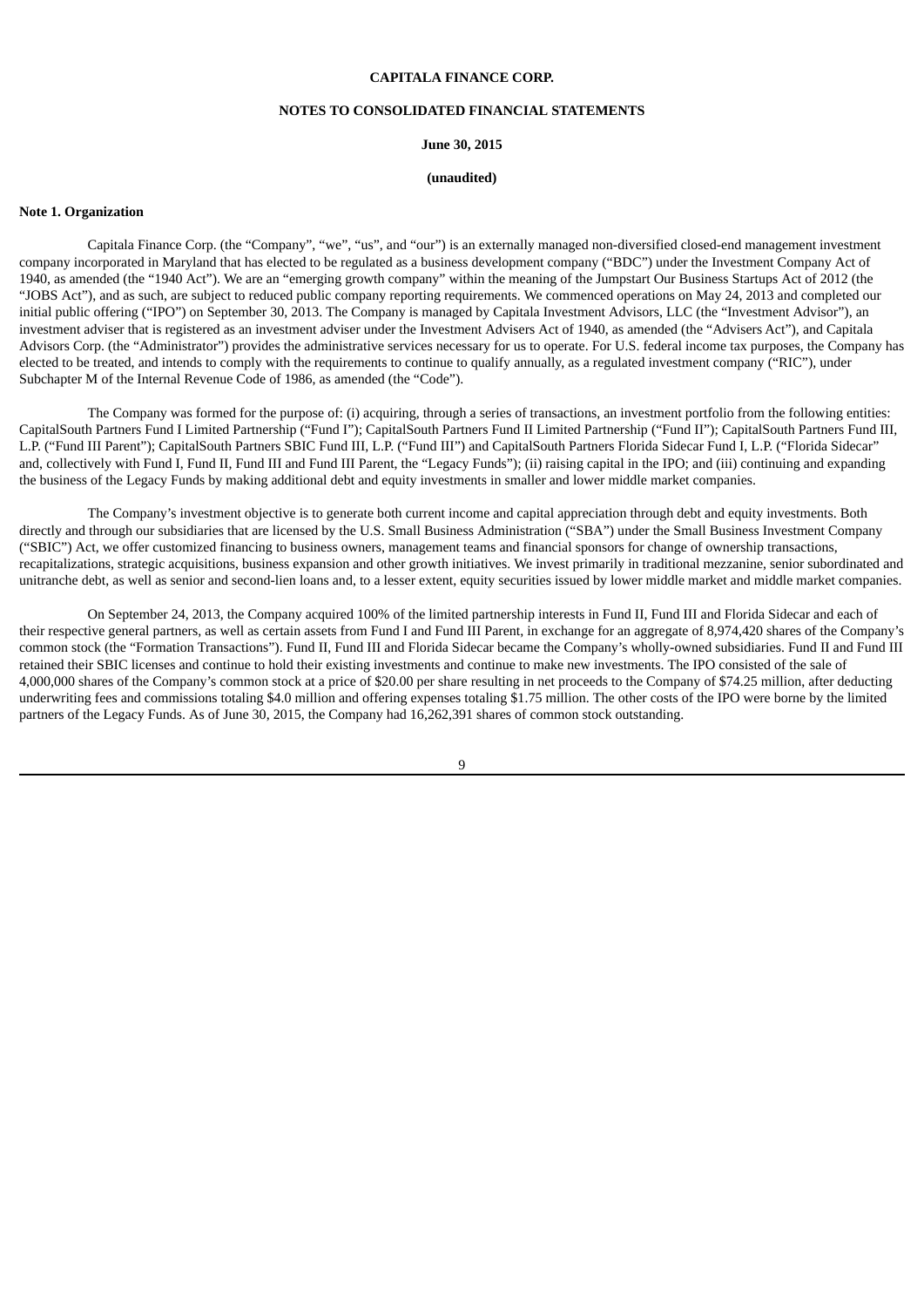**CAPITALA FINANCE CORP.**

**NOTES TO CONSOLIDATED FINANCIAL STATEMENTS**

**June 30, 2015**

**(unaudited)**

**Note 1. Organization**

Capitala Finance Corp. (the "Company", "we", "us", and "our") is an externally managed non-diversified closed-end management investment company incorporated in Maryland that has elected to be regulated as a business development company ("BDC") under the Investment Company Act of 1940, as amended (the "1940 Act"). We are an "emerging growth company" within the meaning of the Jumpstart Our Business Startups Act of 2012 (the "JOBS Act"), and as such, are subject to reduced public company reporting requirements. We commenced operations on May 24, 2013 and completed our initial public offering ("IPO") on September 30, 2013. The Company is managed by Capitala Investment Advisors, LLC (the "Investment Advisor"), an investment adviser that is registered as an investment adviser under the Investment Advisers Act of 1940, as amended (the "Advisers Act"), and Capitala Advisors Corp. (the "Administrator") provides the administrative services necessary for us to operate. For U.S. federal income tax purposes, the Company has elected to be treated, and intends to comply with the requirements to continue to qualify annually, as a regulated investment company ("RIC"), under Subchapter M of the Internal Revenue Code of 1986, as amended (the "Code").

The Company was formed for the purpose of: (i) acquiring, through a series of transactions, an investment portfolio from the following entities: CapitalSouth Partners Fund I Limited Partnership ("Fund I"); CapitalSouth Partners Fund II Limited Partnership ("Fund II"); CapitalSouth Partners Fund III, L.P. ("Fund III Parent"); CapitalSouth Partners SBIC Fund III, L.P. ("Fund III") and CapitalSouth Partners Florida Sidecar Fund I, L.P. ("Florida Sidecar" and, collectively with Fund I, Fund II, Fund III and Fund III Parent, the "Legacy Funds"); (ii) raising capital in the IPO; and (iii) continuing and expanding the business of the Legacy Funds by making additional debt and equity investments in smaller and lower middle market companies.

The Company's investment objective is to generate both current income and capital appreciation through debt and equity investments. Both directly and through our subsidiaries that are licensed by the U.S. Small Business Administration ("SBA") under the Small Business Investment Company ("SBIC") Act, we offer customized financing to business owners, management teams and financial sponsors for change of ownership transactions, recapitalizations, strategic acquisitions, business expansion and other growth initiatives. We invest primarily in traditional mezzanine, senior subordinated and unitranche debt, as well as senior and second-lien loans and, to a lesser extent, equity securities issued by lower middle market and middle market companies.

On September 24, 2013, the Company acquired 100% of the limited partnership interests in Fund II, Fund III and Florida Sidecar and each of their respective general partners, as well as certain assets from Fund I and Fund III Parent, in exchange for an aggregate of 8,974,420 shares of the Company's common stock (the "Formation Transactions"). Fund II, Fund III and Florida Sidecar became the Company's wholly-owned subsidiaries. Fund II and Fund III retained their SBIC licenses and continue to hold their existing investments and continue to make new investments. The IPO consisted of the sale of 4,000,000 shares of the Company's common stock at a price of $20.00 per share resulting in net proceeds to the Company of $74.25 million, after deducting underwriting fees and commissions totaling $4.0 million and offering expenses totaling $1.75 million. The other costs of the IPO were borne by the limited partners of the Legacy Funds. As of June 30, 2015, the Company had 16,262,391 shares of common stock outstanding.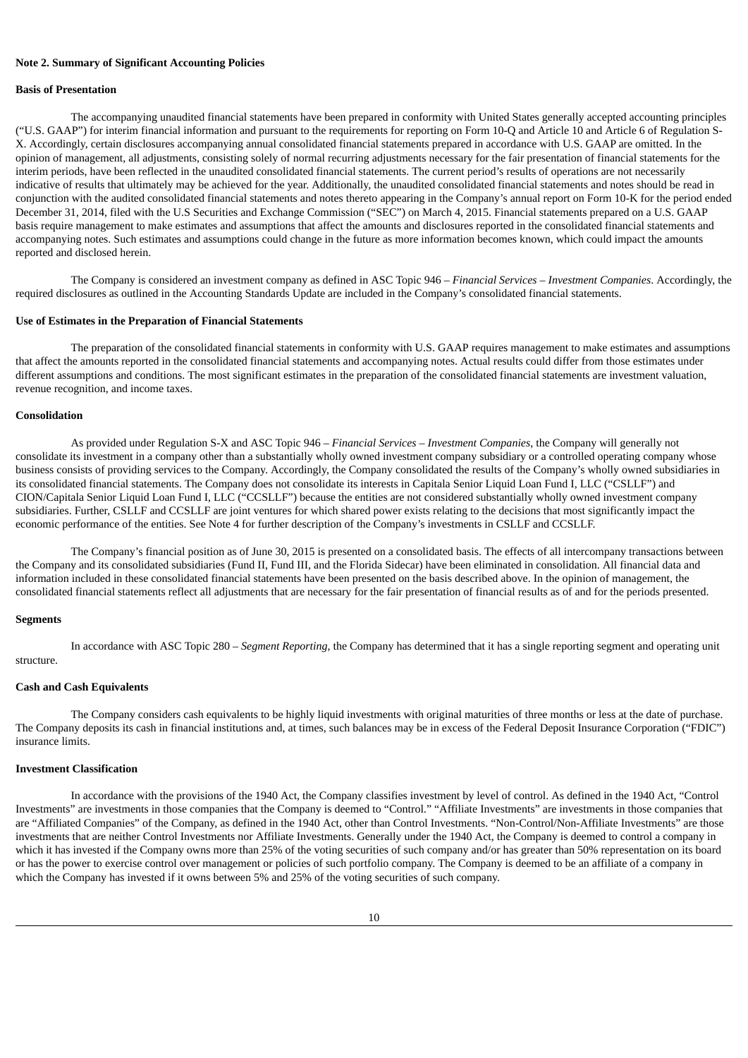**Note 2. Summary of Significant Accounting Policies**

**Basis of Presentation**

The accompanying unaudited financial statements have been prepared in conformity with United States generally accepted accounting principles ("U.S. GAAP") for interim financial information and pursuant to the requirements for reporting on Form 10-Q and Article 10 and Article 6 of Regulation S-X. Accordingly, certain disclosures accompanying annual consolidated financial statements prepared in accordance with U.S. GAAP are omitted. In the opinion of management, all adjustments, consisting solely of normal recurring adjustments necessary for the fair presentation of financial statements for the interim periods, have been reflected in the unaudited consolidated financial statements. The current period's results of operations are not necessarily indicative of results that ultimately may be achieved for the year. Additionally, the unaudited consolidated financial statements and notes should be read in conjunction with the audited consolidated financial statements and notes thereto appearing in the Company's annual report on Form 10-K for the period ended December 31, 2014, filed with the U.S Securities and Exchange Commission ("SEC") on March 4, 2015. Financial statements prepared on a U.S. GAAP basis require management to make estimates and assumptions that affect the amounts and disclosures reported in the consolidated financial statements and accompanying notes. Such estimates and assumptions could change in the future as more information becomes known, which could impact the amounts reported and disclosed herein.

The Company is considered an investment company as defined in ASC Topic 946 – *Financial Services – Investment Companies*. Accordingly, the required disclosures as outlined in the Accounting Standards Update are included in the Company's consolidated financial statements.

**Use of Estimates in the Preparation of Financial Statements**

The preparation of the consolidated financial statements in conformity with U.S. GAAP requires management to make estimates and assumptions that affect the amounts reported in the consolidated financial statements and accompanying notes. Actual results could differ from those estimates under different assumptions and conditions. The most significant estimates in the preparation of the consolidated financial statements are investment valuation, revenue recognition, and income taxes.

**Consolidation**

As provided under Regulation S-X and ASC Topic 946 – *Financial Services – Investment Companies*, the Company will generally not consolidate its investment in a company other than a substantially wholly owned investment company subsidiary or a controlled operating company whose business consists of providing services to the Company. Accordingly, the Company consolidated the results of the Company's wholly owned subsidiaries in its consolidated financial statements. The Company does not consolidate its interests in Capitala Senior Liquid Loan Fund I, LLC ("CSLLF") and CION/Capitala Senior Liquid Loan Fund I, LLC ("CCSLLF") because the entities are not considered substantially wholly owned investment company subsidiaries. Further, CSLLF and CCSLLF are joint ventures for which shared power exists relating to the decisions that most significantly impact the economic performance of the entities. See Note 4 for further description of the Company's investments in CSLLF and CCSLLF.

The Company's financial position as of June 30, 2015 is presented on a consolidated basis. The effects of all intercompany transactions between the Company and its consolidated subsidiaries (Fund II, Fund III, and the Florida Sidecar) have been eliminated in consolidation. All financial data and information included in these consolidated financial statements have been presented on the basis described above. In the opinion of management, the consolidated financial statements reflect all adjustments that are necessary for the fair presentation of financial results as of and for the periods presented.

**Segments**

In accordance with ASC Topic 280 – *Segment Reporting*, the Company has determined that it has a single reporting segment and operating unit structure.

**Cash and Cash Equivalents**

The Company considers cash equivalents to be highly liquid investments with original maturities of three months or less at the date of purchase. The Company deposits its cash in financial institutions and, at times, such balances may be in excess of the Federal Deposit Insurance Corporation ("FDIC") insurance limits.

**Investment Classification**

In accordance with the provisions of the 1940 Act, the Company classifies investment by level of control. As defined in the 1940 Act, "Control Investments" are investments in those companies that the Company is deemed to "Control." "Affiliate Investments" are investments in those companies that are "Affiliated Companies" of the Company, as defined in the 1940 Act, other than Control Investments. "Non-Control/Non-Affiliate Investments" are those investments that are neither Control Investments nor Affiliate Investments. Generally under the 1940 Act, the Company is deemed to control a company in which it has invested if the Company owns more than 25% of the voting securities of such company and/or has greater than 50% representation on its board or has the power to exercise control over management or policies of such portfolio company. The Company is deemed to be an affiliate of a company in which the Company has invested if it owns between 5% and 25% of the voting securities of such company.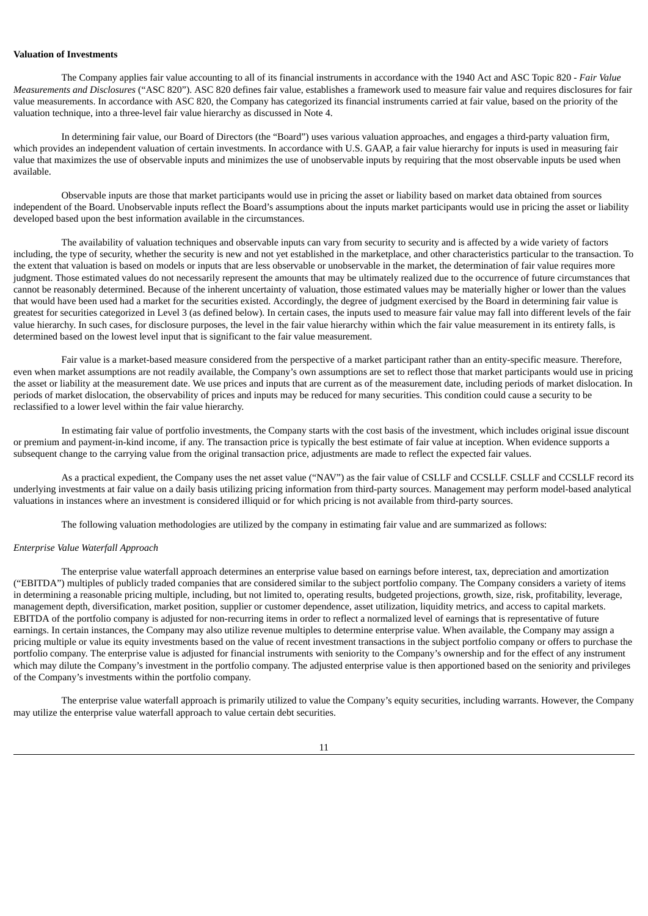**Valuation of Investments**

The Company applies fair value accounting to all of its financial instruments in accordance with the 1940 Act and ASC Topic 820 - *Fair Value Measurements and Disclosures* ("ASC 820"). ASC 820 defines fair value, establishes a framework used to measure fair value and requires disclosures for fair value measurements. In accordance with ASC 820, the Company has categorized its financial instruments carried at fair value, based on the priority of the valuation technique, into a three-level fair value hierarchy as discussed in Note 4.

In determining fair value, our Board of Directors (the "Board") uses various valuation approaches, and engages a third-party valuation firm, which provides an independent valuation of certain investments. In accordance with U.S. GAAP, a fair value hierarchy for inputs is used in measuring fair value that maximizes the use of observable inputs and minimizes the use of unobservable inputs by requiring that the most observable inputs be used when available.

Observable inputs are those that market participants would use in pricing the asset or liability based on market data obtained from sources independent of the Board. Unobservable inputs reflect the Board's assumptions about the inputs market participants would use in pricing the asset or liability developed based upon the best information available in the circumstances.

The availability of valuation techniques and observable inputs can vary from security to security and is affected by a wide variety of factors including, the type of security, whether the security is new and not yet established in the marketplace, and other characteristics particular to the transaction. To the extent that valuation is based on models or inputs that are less observable or unobservable in the market, the determination of fair value requires more judgment. Those estimated values do not necessarily represent the amounts that may be ultimately realized due to the occurrence of future circumstances that cannot be reasonably determined. Because of the inherent uncertainty of valuation, those estimated values may be materially higher or lower than the values that would have been used had a market for the securities existed. Accordingly, the degree of judgment exercised by the Board in determining fair value is greatest for securities categorized in Level 3 (as defined below). In certain cases, the inputs used to measure fair value may fall into different levels of the fair value hierarchy. In such cases, for disclosure purposes, the level in the fair value hierarchy within which the fair value measurement in its entirety falls, is determined based on the lowest level input that is significant to the fair value measurement.

Fair value is a market-based measure considered from the perspective of a market participant rather than an entity-specific measure. Therefore, even when market assumptions are not readily available, the Company's own assumptions are set to reflect those that market participants would use in pricing the asset or liability at the measurement date. We use prices and inputs that are current as of the measurement date, including periods of market dislocation. In periods of market dislocation, the observability of prices and inputs may be reduced for many securities. This condition could cause a security to be reclassified to a lower level within the fair value hierarchy.

In estimating fair value of portfolio investments, the Company starts with the cost basis of the investment, which includes original issue discount or premium and payment-in-kind income, if any. The transaction price is typically the best estimate of fair value at inception. When evidence supports a subsequent change to the carrying value from the original transaction price, adjustments are made to reflect the expected fair values.

As a practical expedient, the Company uses the net asset value ("NAV") as the fair value of CSLLF and CCSLLF. CSLLF and CCSLLF record its underlying investments at fair value on a daily basis utilizing pricing information from third-party sources. Management may perform model-based analytical valuations in instances where an investment is considered illiquid or for which pricing is not available from third-party sources.

The following valuation methodologies are utilized by the company in estimating fair value and are summarized as follows:

*Enterprise Value Waterfall Approach*

The enterprise value waterfall approach determines an enterprise value based on earnings before interest, tax, depreciation and amortization ("EBITDA") multiples of publicly traded companies that are considered similar to the subject portfolio company. The Company considers a variety of items in determining a reasonable pricing multiple, including, but not limited to, operating results, budgeted projections, growth, size, risk, profitability, leverage, management depth, diversification, market position, supplier or customer dependence, asset utilization, liquidity metrics, and access to capital markets. EBITDA of the portfolio company is adjusted for non-recurring items in order to reflect a normalized level of earnings that is representative of future earnings. In certain instances, the Company may also utilize revenue multiples to determine enterprise value. When available, the Company may assign a pricing multiple or value its equity investments based on the value of recent investment transactions in the subject portfolio company or offers to purchase the portfolio company. The enterprise value is adjusted for financial instruments with seniority to the Company's ownership and for the effect of any instrument which may dilute the Company's investment in the portfolio company. The adjusted enterprise value is then apportioned based on the seniority and privileges of the Company's investments within the portfolio company.

The enterprise value waterfall approach is primarily utilized to value the Company's equity securities, including warrants. However, the Company may utilize the enterprise value waterfall approach to value certain debt securities.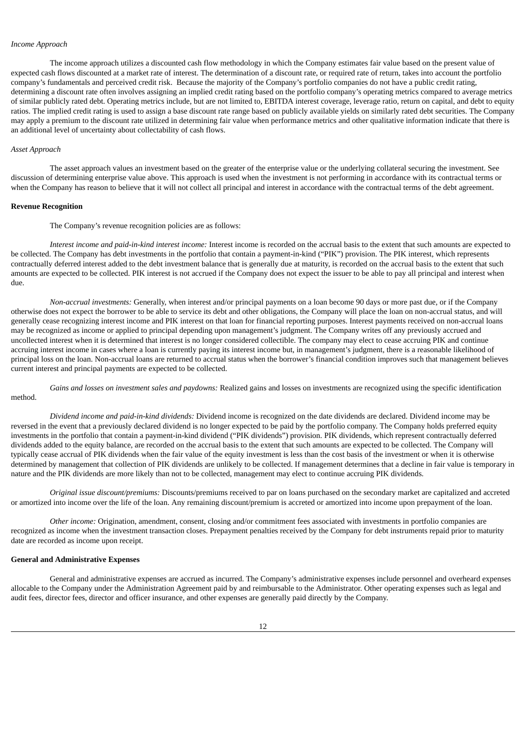*Income Approach*

The income approach utilizes a discounted cash flow methodology in which the Company estimates fair value based on the present value of expected cash flows discounted at a market rate of interest. The determination of a discount rate, or required rate of return, takes into account the portfolio company's fundamentals and perceived credit risk. Because the majority of the Company's portfolio companies do not have a public credit rating, determining a discount rate often involves assigning an implied credit rating based on the portfolio company's operating metrics compared to average metrics of similar publicly rated debt. Operating metrics include, but are not limited to, EBITDA interest coverage, leverage ratio, return on capital, and debt to equity ratios. The implied credit rating is used to assign a base discount rate range based on publicly available yields on similarly rated debt securities. The Company may apply a premium to the discount rate utilized in determining fair value when performance metrics and other qualitative information indicate that there is an additional level of uncertainty about collectability of cash flows.

*Asset Approach*

The asset approach values an investment based on the greater of the enterprise value or the underlying collateral securing the investment. See discussion of determining enterprise value above. This approach is used when the investment is not performing in accordance with its contractual terms or when the Company has reason to believe that it will not collect all principal and interest in accordance with the contractual terms of the debt agreement.

**Revenue Recognition**

The Company's revenue recognition policies are as follows:

*Interest income and paid-in-kind interest income:* Interest income is recorded on the accrual basis to the extent that such amounts are expected to be collected. The Company has debt investments in the portfolio that contain a payment-in-kind ("PIK") provision. The PIK interest, which represents contractually deferred interest added to the debt investment balance that is generally due at maturity, is recorded on the accrual basis to the extent that such amounts are expected to be collected. PIK interest is not accrued if the Company does not expect the issuer to be able to pay all principal and interest when due.

*Non-accrual investments:* Generally, when interest and/or principal payments on a loan become 90 days or more past due, or if the Company otherwise does not expect the borrower to be able to service its debt and other obligations, the Company will place the loan on non-accrual status, and will generally cease recognizing interest income and PIK interest on that loan for financial reporting purposes. Interest payments received on non-accrual loans may be recognized as income or applied to principal depending upon management's judgment. The Company writes off any previously accrued and uncollected interest when it is determined that interest is no longer considered collectible. The company may elect to cease accruing PIK and continue accruing interest income in cases where a loan is currently paying its interest income but, in management's judgment, there is a reasonable likelihood of principal loss on the loan. Non-accrual loans are returned to accrual status when the borrower's financial condition improves such that management believes current interest and principal payments are expected to be collected.

*Gains and losses on investment sales and paydowns:* Realized gains and losses on investments are recognized using the specific identification method.

*Dividend income and paid-in-kind dividends:* Dividend income is recognized on the date dividends are declared. Dividend income may be reversed in the event that a previously declared dividend is no longer expected to be paid by the portfolio company. The Company holds preferred equity investments in the portfolio that contain a payment-in-kind dividend ("PIK dividends") provision. PIK dividends, which represent contractually deferred dividends added to the equity balance, are recorded on the accrual basis to the extent that such amounts are expected to be collected. The Company will typically cease accrual of PIK dividends when the fair value of the equity investment is less than the cost basis of the investment or when it is otherwise determined by management that collection of PIK dividends are unlikely to be collected. If management determines that a decline in fair value is temporary in nature and the PIK dividends are more likely than not to be collected, management may elect to continue accruing PIK dividends.

*Original issue discount/premiums:* Discounts/premiums received to par on loans purchased on the secondary market are capitalized and accreted or amortized into income over the life of the loan. Any remaining discount/premium is accreted or amortized into income upon prepayment of the loan.

*Other income:* Origination, amendment, consent, closing and/or commitment fees associated with investments in portfolio companies are recognized as income when the investment transaction closes. Prepayment penalties received by the Company for debt instruments repaid prior to maturity date are recorded as income upon receipt.

**General and Administrative Expenses**

General and administrative expenses are accrued as incurred. The Company's administrative expenses include personnel and overheard expenses allocable to the Company under the Administration Agreement paid by and reimbursable to the Administrator. Other operating expenses such as legal and audit fees, director fees, director and officer insurance, and other expenses are generally paid directly by the Company.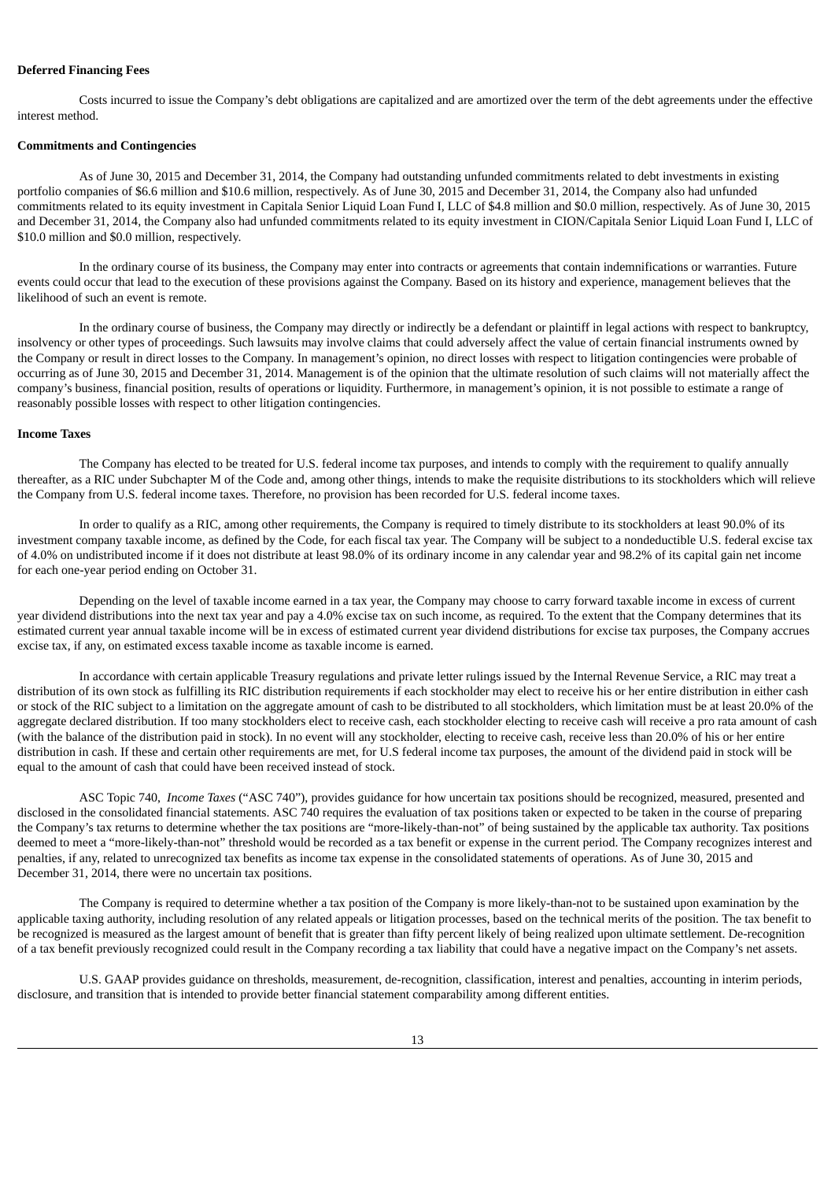**Deferred Financing Fees**

Costs incurred to issue the Company's debt obligations are capitalized and are amortized over the term of the debt agreements under the effective interest method.

**Commitments and Contingencies**

As of June 30, 2015 and December 31, 2014, the Company had outstanding unfunded commitments related to debt investments in existing portfolio companies of $6.6 million and $10.6 million, respectively. As of June 30, 2015 and December 31, 2014, the Company also had unfunded commitments related to its equity investment in Capitala Senior Liquid Loan Fund I, LLC of $4.8 million and $0.0 million, respectively. As of June 30, 2015 and December 31, 2014, the Company also had unfunded commitments related to its equity investment in CION/Capitala Senior Liquid Loan Fund I, LLC of $10.0 million and $0.0 million, respectively.

In the ordinary course of its business, the Company may enter into contracts or agreements that contain indemnifications or warranties. Future events could occur that lead to the execution of these provisions against the Company. Based on its history and experience, management believes that the likelihood of such an event is remote.

In the ordinary course of business, the Company may directly or indirectly be a defendant or plaintiff in legal actions with respect to bankruptcy, insolvency or other types of proceedings. Such lawsuits may involve claims that could adversely affect the value of certain financial instruments owned by the Company or result in direct losses to the Company. In management's opinion, no direct losses with respect to litigation contingencies were probable of occurring as of June 30, 2015 and December 31, 2014. Management is of the opinion that the ultimate resolution of such claims will not materially affect the company's business, financial position, results of operations or liquidity. Furthermore, in management's opinion, it is not possible to estimate a range of reasonably possible losses with respect to other litigation contingencies.

**Income Taxes**

The Company has elected to be treated for U.S. federal income tax purposes, and intends to comply with the requirement to qualify annually thereafter, as a RIC under Subchapter M of the Code and, among other things, intends to make the requisite distributions to its stockholders which will relieve the Company from U.S. federal income taxes. Therefore, no provision has been recorded for U.S. federal income taxes.

In order to qualify as a RIC, among other requirements, the Company is required to timely distribute to its stockholders at least 90.0% of its investment company taxable income, as defined by the Code, for each fiscal tax year. The Company will be subject to a nondeductible U.S. federal excise tax of 4.0% on undistributed income if it does not distribute at least 98.0% of its ordinary income in any calendar year and 98.2% of its capital gain net income for each one-year period ending on October 31.

Depending on the level of taxable income earned in a tax year, the Company may choose to carry forward taxable income in excess of current year dividend distributions into the next tax year and pay a 4.0% excise tax on such income, as required. To the extent that the Company determines that its estimated current year annual taxable income will be in excess of estimated current year dividend distributions for excise tax purposes, the Company accrues excise tax, if any, on estimated excess taxable income as taxable income is earned.

In accordance with certain applicable Treasury regulations and private letter rulings issued by the Internal Revenue Service, a RIC may treat a distribution of its own stock as fulfilling its RIC distribution requirements if each stockholder may elect to receive his or her entire distribution in either cash or stock of the RIC subject to a limitation on the aggregate amount of cash to be distributed to all stockholders, which limitation must be at least 20.0% of the aggregate declared distribution. If too many stockholders elect to receive cash, each stockholder electing to receive cash will receive a pro rata amount of cash (with the balance of the distribution paid in stock). In no event will any stockholder, electing to receive cash, receive less than 20.0% of his or her entire distribution in cash. If these and certain other requirements are met, for U.S federal income tax purposes, the amount of the dividend paid in stock will be equal to the amount of cash that could have been received instead of stock.

ASC Topic 740, *Income Taxes* ("ASC 740"), provides guidance for how uncertain tax positions should be recognized, measured, presented and disclosed in the consolidated financial statements. ASC 740 requires the evaluation of tax positions taken or expected to be taken in the course of preparing the Company's tax returns to determine whether the tax positions are "more-likely-than-not" of being sustained by the applicable tax authority. Tax positions deemed to meet a "more-likely-than-not" threshold would be recorded as a tax benefit or expense in the current period. The Company recognizes interest and penalties, if any, related to unrecognized tax benefits as income tax expense in the consolidated statements of operations. As of June 30, 2015 and December 31, 2014, there were no uncertain tax positions.

The Company is required to determine whether a tax position of the Company is more likely-than-not to be sustained upon examination by the applicable taxing authority, including resolution of any related appeals or litigation processes, based on the technical merits of the position. The tax benefit to be recognized is measured as the largest amount of benefit that is greater than fifty percent likely of being realized upon ultimate settlement. De-recognition of a tax benefit previously recognized could result in the Company recording a tax liability that could have a negative impact on the Company's net assets.

U.S. GAAP provides guidance on thresholds, measurement, de-recognition, classification, interest and penalties, accounting in interim periods, disclosure, and transition that is intended to provide better financial statement comparability among different entities.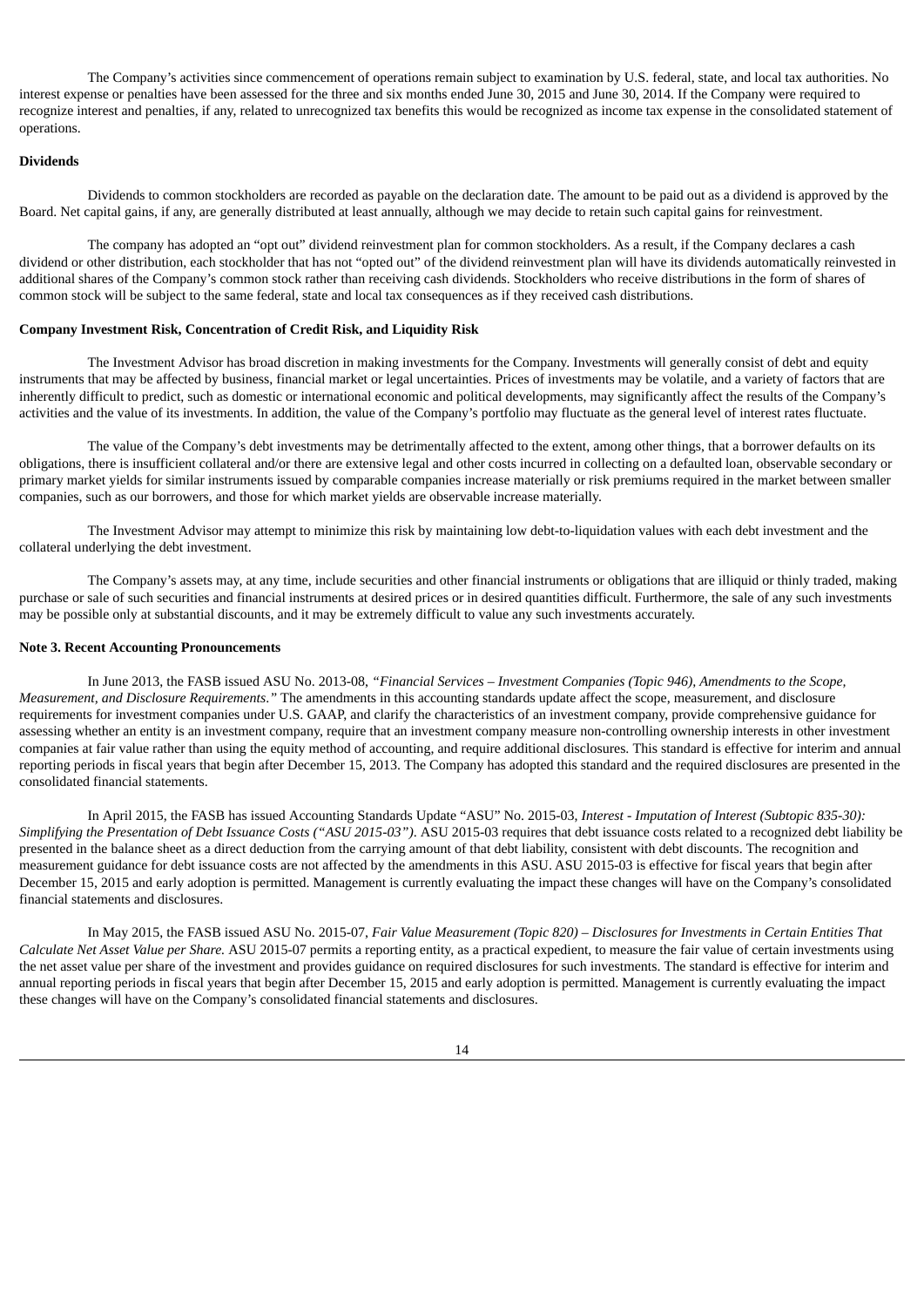The Company's activities since commencement of operations remain subject to examination by U.S. federal, state, and local tax authorities. No interest expense or penalties have been assessed for the three and six months ended June 30, 2015 and June 30, 2014. If the Company were required to recognize interest and penalties, if any, related to unrecognized tax benefits this would be recognized as income tax expense in the consolidated statement of operations.

**Dividends**

Dividends to common stockholders are recorded as payable on the declaration date. The amount to be paid out as a dividend is approved by the Board. Net capital gains, if any, are generally distributed at least annually, although we may decide to retain such capital gains for reinvestment.

The company has adopted an "opt out" dividend reinvestment plan for common stockholders. As a result, if the Company declares a cash dividend or other distribution, each stockholder that has not "opted out" of the dividend reinvestment plan will have its dividends automatically reinvested in additional shares of the Company's common stock rather than receiving cash dividends. Stockholders who receive distributions in the form of shares of common stock will be subject to the same federal, state and local tax consequences as if they received cash distributions.

**Company Investment Risk, Concentration of Credit Risk, and Liquidity Risk**

The Investment Advisor has broad discretion in making investments for the Company. Investments will generally consist of debt and equity instruments that may be affected by business, financial market or legal uncertainties. Prices of investments may be volatile, and a variety of factors that are inherently difficult to predict, such as domestic or international economic and political developments, may significantly affect the results of the Company's activities and the value of its investments. In addition, the value of the Company's portfolio may fluctuate as the general level of interest rates fluctuate.

The value of the Company's debt investments may be detrimentally affected to the extent, among other things, that a borrower defaults on its obligations, there is insufficient collateral and/or there are extensive legal and other costs incurred in collecting on a defaulted loan, observable secondary or primary market yields for similar instruments issued by comparable companies increase materially or risk premiums required in the market between smaller companies, such as our borrowers, and those for which market yields are observable increase materially.

The Investment Advisor may attempt to minimize this risk by maintaining low debt-to-liquidation values with each debt investment and the collateral underlying the debt investment.

The Company's assets may, at any time, include securities and other financial instruments or obligations that are illiquid or thinly traded, making purchase or sale of such securities and financial instruments at desired prices or in desired quantities difficult. Furthermore, the sale of any such investments may be possible only at substantial discounts, and it may be extremely difficult to value any such investments accurately.

**Note 3. Recent Accounting Pronouncements**

In June 2013, the FASB issued ASU No. 2013-08, *"Financial Services – Investment Companies (Topic 946), Amendments to the Scope, Measurement, and Disclosure Requirements."* The amendments in this accounting standards update affect the scope, measurement, and disclosure requirements for investment companies under U.S. GAAP, and clarify the characteristics of an investment company, provide comprehensive guidance for assessing whether an entity is an investment company, require that an investment company measure non-controlling ownership interests in other investment companies at fair value rather than using the equity method of accounting, and require additional disclosures. This standard is effective for interim and annual reporting periods in fiscal years that begin after December 15, 2013. The Company has adopted this standard and the required disclosures are presented in the consolidated financial statements.

In April 2015, the FASB has issued Accounting Standards Update "ASU" No. 2015-03, *Interest - Imputation of Interest (Subtopic 835-30): Simplifying the Presentation of Debt Issuance Costs ("ASU 2015-03")*. ASU 2015-03 requires that debt issuance costs related to a recognized debt liability be presented in the balance sheet as a direct deduction from the carrying amount of that debt liability, consistent with debt discounts. The recognition and measurement guidance for debt issuance costs are not affected by the amendments in this ASU. ASU 2015-03 is effective for fiscal years that begin after December 15, 2015 and early adoption is permitted. Management is currently evaluating the impact these changes will have on the Company's consolidated financial statements and disclosures.

In May 2015, the FASB issued ASU No. 2015-07, *Fair Value Measurement (Topic 820) – Disclosures for Investments in Certain Entities That Calculate Net Asset Value per Share.* ASU 2015-07 permits a reporting entity, as a practical expedient, to measure the fair value of certain investments using the net asset value per share of the investment and provides guidance on required disclosures for such investments. The standard is effective for interim and annual reporting periods in fiscal years that begin after December 15, 2015 and early adoption is permitted. Management is currently evaluating the impact these changes will have on the Company's consolidated financial statements and disclosures.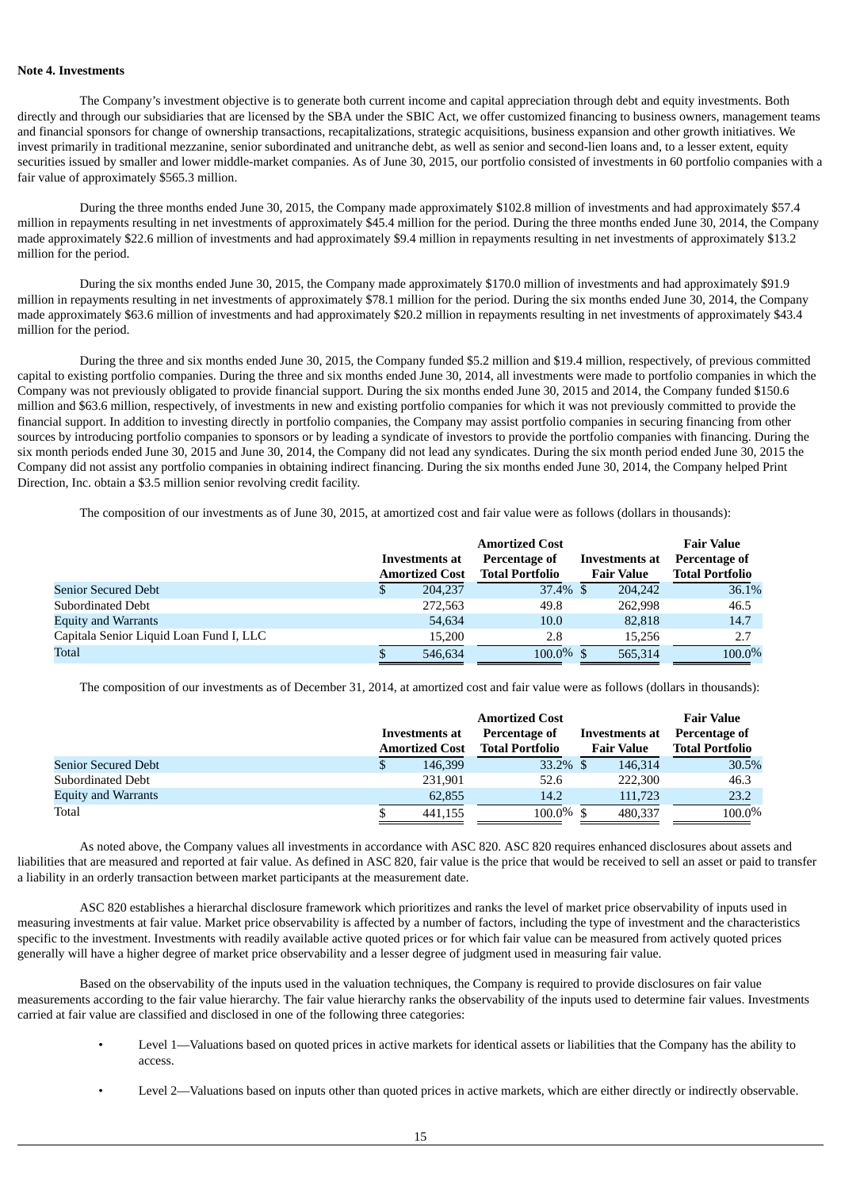**Note 4. Investments**

The Company's investment objective is to generate both current income and capital appreciation through debt and equity investments. Both directly and through our subsidiaries that are licensed by the SBA under the SBIC Act, we offer customized financing to business owners, management teams and financial sponsors for change of ownership transactions, recapitalizations, strategic acquisitions, business expansion and other growth initiatives. We invest primarily in traditional mezzanine, senior subordinated and unitranche debt, as well as senior and second-lien loans and, to a lesser extent, equity securities issued by smaller and lower middle-market companies. As of June 30, 2015, our portfolio consisted of investments in 60 portfolio companies with a fair value of approximately $565.3 million.

During the three months ended June 30, 2015, the Company made approximately $102.8 million of investments and had approximately $57.4 million in repayments resulting in net investments of approximately $45.4 million for the period. During the three months ended June 30, 2014, the Company made approximately $22.6 million of investments and had approximately $9.4 million in repayments resulting in net investments of approximately $13.2 million for the period.

During the six months ended June 30, 2015, the Company made approximately $170.0 million of investments and had approximately $91.9 million in repayments resulting in net investments of approximately $78.1 million for the period. During the six months ended June 30, 2014, the Company made approximately $63.6 million of investments and had approximately $20.2 million in repayments resulting in net investments of approximately $43.4 million for the period.

During the three and six months ended June 30, 2015, the Company funded $5.2 million and $19.4 million, respectively, of previous committed capital to existing portfolio companies. During the three and six months ended June 30, 2014, all investments were made to portfolio companies in which the Company was not previously obligated to provide financial support. During the six months ended June 30, 2015 and 2014, the Company funded $150.6 million and $63.6 million, respectively, of investments in new and existing portfolio companies for which it was not previously committed to provide the financial support. In addition to investing directly in portfolio companies, the Company may assist portfolio companies in securing financing from other sources by introducing portfolio companies to sponsors or by leading a syndicate of investors to provide the portfolio companies with financing. During the six month periods ended June 30, 2015 and June 30, 2014, the Company did not lead any syndicates. During the six month period ended June 30, 2015 the Company did not assist any portfolio companies in obtaining indirect financing. During the six months ended June 30, 2014, the Company helped Print Direction, Inc. obtain a $3.5 million senior revolving credit facility.

The composition of our investments as of June 30, 2015, at amortized cost and fair value were as follows (dollars in thousands):

| | Investments at Amortized Cost | Amortized Cost Percentage of Total Portfolio | Investments at Fair Value | Fair Value Percentage of Total Portfolio |
|---|---|---|---|---|
| Senior Secured Debt | $ 204,237 | 37.4% | $ 204,242 | 36.1% |
| Subordinated Debt | 272,563 | 49.8 | 262,998 | 46.5 |
| Equity and Warrants | 54,634 | 10.0 | 82,818 | 14.7 |
| Capitala Senior Liquid Loan Fund I, LLC | 15,200 | 2.8 | 15,256 | 2.7 |
| Total | $ 546,634 | 100.0% | $ 565,314 | 100.0% |

The composition of our investments as of December 31, 2014, at amortized cost and fair value were as follows (dollars in thousands):

| | Investments at Amortized Cost | Amortized Cost Percentage of Total Portfolio | Investments at Fair Value | Fair Value Percentage of Total Portfolio |
|---|---|---|---|---|
| Senior Secured Debt | $ 146,399 | 33.2% | $ 146,314 | 30.5% |
| Subordinated Debt | 231,901 | 52.6 | 222,300 | 46.3 |
| Equity and Warrants | 62,855 | 14.2 | 111,723 | 23.2 |
| Total | $ 441,155 | 100.0% | $ 480,337 | 100.0% |

As noted above, the Company values all investments in accordance with ASC 820. ASC 820 requires enhanced disclosures about assets and liabilities that are measured and reported at fair value. As defined in ASC 820, fair value is the price that would be received to sell an asset or paid to transfer a liability in an orderly transaction between market participants at the measurement date.

ASC 820 establishes a hierarchal disclosure framework which prioritizes and ranks the level of market price observability of inputs used in measuring investments at fair value. Market price observability is affected by a number of factors, including the type of investment and the characteristics specific to the investment. Investments with readily available active quoted prices or for which fair value can be measured from actively quoted prices generally will have a higher degree of market price observability and a lesser degree of judgment used in measuring fair value.

Based on the observability of the inputs used in the valuation techniques, the Company is required to provide disclosures on fair value measurements according to the fair value hierarchy. The fair value hierarchy ranks the observability of the inputs used to determine fair values. Investments carried at fair value are classified and disclosed in one of the following three categories:

- Level 1—Valuations based on quoted prices in active markets for identical assets or liabilities that the Company has the ability to access.
- Level 2—Valuations based on inputs other than quoted prices in active markets, which are either directly or indirectly observable.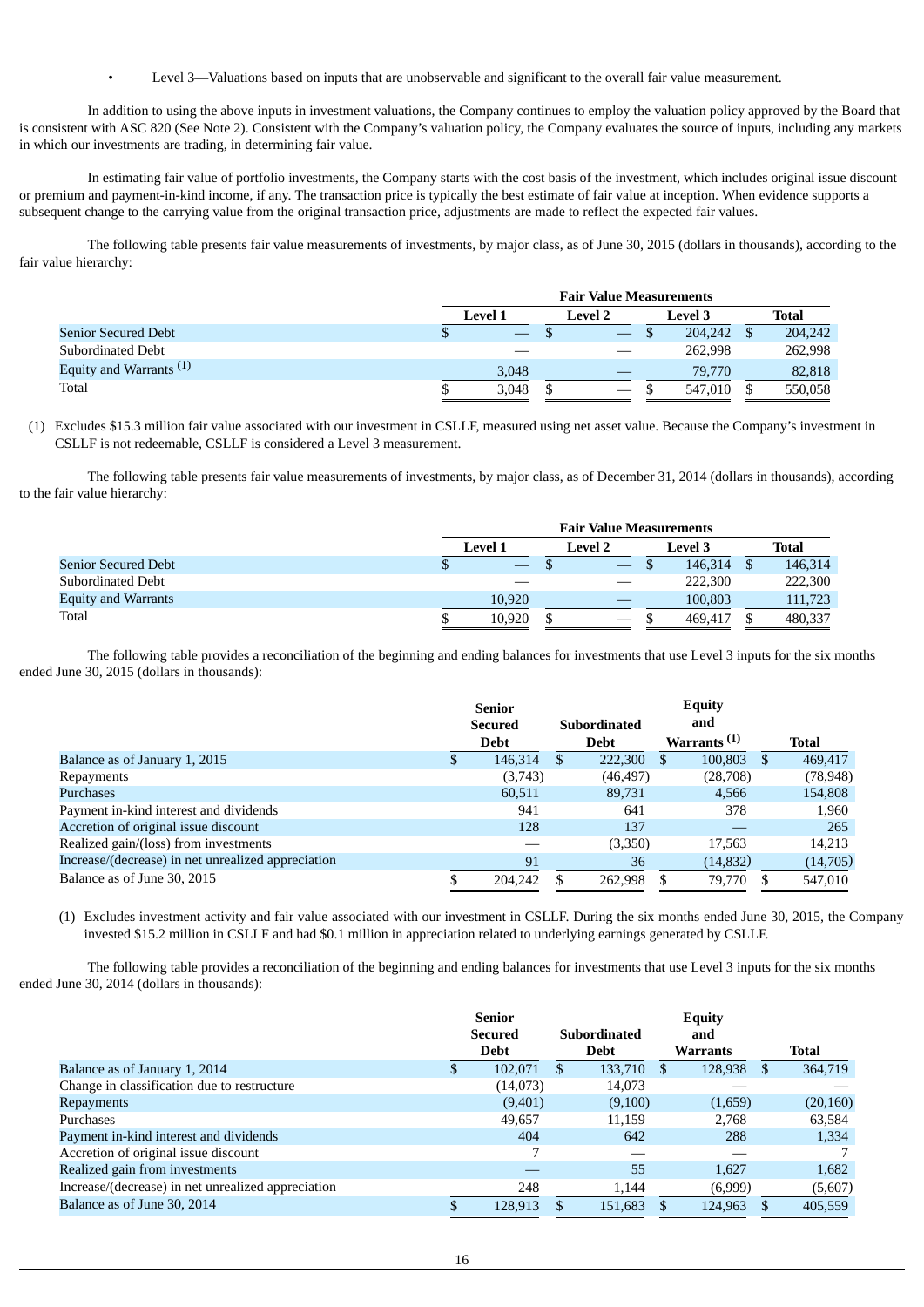- Level 3—Valuations based on inputs that are unobservable and significant to the overall fair value measurement.

In addition to using the above inputs in investment valuations, the Company continues to employ the valuation policy approved by the Board that is consistent with ASC 820 (See Note 2). Consistent with the Company's valuation policy, the Company evaluates the source of inputs, including any markets in which our investments are trading, in determining fair value.

In estimating fair value of portfolio investments, the Company starts with the cost basis of the investment, which includes original issue discount or premium and payment-in-kind income, if any. The transaction price is typically the best estimate of fair value at inception. When evidence supports a subsequent change to the carrying value from the original transaction price, adjustments are made to reflect the expected fair values.

The following table presents fair value measurements of investments, by major class, as of June 30, 2015 (dollars in thousands), according to the fair value hierarchy:

| | Fair Value Measurements | | | |
|---|---|---|---|---|
| | Level 1 | Level 2 | Level 3 | Total |
| Senior Secured Debt | $ — | $ — | $ 204,242 | $ 204,242 |
| Subordinated Debt | — | — | 262,998 | 262,998 |
| Equity and Warrants [(1)] | 3,048 | — | 79,770 | 82,818 |
| Total | $ 3,048 | $ — | $ 547,010 | $ 550,058 |

(1) Excludes $15.3 million fair value associated with our investment in CSLLF, measured using net asset value. Because the Company's investment in CSLLF is not redeemable, CSLLF is considered a Level 3 measurement.

The following table presents fair value measurements of investments, by major class, as of December 31, 2014 (dollars in thousands), according to the fair value hierarchy:

| | Fair Value Measurements | | | |
|---|---|---|---|---|
| | Level 1 | Level 2 | Level 3 | Total |
| Senior Secured Debt | $ — | $ — | $ 146,314 | $ 146,314 |
| Subordinated Debt | — | — | 222,300 | 222,300 |
| Equity and Warrants | 10,920 | — | 100,803 | 111,723 |
| Total | $ 10,920 | $ — | $ 469,417 | $ 480,337 |

The following table provides a reconciliation of the beginning and ending balances for investments that use Level 3 inputs for the six months ended June 30, 2015 (dollars in thousands):

| | Senior Secured Debt | Subordinated Debt | Equity and Warrants [(1)] | Total |
|---|---|---|---|---|
| Balance as of January 1, 2015 | $ 146,314 | $ 222,300 | $ 100,803 | $ 469,417 |
| Repayments | (3,743) | (46,497) | (28,708) | (78,948) |
| Purchases | 60,511 | 89,731 | 4,566 | 154,808 |
| Payment in-kind interest and dividends | 941 | 641 | 378 | 1,960 |
| Accretion of original issue discount | 128 | 137 | — | 265 |
| Realized gain/(loss) from investments | — | (3,350) | 17,563 | 14,213 |
| Increase/(decrease) in net unrealized appreciation | 91 | 36 | (14,832) | (14,705) |
| Balance as of June 30, 2015 | $ 204,242 | $ 262,998 | $ 79,770 | $ 547,010 |

(1) Excludes investment activity and fair value associated with our investment in CSLLF. During the six months ended June 30, 2015, the Company invested $15.2 million in CSLLF and had $0.1 million in appreciation related to underlying earnings generated by CSLLF.

The following table provides a reconciliation of the beginning and ending balances for investments that use Level 3 inputs for the six months ended June 30, 2014 (dollars in thousands):

| | Senior Secured Debt | Subordinated Debt | Equity and Warrants | Total |
|---|---|---|---|---|
| Balance as of January 1, 2014 | $ 102,071 | $ 133,710 | $ 128,938 | $ 364,719 |
| Change in classification due to restructure | (14,073) | 14,073 | — | — |
| Repayments | (9,401) | (9,100) | (1,659) | (20,160) |
| Purchases | 49,657 | 11,159 | 2,768 | 63,584 |
| Payment in-kind interest and dividends | 404 | 642 | 288 | 1,334 |
| Accretion of original issue discount | 7 | — | — | 7 |
| Realized gain from investments | — | 55 | 1,627 | 1,682 |
| Increase/(decrease) in net unrealized appreciation | 248 | 1,144 | (6,999) | (5,607) |
| Balance as of June 30, 2014 | $ 128,913 | $ 151,683 | $ 124,963 | $ 405,559 |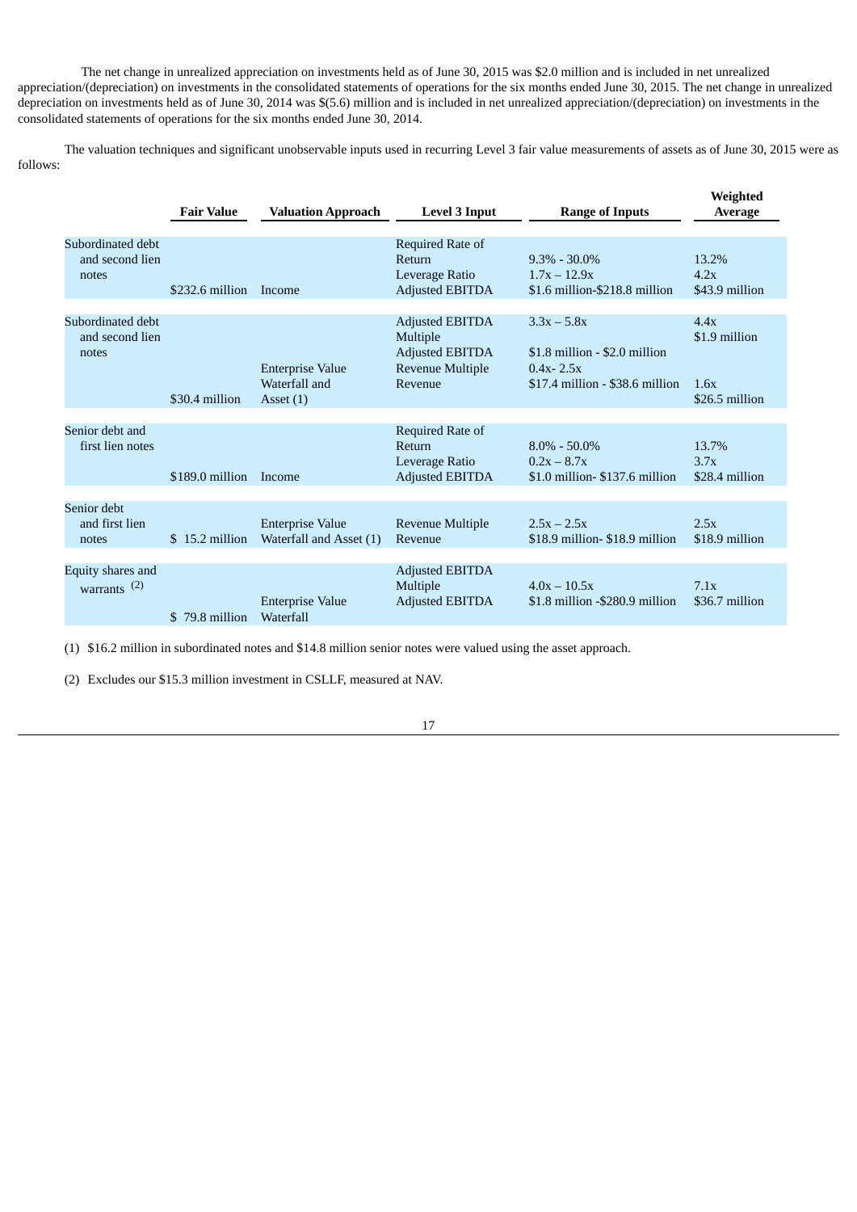The net change in unrealized appreciation on investments held as of June 30, 2015 was $2.0 million and is included in net unrealized appreciation/(depreciation) on investments in the consolidated statements of operations for the six months ended June 30, 2015. The net change in unrealized depreciation on investments held as of June 30, 2014 was $(5.6) million and is included in net unrealized appreciation/(depreciation) on investments in the consolidated statements of operations for the six months ended June 30, 2014.

The valuation techniques and significant unobservable inputs used in recurring Level 3 fair value measurements of assets as of June 30, 2015 were as follows:

| | Fair Value | Valuation Approach | Level 3 Input | Range of Inputs | Weighted Average |
|---|---|---|---|---|---|
| Subordinated debt and second lien notes | $232.6 million | Income | Required Rate of Return | 9.3% - 30.0% | 13.2% |
| | | | Leverage Ratio | 1.7x – 12.9x | 4.2x |
| | | | Adjusted EBITDA | $1.6 million-$218.8 million | $43.9 million |
| Subordinated debt and second lien notes | $30.4 million | Enterprise Value Waterfall and Asset (1) | Adjusted EBITDA Multiple | 3.3x – 5.8x | 4.4x |
| | | | Adjusted EBITDA | $1.8 million - $2.0 million | $1.9 million |
| | | | Revenue Multiple | 0.4x- 2.5x | 1.6x |
| | | | Revenue | $17.4 million - $38.6 million | $26.5 million |
| Senior debt and first lien notes | $189.0 million | Income | Required Rate of Return | 8.0% - 50.0% | 13.7% |
| | | | Leverage Ratio | 0.2x – 8.7x | 3.7x |
| | | | Adjusted EBITDA | $1.0 million- $137.6 million | $28.4 million |
| Senior debt and first lien notes | $ 15.2 million | Enterprise Value Waterfall and Asset (1) | Revenue Multiple | 2.5x – 2.5x | 2.5x |
| | | | Revenue | $18.9 million- $18.9 million | $18.9 million |
| Equity shares and warrants (2) | $ 79.8 million | Enterprise Value Waterfall | Adjusted EBITDA Multiple | 4.0x – 10.5x | 7.1x |
| | | | Adjusted EBITDA | $1.8 million -$280.9 million | $36.7 million |

(1) $16.2 million in subordinated notes and $14.8 million senior notes were valued using the asset approach.

(2) Excludes our $15.3 million investment in CSLLF, measured at NAV.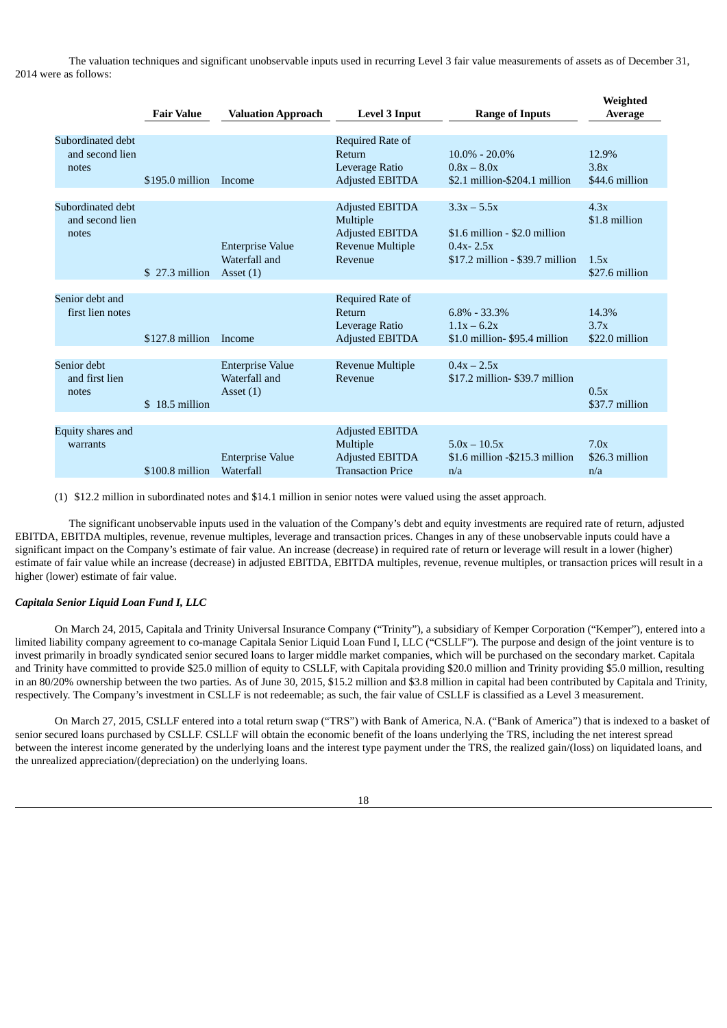The valuation techniques and significant unobservable inputs used in recurring Level 3 fair value measurements of assets as of December 31, 2014 were as follows:

| | Fair Value | Valuation Approach | Level 3 Input | Range of Inputs | Weighted Average |
|---|---|---|---|---|---|
| Subordinated debt and second lien notes | $195.0 million | Income | Required Rate of Return<br>Leverage Ratio<br>Adjusted EBITDA | 10.0% - 20.0%<br>0.8x – 8.0x<br>$2.1 million-$204.1 million | 12.9%<br>3.8x<br>$44.6 million |
| Subordinated debt and second lien notes | $ 27.3 million | Enterprise Value Waterfall and Asset (1) | Adjusted EBITDA Multiple<br>Adjusted EBITDA<br>Revenue Multiple<br>Revenue | 3.3x – 5.5x<br>$1.6 million - $2.0 million<br>0.4x- 2.5x<br>$17.2 million - $39.7 million | 4.3x<br>$1.8 million<br>1.5x<br>$27.6 million |
| Senior debt and first lien notes | $127.8 million | Income | Required Rate of Return<br>Leverage Ratio<br>Adjusted EBITDA | 6.8% - 33.3%<br>1.1x – 6.2x<br>$1.0 million- $95.4 million | 14.3%<br>3.7x<br>$22.0 million |
| Senior debt and first lien notes | $ 18.5 million | Enterprise Value Waterfall and Asset (1) | Revenue Multiple<br>Revenue | 0.4x – 2.5x<br>$17.2 million- $39.7 million | 0.5x<br>$37.7 million |
| Equity shares and warrants | $100.8 million | Enterprise Value Waterfall | Adjusted EBITDA Multiple<br>Adjusted EBITDA<br>Transaction Price | 5.0x – 10.5x<br>$1.6 million -$215.3 million<br>n/a | 7.0x<br>$26.3 million<br>n/a |

(1) $12.2 million in subordinated notes and $14.1 million in senior notes were valued using the asset approach.

The significant unobservable inputs used in the valuation of the Company's debt and equity investments are required rate of return, adjusted EBITDA, EBITDA multiples, revenue, revenue multiples, leverage and transaction prices. Changes in any of these unobservable inputs could have a significant impact on the Company's estimate of fair value. An increase (decrease) in required rate of return or leverage will result in a lower (higher) estimate of fair value while an increase (decrease) in adjusted EBITDA, EBITDA multiples, revenue, revenue multiples, or transaction prices will result in a higher (lower) estimate of fair value.

***Capitala Senior Liquid Loan Fund I, LLC***

On March 24, 2015, Capitala and Trinity Universal Insurance Company ("Trinity"), a subsidiary of Kemper Corporation ("Kemper"), entered into a limited liability company agreement to co-manage Capitala Senior Liquid Loan Fund I, LLC ("CSLLF"). The purpose and design of the joint venture is to invest primarily in broadly syndicated senior secured loans to larger middle market companies, which will be purchased on the secondary market. Capitala and Trinity have committed to provide $25.0 million of equity to CSLLF, with Capitala providing $20.0 million and Trinity providing $5.0 million, resulting in an 80/20% ownership between the two parties. As of June 30, 2015, $15.2 million and $3.8 million in capital had been contributed by Capitala and Trinity, respectively. The Company's investment in CSLLF is not redeemable; as such, the fair value of CSLLF is classified as a Level 3 measurement.

On March 27, 2015, CSLLF entered into a total return swap ("TRS") with Bank of America, N.A. ("Bank of America") that is indexed to a basket of senior secured loans purchased by CSLLF. CSLLF will obtain the economic benefit of the loans underlying the TRS, including the net interest spread between the interest income generated by the underlying loans and the interest type payment under the TRS, the realized gain/(loss) on liquidated loans, and the unrealized appreciation/(depreciation) on the underlying loans.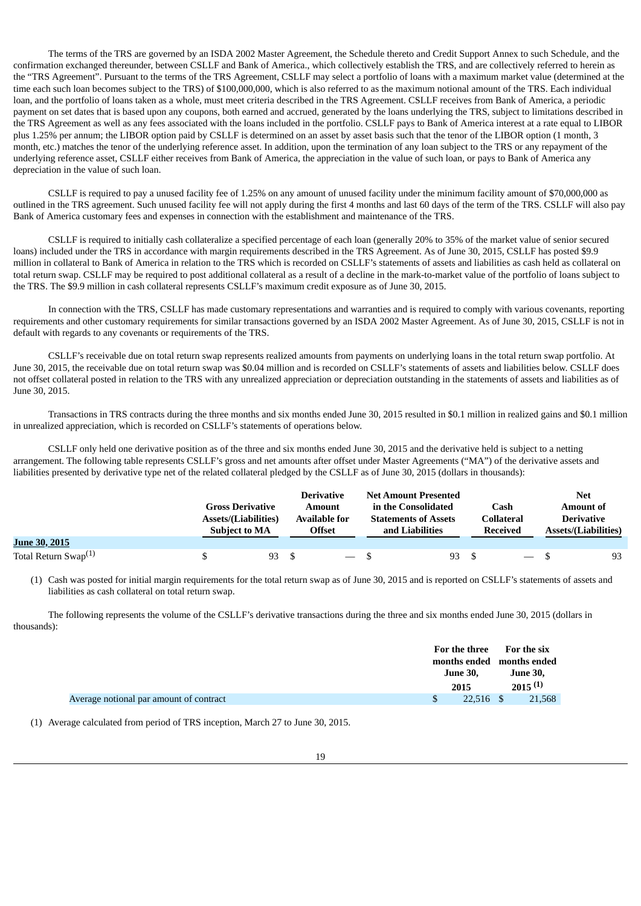The terms of the TRS are governed by an ISDA 2002 Master Agreement, the Schedule thereto and Credit Support Annex to such Schedule, and the confirmation exchanged thereunder, between CSLLF and Bank of America., which collectively establish the TRS, and are collectively referred to herein as the “TRS Agreement”. Pursuant to the terms of the TRS Agreement, CSLLF may select a portfolio of loans with a maximum market value (determined at the time each such loan becomes subject to the TRS) of $100,000,000, which is also referred to as the maximum notional amount of the TRS. Each individual loan, and the portfolio of loans taken as a whole, must meet criteria described in the TRS Agreement. CSLLF receives from Bank of America, a periodic payment on set dates that is based upon any coupons, both earned and accrued, generated by the loans underlying the TRS, subject to limitations described in the TRS Agreement as well as any fees associated with the loans included in the portfolio. CSLLF pays to Bank of America interest at a rate equal to LIBOR plus 1.25% per annum; the LIBOR option paid by CSLLF is determined on an asset by asset basis such that the tenor of the LIBOR option (1 month, 3 month, etc.) matches the tenor of the underlying reference asset. In addition, upon the termination of any loan subject to the TRS or any repayment of the underlying reference asset, CSLLF either receives from Bank of America, the appreciation in the value of such loan, or pays to Bank of America any depreciation in the value of such loan.

CSLLF is required to pay a unused facility fee of 1.25% on any amount of unused facility under the minimum facility amount of $70,000,000 as outlined in the TRS agreement. Such unused facility fee will not apply during the first 4 months and last 60 days of the term of the TRS. CSLLF will also pay Bank of America customary fees and expenses in connection with the establishment and maintenance of the TRS.

CSLLF is required to initially cash collateralize a specified percentage of each loan (generally 20% to 35% of the market value of senior secured loans) included under the TRS in accordance with margin requirements described in the TRS Agreement. As of June 30, 2015, CSLLF has posted $9.9 million in collateral to Bank of America in relation to the TRS which is recorded on CSLLF’s statements of assets and liabilities as cash held as collateral on total return swap. CSLLF may be required to post additional collateral as a result of a decline in the mark-to-market value of the portfolio of loans subject to the TRS. The $9.9 million in cash collateral represents CSLLF’s maximum credit exposure as of June 30, 2015.

In connection with the TRS, CSLLF has made customary representations and warranties and is required to comply with various covenants, reporting requirements and other customary requirements for similar transactions governed by an ISDA 2002 Master Agreement. As of June 30, 2015, CSLLF is not in default with regards to any covenants or requirements of the TRS.

CSLLF’s receivable due on total return swap represents realized amounts from payments on underlying loans in the total return swap portfolio. At June 30, 2015, the receivable due on total return swap was $0.04 million and is recorded on CSLLF’s statements of assets and liabilities below. CSLLF does not offset collateral posted in relation to the TRS with any unrealized appreciation or depreciation outstanding in the statements of assets and liabilities as of June 30, 2015.

Transactions in TRS contracts during the three months and six months ended June 30, 2015 resulted in $0.1 million in realized gains and $0.1 million in unrealized appreciation, which is recorded on CSLLF’s statements of operations below.

CSLLF only held one derivative position as of the three and six months ended June 30, 2015 and the derivative held is subject to a netting arrangement. The following table represents CSLLF’s gross and net amounts after offset under Master Agreements (“MA”) of the derivative assets and liabilities presented by derivative type net of the related collateral pledged by the CSLLF as of June 30, 2015 (dollars in thousands):

| | Gross Derivative Assets/(Liabilities) Subject to MA | Derivative Amount Available for Offset | Net Amount Presented in the Consolidated Statements of Assets and Liabilities | Cash Collateral Received | Net Amount of Derivative Assets/(Liabilities) |
|---|---|---|---|---|---|
| **June 30, 2015** | | | | | |
| Total Return Swap[(1)] | $ 93 | $ — | $ 93 | $ — | $ 93 |

(1) Cash was posted for initial margin requirements for the total return swap as of June 30, 2015 and is reported on CSLLF’s statements of assets and liabilities as cash collateral on total return swap.

The following represents the volume of the CSLLF’s derivative transactions during the three and six months ended June 30, 2015 (dollars in thousands):

| | For the three months ended June 30, 2015 | For the six months ended June 30, 2015[(1)] |
|---|---|---|
| Average notional par amount of contract | $ 22,516 | $ 21,568 |

(1) Average calculated from period of TRS inception, March 27 to June 30, 2015.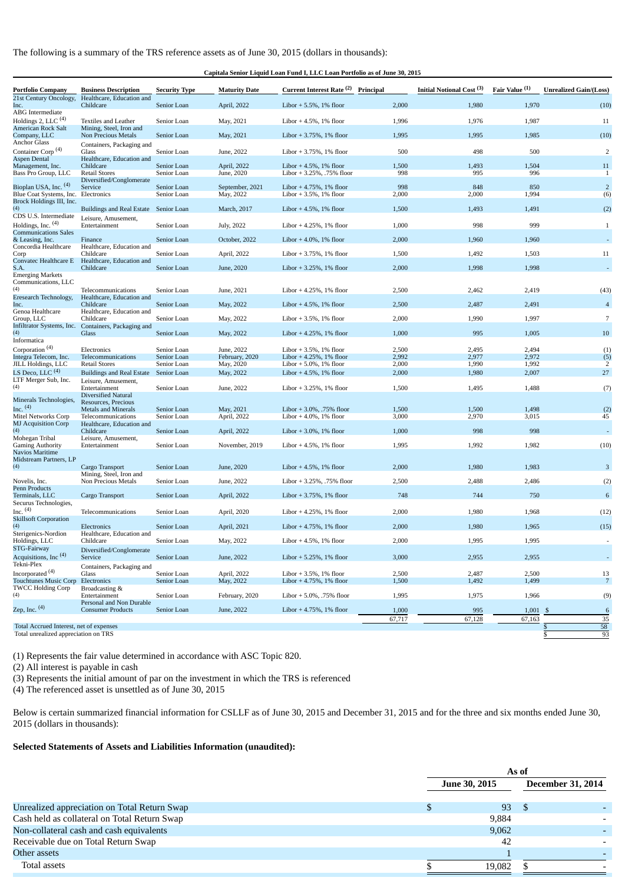The following is a summary of the TRS reference assets as of June 30, 2015 (dollars in thousands):

**Capitala Senior Liquid Loan Fund I, LLC Loan Portfolio as of June 30, 2015**

| Portfolio Company | Business Description | Security Type | Maturity Date | Current Interest Rate (2) | Principal | Initial Notional Cost (3) | Fair Value (1) | Unrealized Gain/(Loss) |
|---|---|---|---|---|---|---|---|---|
| 21st Century Oncology, Inc. | Healthcare, Education and Childcare | Senior Loan | April, 2022 | Libor + 5.5%, 1% floor | 2,000 | 1,980 | 1,970 | (10) |
| ABG Intermediate Holdings 2, LLC (4) | Textiles and Leather | Senior Loan | May, 2021 | Libor + 4.5%, 1% floor | 1,996 | 1,976 | 1,987 | 11 |
| American Rock Salt Company, LLC | Mining, Steel, Iron and Non Precious Metals | Senior Loan | May, 2021 | Libor + 3.75%, 1% floor | 1,995 | 1,995 | 1,985 | (10) |
| Anchor Glass Container Corp (4) | Containers, Packaging and Glass | Senior Loan | June, 2022 | Libor + 3.75%, 1% floor | 500 | 498 | 500 | 2 |
| Aspen Dental Management, Inc. | Healthcare, Education and Childcare | Senior Loan | April, 2022 | Libor + 4.5%, 1% floor | 1,500 | 1,493 | 1,504 | 11 |
| Bass Pro Group, LLC | Retail Stores | Senior Loan | June, 2020 | Libor + 3.25%, .75% floor | 998 | 995 | 996 | 1 |
| Bioplan USA, Inc. (4) | Diversified/Conglomerate Service | Senior Loan | September, 2021 | Libor + 4.75%, 1% floor | 998 | 848 | 850 | 2 |
| Blue Coat Systems, Inc. | Electronics | Senior Loan | May, 2022 | Libor + 3.5%, 1% floor | 2,000 | 2,000 | 1,994 | (6) |
| Brock Holdings III, Inc. (4) | Buildings and Real Estate | Senior Loan | March, 2017 | Libor + 4.5%, 1% floor | 1,500 | 1,493 | 1,491 | (2) |
| CDS U.S. Intermediate Holdings, Inc. (4) | Leisure, Amusement, Entertainment | Senior Loan | July, 2022 | Libor + 4.25%, 1% floor | 1,000 | 998 | 999 | 1 |
| Communications Sales & Leasing, Inc. | Finance | Senior Loan | October, 2022 | Libor + 4.0%, 1% floor | 2,000 | 1,960 | 1,960 | - |
| Concordia Healthcare Corp | Healthcare, Education and Childcare | Senior Loan | April, 2022 | Libor + 3.75%, 1% floor | 1,500 | 1,492 | 1,503 | 11 |
| Convatec Healthcare E S.A. | Healthcare, Education and Childcare | Senior Loan | June, 2020 | Libor + 3.25%, 1% floor | 2,000 | 1,998 | 1,998 | - |
| Emerging Markets Communications, LLC (4) | Telecommunications | Senior Loan | June, 2021 | Libor + 4.25%, 1% floor | 2,500 | 2,462 | 2,419 | (43) |
| Eresearch Technology, Inc. | Healthcare, Education and Childcare | Senior Loan | May, 2022 | Libor + 4.5%, 1% floor | 2,500 | 2,487 | 2,491 | 4 |
| Genoa Healthcare Group, LLC | Healthcare, Education and Childcare | Senior Loan | May, 2022 | Libor + 3.5%, 1% floor | 2,000 | 1,990 | 1,997 | 7 |
| Infiltrator Systems, Inc. (4) | Containers, Packaging and Glass | Senior Loan | May, 2022 | Libor + 4.25%, 1% floor | 1,000 | 995 | 1,005 | 10 |
| Informatica Corporation (4) | Electronics | Senior Loan | June, 2022 | Libor + 3.5%, 1% floor | 2,500 | 2,495 | 2,494 | (1) |
| Integra Telecom, Inc. | Telecommunications | Senior Loan | February, 2020 | Libor + 4.25%, 1% floor | 2,992 | 2,977 | 2,972 | (5) |
| JILL Holdings, LLC | Retail Stores | Senior Loan | May, 2020 | Libor + 5.0%, 1% floor | 2,000 | 1,990 | 1,992 | 2 |
| LS Deco, LLC (4) | Buildings and Real Estate | Senior Loan | May, 2022 | Libor + 4.5%, 1% floor | 2,000 | 1,980 | 2,007 | 27 |
| LTF Merger Sub, Inc. (4) | Leisure, Amusement, Entertainment | Senior Loan | June, 2022 | Libor + 3.25%, 1% floor | 1,500 | 1,495 | 1,488 | (7) |
| Minerals Technologies, Inc. (4) | Diversified Natural Resources, Precious Metals and Minerals | Senior Loan | May, 2021 | Libor + 3.0%, .75% floor | 1,500 | 1,500 | 1,498 | (2) |
| Mitel Networks Corp | Telecommunications | Senior Loan | April, 2022 | Libor + 4.0%, 1% floor | 3,000 | 2,970 | 3,015 | 45 |
| MJ Acquisition Corp (4) | Healthcare, Education and Childcare | Senior Loan | April, 2022 | Libor + 3.0%, 1% floor | 1,000 | 998 | 998 | - |
| Mohegan Tribal Gaming Authority | Leisure, Amusement, Entertainment | Senior Loan | November, 2019 | Libor + 4.5%, 1% floor | 1,995 | 1,992 | 1,982 | (10) |
| Navios Maritime Midstream Partners, LP (4) | Cargo Transport | Senior Loan | June, 2020 | Libor + 4.5%, 1% floor | 2,000 | 1,980 | 1,983 | 3 |
| Novelis, Inc. | Mining, Steel, Iron and Non Precious Metals | Senior Loan | June, 2022 | Libor + 3.25%, .75% floor | 2,500 | 2,488 | 2,486 | (2) |
| Penn Products Terminals, LLC | Cargo Transport | Senior Loan | April, 2022 | Libor + 3.75%, 1% floor | 748 | 744 | 750 | 6 |
| Securus Technologies, Inc. (4) | Telecommunications | Senior Loan | April, 2020 | Libor + 4.25%, 1% floor | 2,000 | 1,980 | 1,968 | (12) |
| Skillsoft Corporation (4) | Electronics | Senior Loan | April, 2021 | Libor + 4.75%, 1% floor | 2,000 | 1,980 | 1,965 | (15) |
| Sterigenics-Nordion Holdings, LLC | Healthcare, Education and Childcare | Senior Loan | May, 2022 | Libor + 4.5%, 1% floor | 2,000 | 1,995 | 1,995 | - |
| STG-Fairway Acquisitions, Inc (4) | Diversified/Conglomerate Service | Senior Loan | June, 2022 | Libor + 5.25%, 1% floor | 3,000 | 2,955 | 2,955 | - |
| Tekni-Plex Incorporated (4) | Containers, Packaging and Glass | Senior Loan | April, 2022 | Libor + 3.5%, 1% floor | 2,500 | 2,487 | 2,500 | 13 |
| Touchtunes Music Corp | Electronics | Senior Loan | May, 2022 | Libor + 4.75%, 1% floor | 1,500 | 1,492 | 1,499 | 7 |
| TWCC Holding Corp (4) | Broadcasting & Entertainment | Senior Loan | February, 2020 | Libor + 5.0%, .75% floor | 1,995 | 1,975 | 1,966 | (9) |
| Zep, Inc. (4) | Personal and Non Durable Consumer Products | Senior Loan | June, 2022 | Libor + 4.75%, 1% floor | 1,000 | 995 | 1,001 | $ 6 |
| | | | | | 67,717 | 67,128 | 67,163 | 35 |
| Total Accrued Interest, net of expenses | | | | | | | | $ 58 |
| Total unrealized appreciation on TRS | | | | | | | | $ 93 |

(1) Represents the fair value determined in accordance with ASC Topic 820.

(2) All interest is payable in cash

(3) Represents the initial amount of par on the investment in which the TRS is referenced

(4) The referenced asset is unsettled as of June 30, 2015

Below is certain summarized financial information for CSLLF as of June 30, 2015 and December 31, 2015 and for the three and six months ended June 30, 2015 (dollars in thousands):

**Selected Statements of Assets and Liabilities Information (unaudited):**

| | As of | |
|---|---|---|
| | June 30, 2015 | December 31, 2014 |
| Unrealized appreciation on Total Return Swap | $ 93 | $ - |
| Cash held as collateral on Total Return Swap | 9,884 | - |
| Non-collateral cash and cash equivalents | 9,062 | - |
| Receivable due on Total Return Swap | 42 | - |
| Other assets | 1 | - |
| Total assets | $ 19,082 | $ - |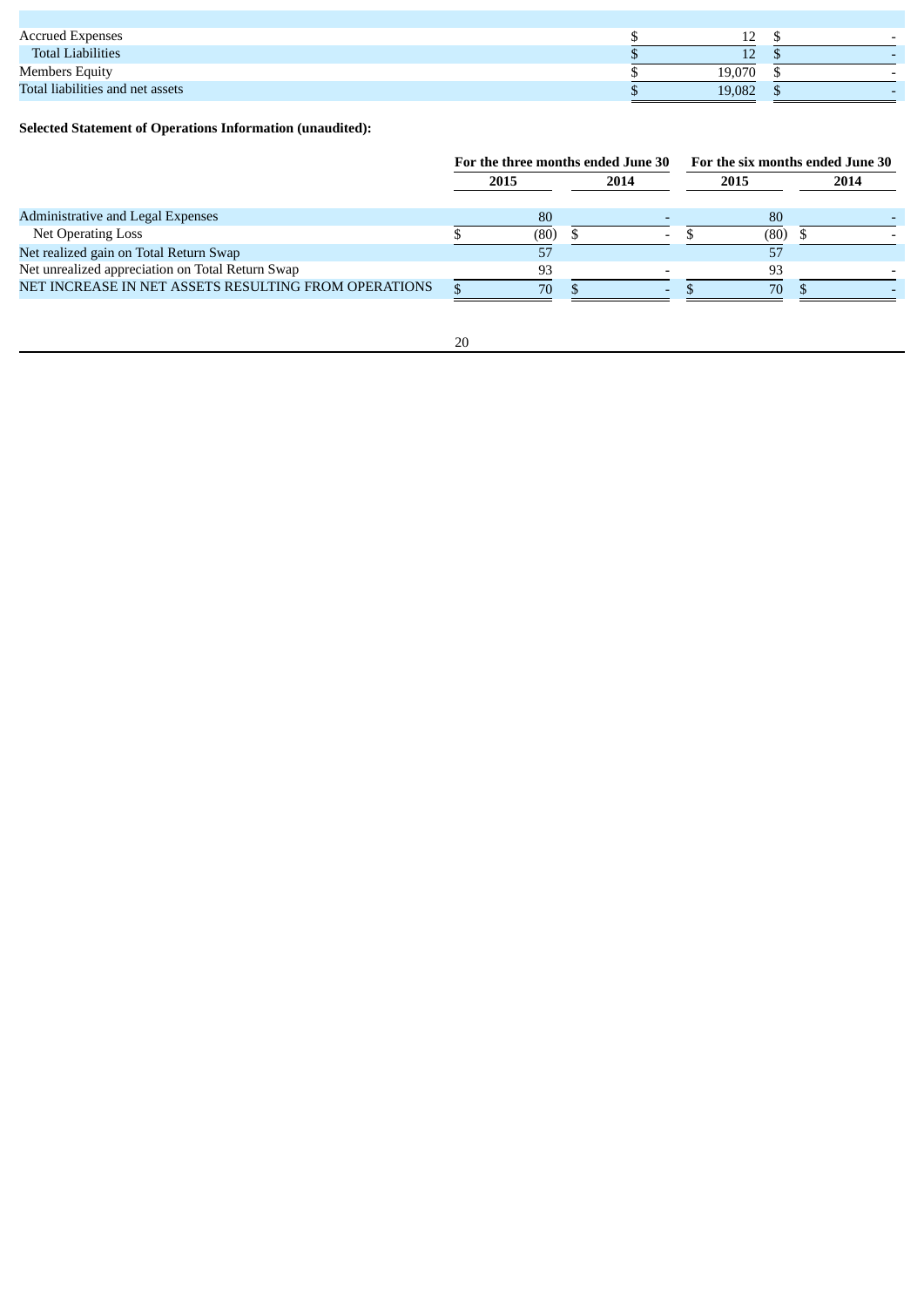| | | |
|---|---|---|
| Accrued Expenses | $ 12 | $ - |
| Total Liabilities | $ 12 | $ - |
| Members Equity | $ 19,070 | $ - |
| Total liabilities and net assets | $ 19,082 | $ - |

**Selected Statement of Operations Information (unaudited):**

| | For the three months ended June 30 | | For the six months ended June 30 | |
|---|---|---|---|---|
| | 2015 | 2014 | 2015 | 2014 |
| Administrative and Legal Expenses | 80 | - | 80 | - |
| Net Operating Loss | $ (80) | $ - | $ (80) | $ - |
| Net realized gain on Total Return Swap | 57 | | 57 | |
| Net unrealized appreciation on Total Return Swap | 93 | - | 93 | - |
| NET INCREASE IN NET ASSETS RESULTING FROM OPERATIONS | $ 70 | $ - | $ 70 | $ - |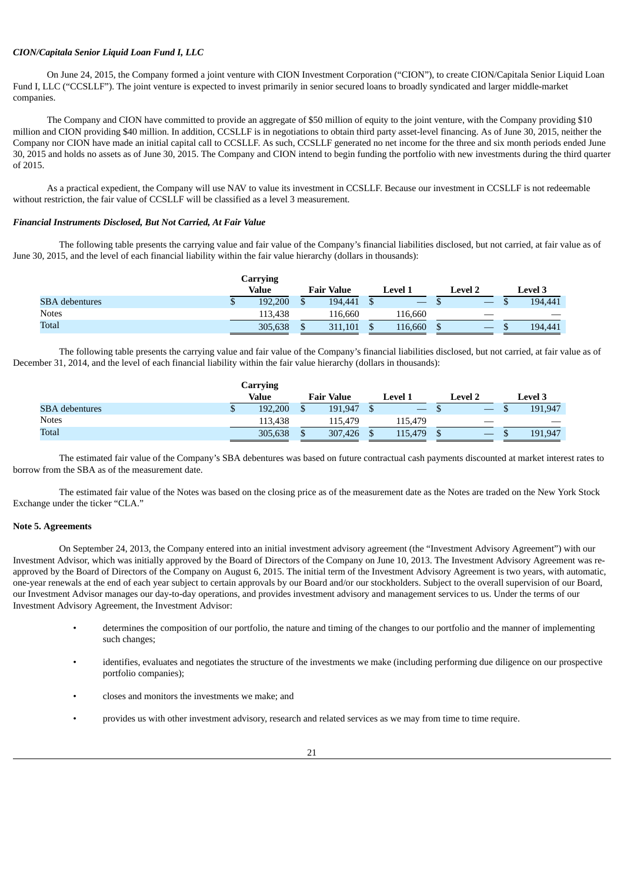***CION/Capitala Senior Liquid Loan Fund I, LLC***

On June 24, 2015, the Company formed a joint venture with CION Investment Corporation ("CION"), to create CION/Capitala Senior Liquid Loan Fund I, LLC ("CCSLLF"). The joint venture is expected to invest primarily in senior secured loans to broadly syndicated and larger middle-market companies.

The Company and CION have committed to provide an aggregate of $50 million of equity to the joint venture, with the Company providing $10 million and CION providing $40 million. In addition, CCSLLF is in negotiations to obtain third party asset-level financing. As of June 30, 2015, neither the Company nor CION have made an initial capital call to CCSLLF. As such, CCSLLF generated no net income for the three and six month periods ended June 30, 2015 and holds no assets as of June 30, 2015. The Company and CION intend to begin funding the portfolio with new investments during the third quarter of 2015.

As a practical expedient, the Company will use NAV to value its investment in CCSLLF. Because our investment in CCSLLF is not redeemable without restriction, the fair value of CCSLLF will be classified as a level 3 measurement.

***Financial Instruments Disclosed, But Not Carried, At Fair Value***

The following table presents the carrying value and fair value of the Company's financial liabilities disclosed, but not carried, at fair value as of June 30, 2015, and the level of each financial liability within the fair value hierarchy (dollars in thousands):

| | Carrying Value | Fair Value | Level 1 | Level 2 | Level 3 |
|---|---|---|---|---|---|
| SBA debentures | $ 192,200 | $ 194,441 | $ — | $ — | $ 194,441 |
| Notes | 113,438 | 116,660 | 116,660 | — | — |
| Total | 305,638 | $ 311,101 | $ 116,660 | $ — | $ 194,441 |

The following table presents the carrying value and fair value of the Company's financial liabilities disclosed, but not carried, at fair value as of December 31, 2014, and the level of each financial liability within the fair value hierarchy (dollars in thousands):

| | Carrying Value | Fair Value | Level 1 | Level 2 | Level 3 |
|---|---|---|---|---|---|
| SBA debentures | $ 192,200 | $ 191,947 | $ — | $ — | $ 191,947 |
| Notes | 113,438 | 115,479 | 115,479 | — | — |
| Total | 305,638 | $ 307,426 | $ 115,479 | $ — | $ 191,947 |

The estimated fair value of the Company's SBA debentures was based on future contractual cash payments discounted at market interest rates to borrow from the SBA as of the measurement date.

The estimated fair value of the Notes was based on the closing price as of the measurement date as the Notes are traded on the New York Stock Exchange under the ticker "CLA."

**Note 5. Agreements**

On September 24, 2013, the Company entered into an initial investment advisory agreement (the "Investment Advisory Agreement") with our Investment Advisor, which was initially approved by the Board of Directors of the Company on June 10, 2013. The Investment Advisory Agreement was re-approved by the Board of Directors of the Company on August 6, 2015. The initial term of the Investment Advisory Agreement is two years, with automatic, one-year renewals at the end of each year subject to certain approvals by our Board and/or our stockholders. Subject to the overall supervision of our Board, our Investment Advisor manages our day-to-day operations, and provides investment advisory and management services to us. Under the terms of our Investment Advisory Agreement, the Investment Advisor:

- determines the composition of our portfolio, the nature and timing of the changes to our portfolio and the manner of implementing such changes;
- identifies, evaluates and negotiates the structure of the investments we make (including performing due diligence on our prospective portfolio companies);
- closes and monitors the investments we make; and
- provides us with other investment advisory, research and related services as we may from time to time require.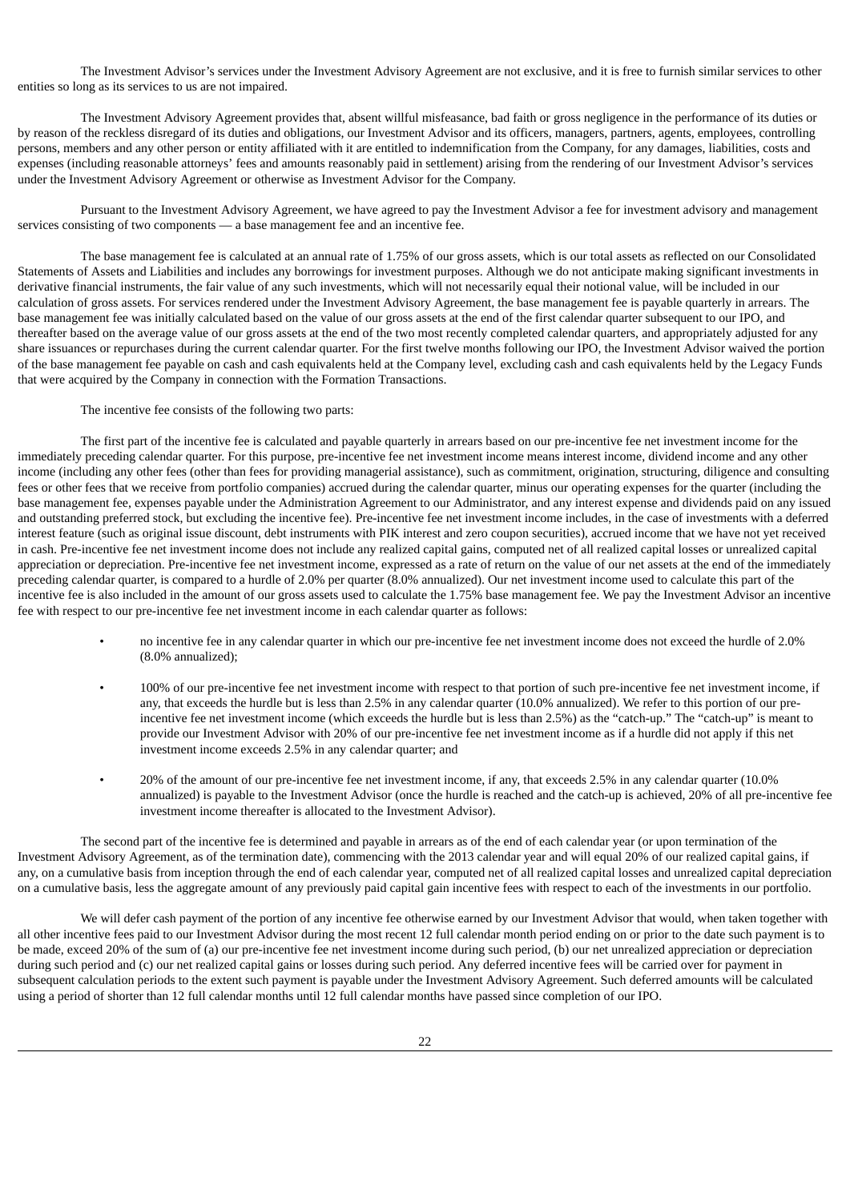The Investment Advisor's services under the Investment Advisory Agreement are not exclusive, and it is free to furnish similar services to other entities so long as its services to us are not impaired.

The Investment Advisory Agreement provides that, absent willful misfeasance, bad faith or gross negligence in the performance of its duties or by reason of the reckless disregard of its duties and obligations, our Investment Advisor and its officers, managers, partners, agents, employees, controlling persons, members and any other person or entity affiliated with it are entitled to indemnification from the Company, for any damages, liabilities, costs and expenses (including reasonable attorneys' fees and amounts reasonably paid in settlement) arising from the rendering of our Investment Advisor's services under the Investment Advisory Agreement or otherwise as Investment Advisor for the Company.

Pursuant to the Investment Advisory Agreement, we have agreed to pay the Investment Advisor a fee for investment advisory and management services consisting of two components — a base management fee and an incentive fee.

The base management fee is calculated at an annual rate of 1.75% of our gross assets, which is our total assets as reflected on our Consolidated Statements of Assets and Liabilities and includes any borrowings for investment purposes. Although we do not anticipate making significant investments in derivative financial instruments, the fair value of any such investments, which will not necessarily equal their notional value, will be included in our calculation of gross assets. For services rendered under the Investment Advisory Agreement, the base management fee is payable quarterly in arrears. The base management fee was initially calculated based on the value of our gross assets at the end of the first calendar quarter subsequent to our IPO, and thereafter based on the average value of our gross assets at the end of the two most recently completed calendar quarters, and appropriately adjusted for any share issuances or repurchases during the current calendar quarter. For the first twelve months following our IPO, the Investment Advisor waived the portion of the base management fee payable on cash and cash equivalents held at the Company level, excluding cash and cash equivalents held by the Legacy Funds that were acquired by the Company in connection with the Formation Transactions.

The incentive fee consists of the following two parts:

The first part of the incentive fee is calculated and payable quarterly in arrears based on our pre-incentive fee net investment income for the immediately preceding calendar quarter. For this purpose, pre-incentive fee net investment income means interest income, dividend income and any other income (including any other fees (other than fees for providing managerial assistance), such as commitment, origination, structuring, diligence and consulting fees or other fees that we receive from portfolio companies) accrued during the calendar quarter, minus our operating expenses for the quarter (including the base management fee, expenses payable under the Administration Agreement to our Administrator, and any interest expense and dividends paid on any issued and outstanding preferred stock, but excluding the incentive fee). Pre-incentive fee net investment income includes, in the case of investments with a deferred interest feature (such as original issue discount, debt instruments with PIK interest and zero coupon securities), accrued income that we have not yet received in cash. Pre-incentive fee net investment income does not include any realized capital gains, computed net of all realized capital losses or unrealized capital appreciation or depreciation. Pre-incentive fee net investment income, expressed as a rate of return on the value of our net assets at the end of the immediately preceding calendar quarter, is compared to a hurdle of 2.0% per quarter (8.0% annualized). Our net investment income used to calculate this part of the incentive fee is also included in the amount of our gross assets used to calculate the 1.75% base management fee. We pay the Investment Advisor an incentive fee with respect to our pre-incentive fee net investment income in each calendar quarter as follows:

- no incentive fee in any calendar quarter in which our pre-incentive fee net investment income does not exceed the hurdle of 2.0% (8.0% annualized);
- 100% of our pre-incentive fee net investment income with respect to that portion of such pre-incentive fee net investment income, if any, that exceeds the hurdle but is less than 2.5% in any calendar quarter (10.0% annualized). We refer to this portion of our pre-incentive fee net investment income (which exceeds the hurdle but is less than 2.5%) as the "catch-up." The "catch-up" is meant to provide our Investment Advisor with 20% of our pre-incentive fee net investment income as if a hurdle did not apply if this net investment income exceeds 2.5% in any calendar quarter; and
- 20% of the amount of our pre-incentive fee net investment income, if any, that exceeds 2.5% in any calendar quarter (10.0% annualized) is payable to the Investment Advisor (once the hurdle is reached and the catch-up is achieved, 20% of all pre-incentive fee investment income thereafter is allocated to the Investment Advisor).

The second part of the incentive fee is determined and payable in arrears as of the end of each calendar year (or upon termination of the Investment Advisory Agreement, as of the termination date), commencing with the 2013 calendar year and will equal 20% of our realized capital gains, if any, on a cumulative basis from inception through the end of each calendar year, computed net of all realized capital losses and unrealized capital depreciation on a cumulative basis, less the aggregate amount of any previously paid capital gain incentive fees with respect to each of the investments in our portfolio.

We will defer cash payment of the portion of any incentive fee otherwise earned by our Investment Advisor that would, when taken together with all other incentive fees paid to our Investment Advisor during the most recent 12 full calendar month period ending on or prior to the date such payment is to be made, exceed 20% of the sum of (a) our pre-incentive fee net investment income during such period, (b) our net unrealized appreciation or depreciation during such period and (c) our net realized capital gains or losses during such period. Any deferred incentive fees will be carried over for payment in subsequent calculation periods to the extent such payment is payable under the Investment Advisory Agreement. Such deferred amounts will be calculated using a period of shorter than 12 full calendar months until 12 full calendar months have passed since completion of our IPO.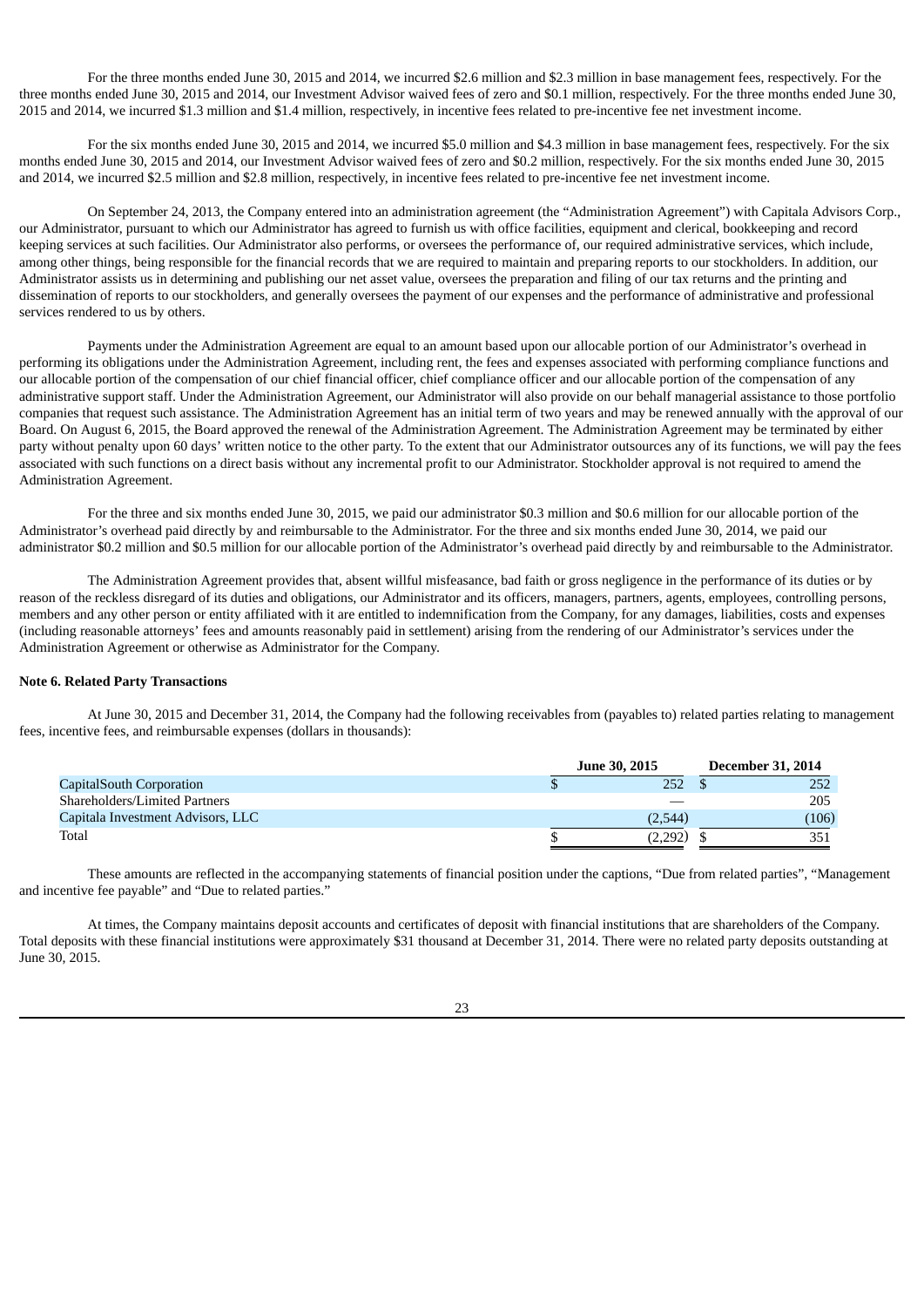For the three months ended June 30, 2015 and 2014, we incurred $2.6 million and $2.3 million in base management fees, respectively. For the three months ended June 30, 2015 and 2014, our Investment Advisor waived fees of zero and $0.1 million, respectively. For the three months ended June 30, 2015 and 2014, we incurred $1.3 million and $1.4 million, respectively, in incentive fees related to pre-incentive fee net investment income.

For the six months ended June 30, 2015 and 2014, we incurred $5.0 million and $4.3 million in base management fees, respectively. For the six months ended June 30, 2015 and 2014, our Investment Advisor waived fees of zero and $0.2 million, respectively. For the six months ended June 30, 2015 and 2014, we incurred $2.5 million and $2.8 million, respectively, in incentive fees related to pre-incentive fee net investment income.

On September 24, 2013, the Company entered into an administration agreement (the "Administration Agreement") with Capitala Advisors Corp., our Administrator, pursuant to which our Administrator has agreed to furnish us with office facilities, equipment and clerical, bookkeeping and record keeping services at such facilities. Our Administrator also performs, or oversees the performance of, our required administrative services, which include, among other things, being responsible for the financial records that we are required to maintain and preparing reports to our stockholders. In addition, our Administrator assists us in determining and publishing our net asset value, oversees the preparation and filing of our tax returns and the printing and dissemination of reports to our stockholders, and generally oversees the payment of our expenses and the performance of administrative and professional services rendered to us by others.

Payments under the Administration Agreement are equal to an amount based upon our allocable portion of our Administrator's overhead in performing its obligations under the Administration Agreement, including rent, the fees and expenses associated with performing compliance functions and our allocable portion of the compensation of our chief financial officer, chief compliance officer and our allocable portion of the compensation of any administrative support staff. Under the Administration Agreement, our Administrator will also provide on our behalf managerial assistance to those portfolio companies that request such assistance. The Administration Agreement has an initial term of two years and may be renewed annually with the approval of our Board. On August 6, 2015, the Board approved the renewal of the Administration Agreement. The Administration Agreement may be terminated by either party without penalty upon 60 days' written notice to the other party. To the extent that our Administrator outsources any of its functions, we will pay the fees associated with such functions on a direct basis without any incremental profit to our Administrator. Stockholder approval is not required to amend the Administration Agreement.

For the three and six months ended June 30, 2015, we paid our administrator $0.3 million and $0.6 million for our allocable portion of the Administrator's overhead paid directly by and reimbursable to the Administrator. For the three and six months ended June 30, 2014, we paid our administrator $0.2 million and $0.5 million for our allocable portion of the Administrator's overhead paid directly by and reimbursable to the Administrator.

The Administration Agreement provides that, absent willful misfeasance, bad faith or gross negligence in the performance of its duties or by reason of the reckless disregard of its duties and obligations, our Administrator and its officers, managers, partners, agents, employees, controlling persons, members and any other person or entity affiliated with it are entitled to indemnification from the Company, for any damages, liabilities, costs and expenses (including reasonable attorneys' fees and amounts reasonably paid in settlement) arising from the rendering of our Administrator's services under the Administration Agreement or otherwise as Administrator for the Company.

**Note 6. Related Party Transactions**

At June 30, 2015 and December 31, 2014, the Company had the following receivables from (payables to) related parties relating to management fees, incentive fees, and reimbursable expenses (dollars in thousands):

| | June 30, 2015 | December 31, 2014 |
|---|---|---|
| CapitalSouth Corporation | $ 252 | $ 252 |
| Shareholders/Limited Partners | — | 205 |
| Capitala Investment Advisors, LLC | (2,544) | (106) |
| Total | $ (2,292) | $ 351 |

These amounts are reflected in the accompanying statements of financial position under the captions, "Due from related parties", "Management and incentive fee payable" and "Due to related parties."

At times, the Company maintains deposit accounts and certificates of deposit with financial institutions that are shareholders of the Company. Total deposits with these financial institutions were approximately $31 thousand at December 31, 2014. There were no related party deposits outstanding at June 30, 2015.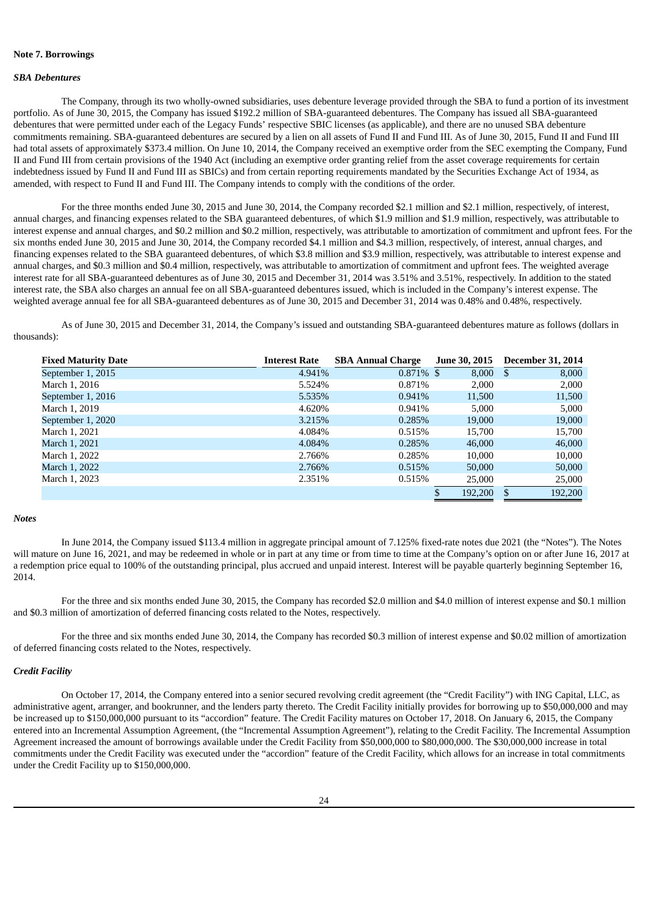**Note 7. Borrowings**

***SBA Debentures***

The Company, through its two wholly-owned subsidiaries, uses debenture leverage provided through the SBA to fund a portion of its investment portfolio. As of June 30, 2015, the Company has issued \$192.2 million of SBA-guaranteed debentures. The Company has issued all SBA-guaranteed debentures that were permitted under each of the Legacy Funds' respective SBIC licenses (as applicable), and there are no unused SBA debenture commitments remaining. SBA-guaranteed debentures are secured by a lien on all assets of Fund II and Fund III. As of June 30, 2015, Fund II and Fund III had total assets of approximately \$373.4 million. On June 10, 2014, the Company received an exemptive order from the SEC exempting the Company, Fund II and Fund III from certain provisions of the 1940 Act (including an exemptive order granting relief from the asset coverage requirements for certain indebtedness issued by Fund II and Fund III as SBICs) and from certain reporting requirements mandated by the Securities Exchange Act of 1934, as amended, with respect to Fund II and Fund III. The Company intends to comply with the conditions of the order.

For the three months ended June 30, 2015 and June 30, 2014, the Company recorded \$2.1 million and \$2.1 million, respectively, of interest, annual charges, and financing expenses related to the SBA guaranteed debentures, of which \$1.9 million and \$1.9 million, respectively, was attributable to interest expense and annual charges, and \$0.2 million and \$0.2 million, respectively, was attributable to amortization of commitment and upfront fees. For the six months ended June 30, 2015 and June 30, 2014, the Company recorded \$4.1 million and \$4.3 million, respectively, of interest, annual charges, and financing expenses related to the SBA guaranteed debentures, of which \$3.8 million and \$3.9 million, respectively, was attributable to interest expense and annual charges, and \$0.3 million and \$0.4 million, respectively, was attributable to amortization of commitment and upfront fees. The weighted average interest rate for all SBA-guaranteed debentures as of June 30, 2015 and December 31, 2014 was 3.51% and 3.51%, respectively. In addition to the stated interest rate, the SBA also charges an annual fee on all SBA-guaranteed debentures issued, which is included in the Company's interest expense. The weighted average annual fee for all SBA-guaranteed debentures as of June 30, 2015 and December 31, 2014 was 0.48% and 0.48%, respectively.

As of June 30, 2015 and December 31, 2014, the Company's issued and outstanding SBA-guaranteed debentures mature as follows (dollars in thousands):

| Fixed Maturity Date | Interest Rate | SBA Annual Charge | June 30, 2015 | December 31, 2014 |
|---|---|---|---|---|
| September 1, 2015 | 4.941% | 0.871% | \$ 8,000 | \$ 8,000 |
| March 1, 2016 | 5.524% | 0.871% | 2,000 | 2,000 |
| September 1, 2016 | 5.535% | 0.941% | 11,500 | 11,500 |
| March 1, 2019 | 4.620% | 0.941% | 5,000 | 5,000 |
| September 1, 2020 | 3.215% | 0.285% | 19,000 | 19,000 |
| March 1, 2021 | 4.084% | 0.515% | 15,700 | 15,700 |
| March 1, 2021 | 4.084% | 0.285% | 46,000 | 46,000 |
| March 1, 2022 | 2.766% | 0.285% | 10,000 | 10,000 |
| March 1, 2022 | 2.766% | 0.515% | 50,000 | 50,000 |
| March 1, 2023 | 2.351% | 0.515% | 25,000 | 25,000 |
| | | | \$ 192,200 | \$ 192,200 |

***Notes***

In June 2014, the Company issued \$113.4 million in aggregate principal amount of 7.125% fixed-rate notes due 2021 (the "Notes"). The Notes will mature on June 16, 2021, and may be redeemed in whole or in part at any time or from time to time at the Company's option on or after June 16, 2017 at a redemption price equal to 100% of the outstanding principal, plus accrued and unpaid interest. Interest will be payable quarterly beginning September 16, 2014.

For the three and six months ended June 30, 2015, the Company has recorded \$2.0 million and \$4.0 million of interest expense and \$0.1 million and \$0.3 million of amortization of deferred financing costs related to the Notes, respectively.

For the three and six months ended June 30, 2014, the Company has recorded \$0.3 million of interest expense and \$0.02 million of amortization of deferred financing costs related to the Notes, respectively.

***Credit Facility***

On October 17, 2014, the Company entered into a senior secured revolving credit agreement (the "Credit Facility") with ING Capital, LLC, as administrative agent, arranger, and bookrunner, and the lenders party thereto. The Credit Facility initially provides for borrowing up to \$50,000,000 and may be increased up to \$150,000,000 pursuant to its "accordion" feature. The Credit Facility matures on October 17, 2018. On January 6, 2015, the Company entered into an Incremental Assumption Agreement, (the "Incremental Assumption Agreement"), relating to the Credit Facility. The Incremental Assumption Agreement increased the amount of borrowings available under the Credit Facility from \$50,000,000 to \$80,000,000. The \$30,000,000 increase in total commitments under the Credit Facility was executed under the "accordion" feature of the Credit Facility, which allows for an increase in total commitments under the Credit Facility up to \$150,000,000.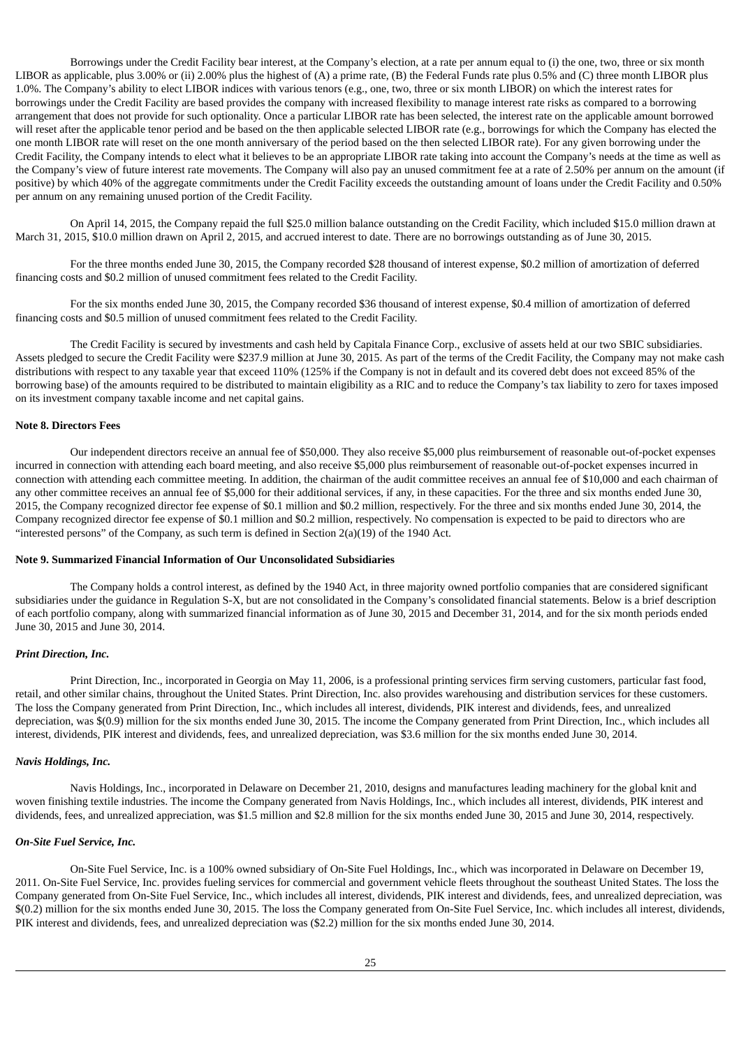Borrowings under the Credit Facility bear interest, at the Company's election, at a rate per annum equal to (i) the one, two, three or six month LIBOR as applicable, plus 3.00% or (ii) 2.00% plus the highest of (A) a prime rate, (B) the Federal Funds rate plus 0.5% and (C) three month LIBOR plus 1.0%. The Company's ability to elect LIBOR indices with various tenors (e.g., one, two, three or six month LIBOR) on which the interest rates for borrowings under the Credit Facility are based provides the company with increased flexibility to manage interest rate risks as compared to a borrowing arrangement that does not provide for such optionality. Once a particular LIBOR rate has been selected, the interest rate on the applicable amount borrowed will reset after the applicable tenor period and be based on the then applicable selected LIBOR rate (e.g., borrowings for which the Company has elected the one month LIBOR rate will reset on the one month anniversary of the period based on the then selected LIBOR rate). For any given borrowing under the Credit Facility, the Company intends to elect what it believes to be an appropriate LIBOR rate taking into account the Company's needs at the time as well as the Company's view of future interest rate movements. The Company will also pay an unused commitment fee at a rate of 2.50% per annum on the amount (if positive) by which 40% of the aggregate commitments under the Credit Facility exceeds the outstanding amount of loans under the Credit Facility and 0.50% per annum on any remaining unused portion of the Credit Facility.

On April 14, 2015, the Company repaid the full $25.0 million balance outstanding on the Credit Facility, which included $15.0 million drawn at March 31, 2015, $10.0 million drawn on April 2, 2015, and accrued interest to date. There are no borrowings outstanding as of June 30, 2015.

For the three months ended June 30, 2015, the Company recorded $28 thousand of interest expense, $0.2 million of amortization of deferred financing costs and $0.2 million of unused commitment fees related to the Credit Facility.

For the six months ended June 30, 2015, the Company recorded $36 thousand of interest expense, $0.4 million of amortization of deferred financing costs and $0.5 million of unused commitment fees related to the Credit Facility.

The Credit Facility is secured by investments and cash held by Capitala Finance Corp., exclusive of assets held at our two SBIC subsidiaries. Assets pledged to secure the Credit Facility were $237.9 million at June 30, 2015. As part of the terms of the Credit Facility, the Company may not make cash distributions with respect to any taxable year that exceed 110% (125% if the Company is not in default and its covered debt does not exceed 85% of the borrowing base) of the amounts required to be distributed to maintain eligibility as a RIC and to reduce the Company's tax liability to zero for taxes imposed on its investment company taxable income and net capital gains.

**Note 8. Directors Fees**

Our independent directors receive an annual fee of $50,000. They also receive $5,000 plus reimbursement of reasonable out-of-pocket expenses incurred in connection with attending each board meeting, and also receive $5,000 plus reimbursement of reasonable out-of-pocket expenses incurred in connection with attending each committee meeting. In addition, the chairman of the audit committee receives an annual fee of $10,000 and each chairman of any other committee receives an annual fee of $5,000 for their additional services, if any, in these capacities. For the three and six months ended June 30, 2015, the Company recognized director fee expense of $0.1 million and $0.2 million, respectively. For the three and six months ended June 30, 2014, the Company recognized director fee expense of $0.1 million and $0.2 million, respectively. No compensation is expected to be paid to directors who are "interested persons" of the Company, as such term is defined in Section 2(a)(19) of the 1940 Act.

**Note 9. Summarized Financial Information of Our Unconsolidated Subsidiaries**

The Company holds a control interest, as defined by the 1940 Act, in three majority owned portfolio companies that are considered significant subsidiaries under the guidance in Regulation S-X, but are not consolidated in the Company's consolidated financial statements. Below is a brief description of each portfolio company, along with summarized financial information as of June 30, 2015 and December 31, 2014, and for the six month periods ended June 30, 2015 and June 30, 2014.

***Print Direction, Inc.***

Print Direction, Inc., incorporated in Georgia on May 11, 2006, is a professional printing services firm serving customers, particular fast food, retail, and other similar chains, throughout the United States. Print Direction, Inc. also provides warehousing and distribution services for these customers. The loss the Company generated from Print Direction, Inc., which includes all interest, dividends, PIK interest and dividends, fees, and unrealized depreciation, was $(0.9) million for the six months ended June 30, 2015. The income the Company generated from Print Direction, Inc., which includes all interest, dividends, PIK interest and dividends, fees, and unrealized depreciation, was $3.6 million for the six months ended June 30, 2014.

***Navis Holdings, Inc.***

Navis Holdings, Inc., incorporated in Delaware on December 21, 2010, designs and manufactures leading machinery for the global knit and woven finishing textile industries. The income the Company generated from Navis Holdings, Inc., which includes all interest, dividends, PIK interest and dividends, fees, and unrealized appreciation, was $1.5 million and $2.8 million for the six months ended June 30, 2015 and June 30, 2014, respectively.

***On-Site Fuel Service, Inc.***

On-Site Fuel Service, Inc. is a 100% owned subsidiary of On-Site Fuel Holdings, Inc., which was incorporated in Delaware on December 19, 2011. On-Site Fuel Service, Inc. provides fueling services for commercial and government vehicle fleets throughout the southeast United States. The loss the Company generated from On-Site Fuel Service, Inc., which includes all interest, dividends, PIK interest and dividends, fees, and unrealized depreciation, was $(0.2) million for the six months ended June 30, 2015. The loss the Company generated from On-Site Fuel Service, Inc. which includes all interest, dividends, PIK interest and dividends, fees, and unrealized depreciation was ($2.2) million for the six months ended June 30, 2014.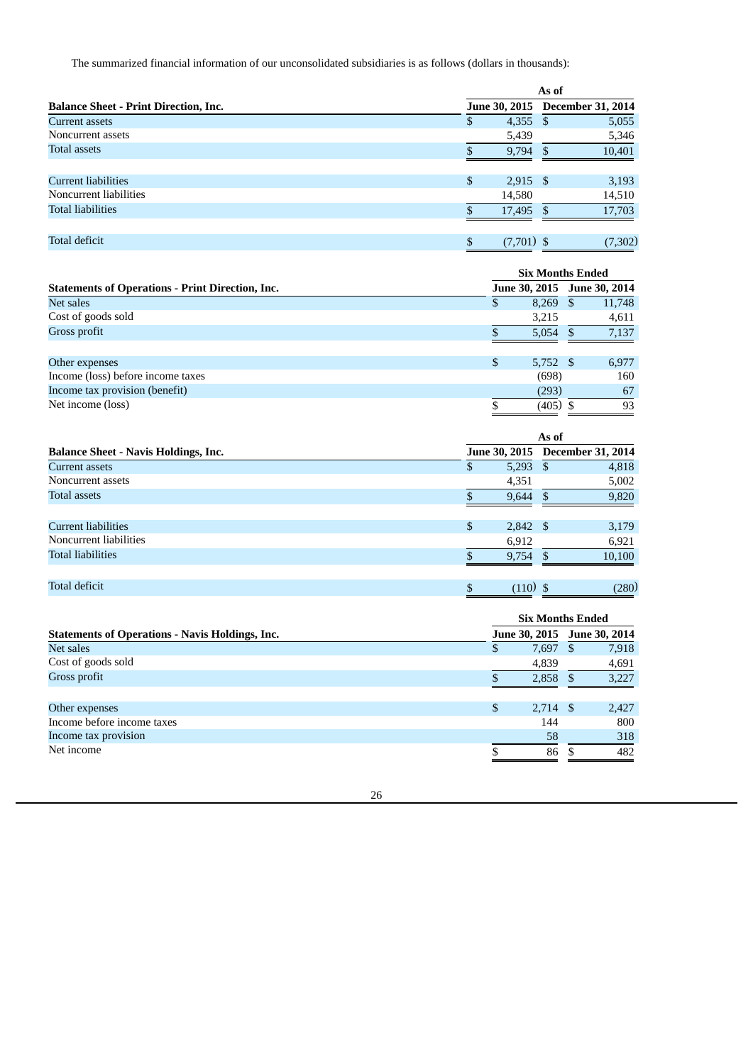The summarized financial information of our unconsolidated subsidiaries is as follows (dollars in thousands):

| **Balance Sheet - Print Direction, Inc.** | **As of June 30, 2015** | **As of December 31, 2014** |
|---|---|---|
| Current assets | $ 4,355 | $ 5,055 |
| Noncurrent assets | 5,439 | 5,346 |
| Total assets | $ 9,794 | $ 10,401 |
| | | |
| Current liabilities | $ 2,915 | $ 3,193 |
| Noncurrent liabilities | 14,580 | 14,510 |
| Total liabilities | $ 17,495 | $ 17,703 |
| | | |
| Total deficit | $ (7,701) | $ (7,302) |

| **Statements of Operations - Print Direction, Inc.** | **Six Months Ended June 30, 2015** | **Six Months Ended June 30, 2014** |
|---|---|---|
| Net sales | $ 8,269 | $ 11,748 |
| Cost of goods sold | 3,215 | 4,611 |
| Gross profit | $ 5,054 | $ 7,137 |
| | | |
| Other expenses | $ 5,752 | $ 6,977 |
| Income (loss) before income taxes | (698) | 160 |
| Income tax provision (benefit) | (293) | 67 |
| Net income (loss) | $ (405) | $ 93 |

| **Balance Sheet - Navis Holdings, Inc.** | **As of June 30, 2015** | **As of December 31, 2014** |
|---|---|---|
| Current assets | $ 5,293 | $ 4,818 |
| Noncurrent assets | 4,351 | 5,002 |
| Total assets | $ 9,644 | $ 9,820 |
| | | |
| Current liabilities | $ 2,842 | $ 3,179 |
| Noncurrent liabilities | 6,912 | 6,921 |
| Total liabilities | $ 9,754 | $ 10,100 |
| | | |
| Total deficit | $ (110) | $ (280) |

| **Statements of Operations - Navis Holdings, Inc.** | **Six Months Ended June 30, 2015** | **Six Months Ended June 30, 2014** |
|---|---|---|
| Net sales | $ 7,697 | $ 7,918 |
| Cost of goods sold | 4,839 | 4,691 |
| Gross profit | $ 2,858 | $ 3,227 |
| | | |
| Other expenses | $ 2,714 | $ 2,427 |
| Income before income taxes | 144 | 800 |
| Income tax provision | 58 | 318 |
| Net income | $ 86 | $ 482 |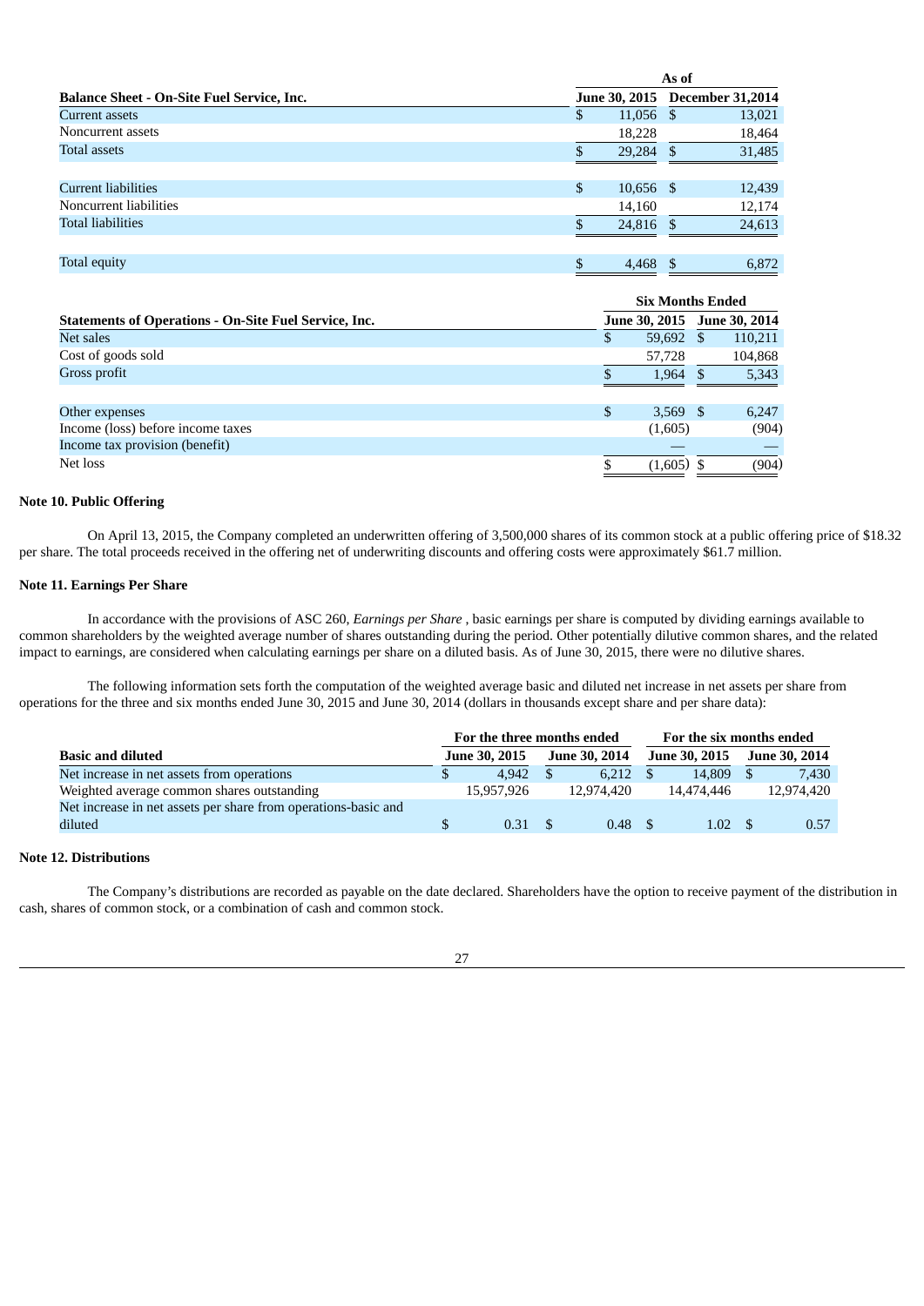| Balance Sheet - On-Site Fuel Service, Inc. | As of June 30, 2015 | As of December 31,2014 |
|---|---|---|
| Current assets | $ 11,056 | $ 13,021 |
| Noncurrent assets | 18,228 | 18,464 |
| Total assets | $ 29,284 | $ 31,485 |
| | | |
| Current liabilities | $ 10,656 | $ 12,439 |
| Noncurrent liabilities | 14,160 | 12,174 |
| Total liabilities | $ 24,816 | $ 24,613 |
| | | |
| Total equity | $ 4,468 | $ 6,872 |

| Statements of Operations - On-Site Fuel Service, Inc. | Six Months Ended June 30, 2015 | Six Months Ended June 30, 2014 |
|---|---|---|
| Net sales | $ 59,692 | $ 110,211 |
| Cost of goods sold | 57,728 | 104,868 |
| Gross profit | $ 1,964 | $ 5,343 |
| | | |
| Other expenses | $ 3,569 | $ 6,247 |
| Income (loss) before income taxes | (1,605) | (904) |
| Income tax provision (benefit) | — | — |
| Net loss | $ (1,605) | $ (904) |

**Note 10. Public Offering**

On April 13, 2015, the Company completed an underwritten offering of 3,500,000 shares of its common stock at a public offering price of $18.32 per share. The total proceeds received in the offering net of underwriting discounts and offering costs were approximately $61.7 million.

**Note 11. Earnings Per Share**

In accordance with the provisions of ASC 260, *Earnings per Share* , basic earnings per share is computed by dividing earnings available to common shareholders by the weighted average number of shares outstanding during the period. Other potentially dilutive common shares, and the related impact to earnings, are considered when calculating earnings per share on a diluted basis. As of June 30, 2015, there were no dilutive shares.

The following information sets forth the computation of the weighted average basic and diluted net increase in net assets per share from operations for the three and six months ended June 30, 2015 and June 30, 2014 (dollars in thousands except share and per share data):

| | For the three months ended | | For the six months ended | |
|---|---|---|---|---|
| **Basic and diluted** | **June 30, 2015** | **June 30, 2014** | **June 30, 2015** | **June 30, 2014** |
| Net increase in net assets from operations | $ 4,942 | $ 6,212 | $ 14,809 | $ 7,430 |
| Weighted average common shares outstanding | 15,957,926 | 12,974,420 | 14,474,446 | 12,974,420 |
| Net increase in net assets per share from operations-basic and diluted | $ 0.31 | $ 0.48 | $ 1.02 | $ 0.57 |

**Note 12. Distributions**

The Company's distributions are recorded as payable on the date declared. Shareholders have the option to receive payment of the distribution in cash, shares of common stock, or a combination of cash and common stock.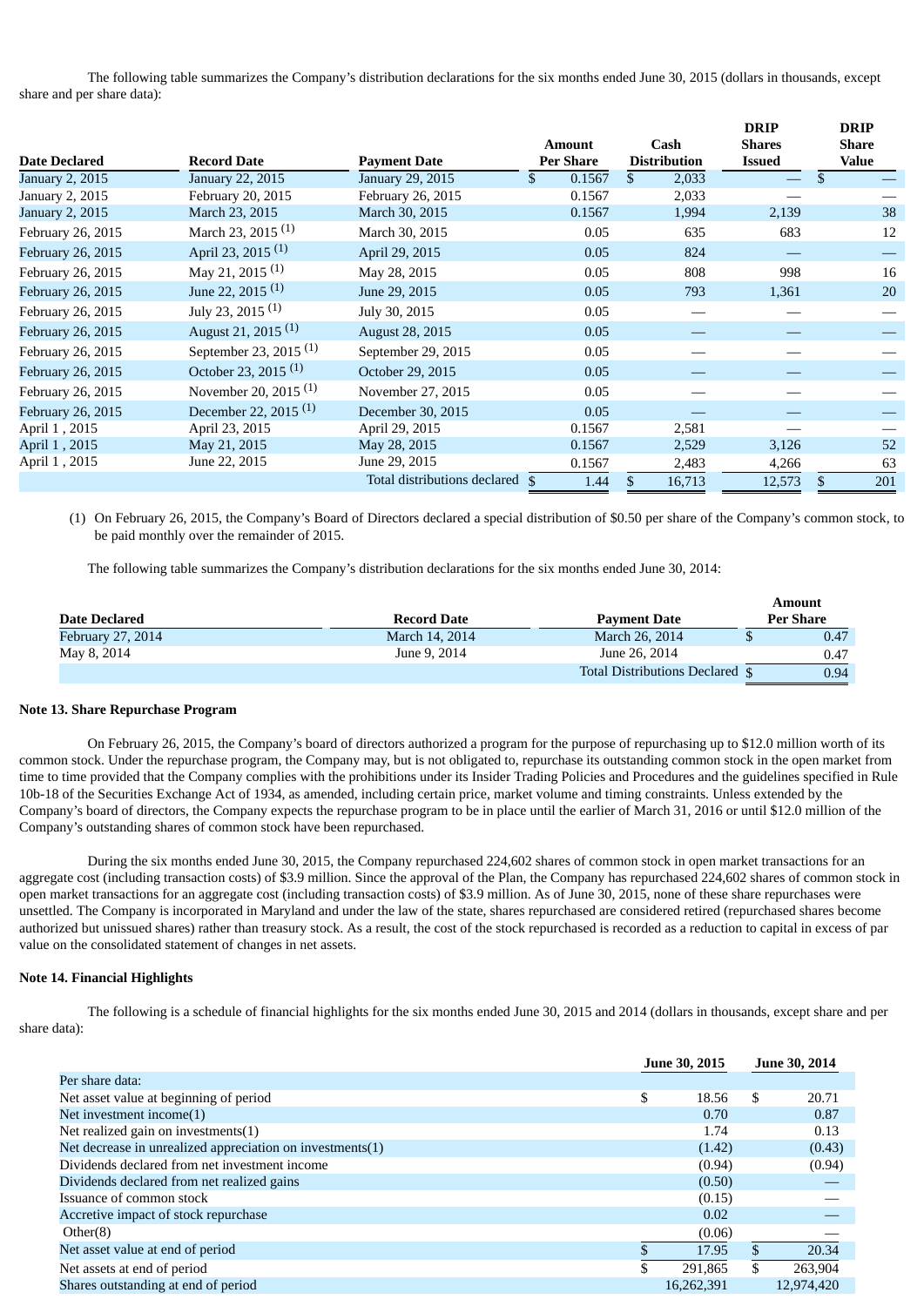The following table summarizes the Company's distribution declarations for the six months ended June 30, 2015 (dollars in thousands, except share and per share data):

| Date Declared | Record Date | Payment Date | Amount Per Share | Cash Distribution | DRIP Shares Issued | DRIP Share Value |
|---|---|---|---|---|---|---|
| January 2, 2015 | January 22, 2015 | January 29, 2015 | $ 0.1567 | $ 2,033 | — | $ — |
| January 2, 2015 | February 20, 2015 | February 26, 2015 | 0.1567 | 2,033 | — | — |
| January 2, 2015 | March 23, 2015 | March 30, 2015 | 0.1567 | 1,994 | 2,139 | 38 |
| February 26, 2015 | March 23, 2015 (1) | March 30, 2015 | 0.05 | 635 | 683 | 12 |
| February 26, 2015 | April 23, 2015 (1) | April 29, 2015 | 0.05 | 824 | — | — |
| February 26, 2015 | May 21, 2015 (1) | May 28, 2015 | 0.05 | 808 | 998 | 16 |
| February 26, 2015 | June 22, 2015 (1) | June 29, 2015 | 0.05 | 793 | 1,361 | 20 |
| February 26, 2015 | July 23, 2015 (1) | July 30, 2015 | 0.05 | — | — | — |
| February 26, 2015 | August 21, 2015 (1) | August 28, 2015 | 0.05 | — | — | — |
| February 26, 2015 | September 23, 2015 (1) | September 29, 2015 | 0.05 | — | — | — |
| February 26, 2015 | October 23, 2015 (1) | October 29, 2015 | 0.05 | — | — | — |
| February 26, 2015 | November 20, 2015 (1) | November 27, 2015 | 0.05 | — | — | — |
| February 26, 2015 | December 22, 2015 (1) | December 30, 2015 | 0.05 | — | — | — |
| April 1 , 2015 | April 23, 2015 | April 29, 2015 | 0.1567 | 2,581 | — | — |
| April 1 , 2015 | May 21, 2015 | May 28, 2015 | 0.1567 | 2,529 | 3,126 | 52 |
| April 1 , 2015 | June 22, 2015 | June 29, 2015 | 0.1567 | 2,483 | 4,266 | 63 |
| | | Total distributions declared | $ 1.44 | $ 16,713 | 12,573 | $ 201 |

(1) On February 26, 2015, the Company's Board of Directors declared a special distribution of $0.50 per share of the Company's common stock, to be paid monthly over the remainder of 2015.

The following table summarizes the Company's distribution declarations for the six months ended June 30, 2014:

| Date Declared | Record Date | Payment Date | Amount Per Share |
|---|---|---|---|
| February 27, 2014 | March 14, 2014 | March 26, 2014 | $ 0.47 |
| May 8, 2014 | June 9, 2014 | June 26, 2014 | 0.47 |
| | | Total Distributions Declared | $ 0.94 |

**Note 13. Share Repurchase Program**

On February 26, 2015, the Company's board of directors authorized a program for the purpose of repurchasing up to $12.0 million worth of its common stock. Under the repurchase program, the Company may, but is not obligated to, repurchase its outstanding common stock in the open market from time to time provided that the Company complies with the prohibitions under its Insider Trading Policies and Procedures and the guidelines specified in Rule 10b-18 of the Securities Exchange Act of 1934, as amended, including certain price, market volume and timing constraints. Unless extended by the Company's board of directors, the Company expects the repurchase program to be in place until the earlier of March 31, 2016 or until $12.0 million of the Company's outstanding shares of common stock have been repurchased.

During the six months ended June 30, 2015, the Company repurchased 224,602 shares of common stock in open market transactions for an aggregate cost (including transaction costs) of $3.9 million. Since the approval of the Plan, the Company has repurchased 224,602 shares of common stock in open market transactions for an aggregate cost (including transaction costs) of $3.9 million. As of June 30, 2015, none of these share repurchases were unsettled. The Company is incorporated in Maryland and under the law of the state, shares repurchased are considered retired (repurchased shares become authorized but unissued shares) rather than treasury stock. As a result, the cost of the stock repurchased is recorded as a reduction to capital in excess of par value on the consolidated statement of changes in net assets.

**Note 14. Financial Highlights**

The following is a schedule of financial highlights for the six months ended June 30, 2015 and 2014 (dollars in thousands, except share and per share data):

| | June 30, 2015 | June 30, 2014 |
|---|---|---|
| Per share data: | | |
| Net asset value at beginning of period | $ 18.56 | $ 20.71 |
| Net investment income(1) | 0.70 | 0.87 |
| Net realized gain on investments(1) | 1.74 | 0.13 |
| Net decrease in unrealized appreciation on investments(1) | (1.42) | (0.43) |
| Dividends declared from net investment income | (0.94) | (0.94) |
| Dividends declared from net realized gains | (0.50) | — |
| Issuance of common stock | (0.15) | — |
| Accretive impact of stock repurchase | 0.02 | — |
| Other(8) | (0.06) | — |
| Net asset value at end of period | $ 17.95 | $ 20.34 |
| Net assets at end of period | $ 291,865 | $ 263,904 |
| Shares outstanding at end of period | 16,262,391 | 12,974,420 |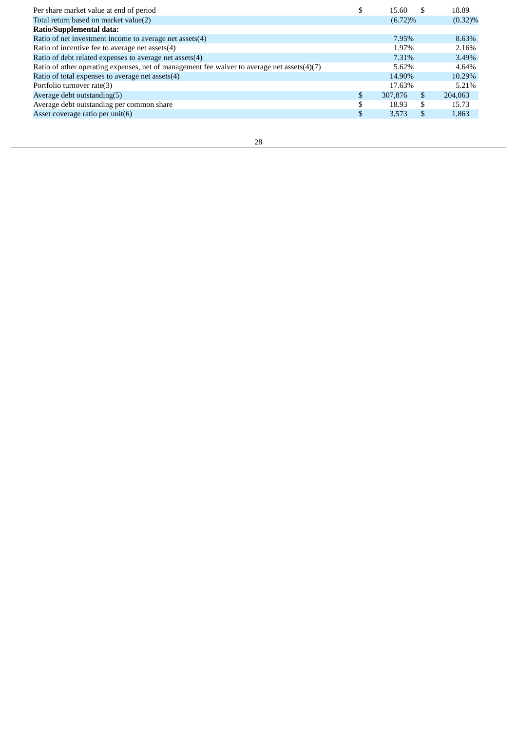| | | |
|---|---|---|
| Per share market value at end of period | $ 15.60 | $ 18.89 |
| Total return based on market value(2) | (6.72)% | (0.32)% |
| **Ratio/Supplemental data:** | | |
| Ratio of net investment income to average net assets(4) | 7.95% | 8.63% |
| Ratio of incentive fee to average net assets(4) | 1.97% | 2.16% |
| Ratio of debt related expenses to average net assets(4) | 7.31% | 3.49% |
| Ratio of other operating expenses, net of management fee waiver to average net assets(4)(7) | 5.62% | 4.64% |
| Ratio of total expenses to average net assets(4) | 14.90% | 10.29% |
| Portfolio turnover rate(3) | 17.63% | 5.21% |
| Average debt outstanding(5) | $ 307,876 | $ 204,063 |
| Average debt outstanding per common share | $ 18.93 | $ 15.73 |
| Asset coverage ratio per unit(6) | $ 3,573 | $ 1,863 |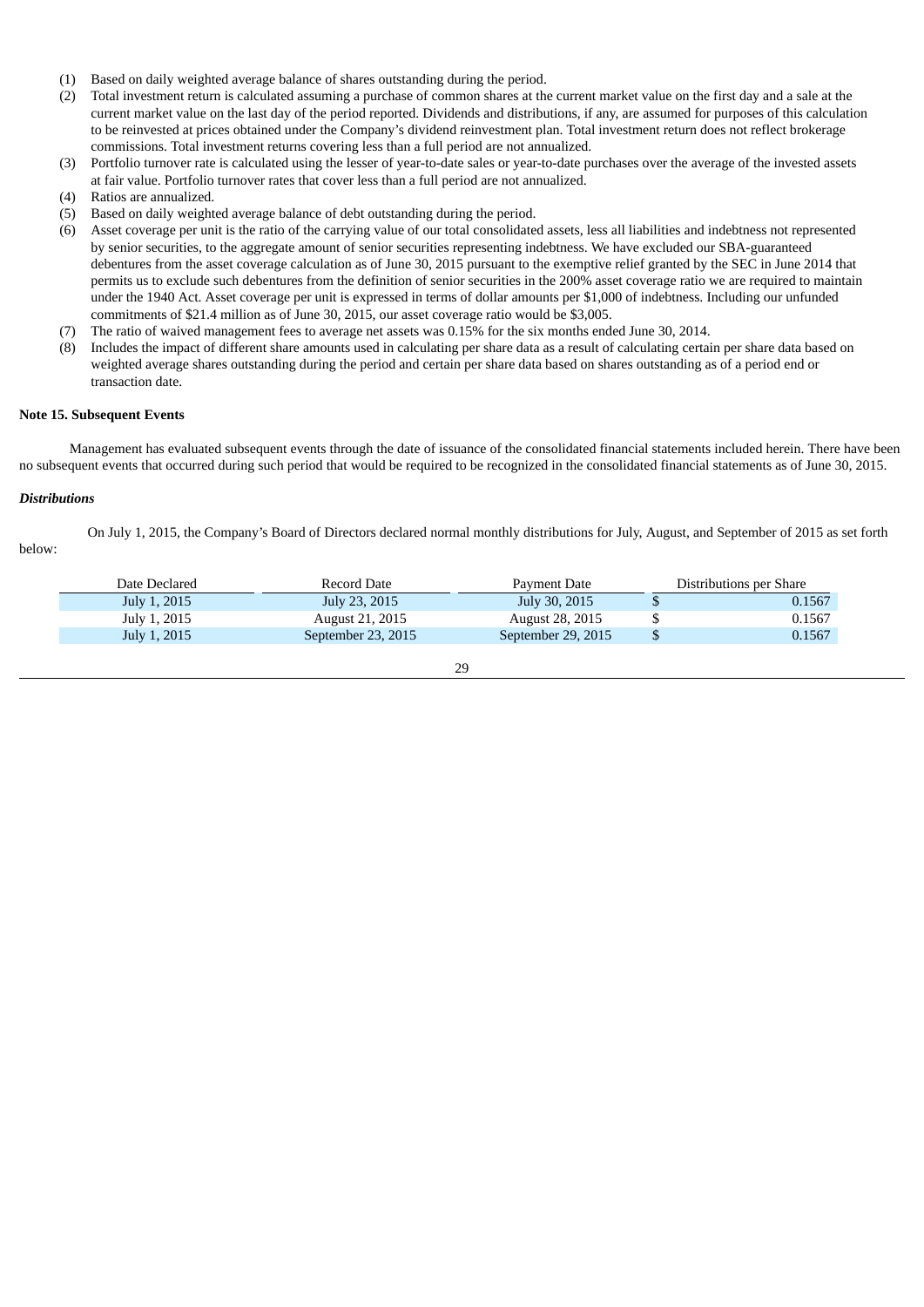(1) Based on daily weighted average balance of shares outstanding during the period.
(2) Total investment return is calculated assuming a purchase of common shares at the current market value on the first day and a sale at the current market value on the last day of the period reported. Dividends and distributions, if any, are assumed for purposes of this calculation to be reinvested at prices obtained under the Company's dividend reinvestment plan. Total investment return does not reflect brokerage commissions. Total investment returns covering less than a full period are not annualized.
(3) Portfolio turnover rate is calculated using the lesser of year-to-date sales or year-to-date purchases over the average of the invested assets at fair value. Portfolio turnover rates that cover less than a full period are not annualized.
(4) Ratios are annualized.
(5) Based on daily weighted average balance of debt outstanding during the period.
(6) Asset coverage per unit is the ratio of the carrying value of our total consolidated assets, less all liabilities and indebtness not represented by senior securities, to the aggregate amount of senior securities representing indebtness. We have excluded our SBA-guaranteed debentures from the asset coverage calculation as of June 30, 2015 pursuant to the exemptive relief granted by the SEC in June 2014 that permits us to exclude such debentures from the definition of senior securities in the 200% asset coverage ratio we are required to maintain under the 1940 Act. Asset coverage per unit is expressed in terms of dollar amounts per $1,000 of indebtness. Including our unfunded commitments of $21.4 million as of June 30, 2015, our asset coverage ratio would be $3,005.
(7) The ratio of waived management fees to average net assets was 0.15% for the six months ended June 30, 2014.
(8) Includes the impact of different share amounts used in calculating per share data as a result of calculating certain per share data based on weighted average shares outstanding during the period and certain per share data based on shares outstanding as of a period end or transaction date.

**Note 15. Subsequent Events**

Management has evaluated subsequent events through the date of issuance of the consolidated financial statements included herein. There have been no subsequent events that occurred during such period that would be required to be recognized in the consolidated financial statements as of June 30, 2015.

***Distributions***

On July 1, 2015, the Company's Board of Directors declared normal monthly distributions for July, August, and September of 2015 as set forth below:

| Date Declared | Record Date | Payment Date | Distributions per Share |
|---|---|---|---|
| July 1, 2015 | July 23, 2015 | July 30, 2015 | $ 0.1567 |
| July 1, 2015 | August 21, 2015 | August 28, 2015 | $ 0.1567 |
| July 1, 2015 | September 23, 2015 | September 29, 2015 | $ 0.1567 |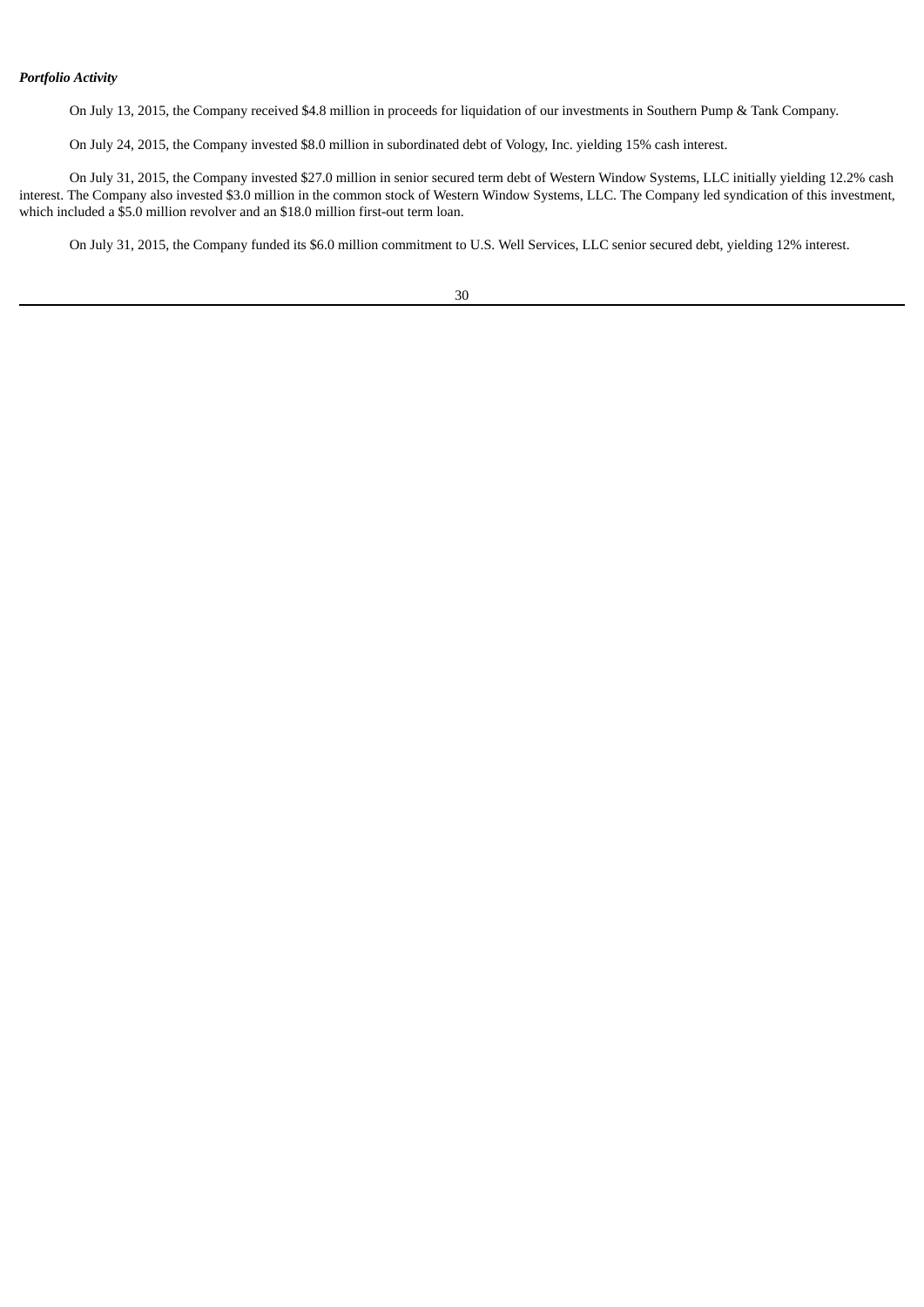***Portfolio Activity***

On July 13, 2015, the Company received $4.8 million in proceeds for liquidation of our investments in Southern Pump & Tank Company.

On July 24, 2015, the Company invested $8.0 million in subordinated debt of Vology, Inc. yielding 15% cash interest.

On July 31, 2015, the Company invested $27.0 million in senior secured term debt of Western Window Systems, LLC initially yielding 12.2% cash interest. The Company also invested $3.0 million in the common stock of Western Window Systems, LLC. The Company led syndication of this investment, which included a $5.0 million revolver and an $18.0 million first-out term loan.

On July 31, 2015, the Company funded its $6.0 million commitment to U.S. Well Services, LLC senior secured debt, yielding 12% interest.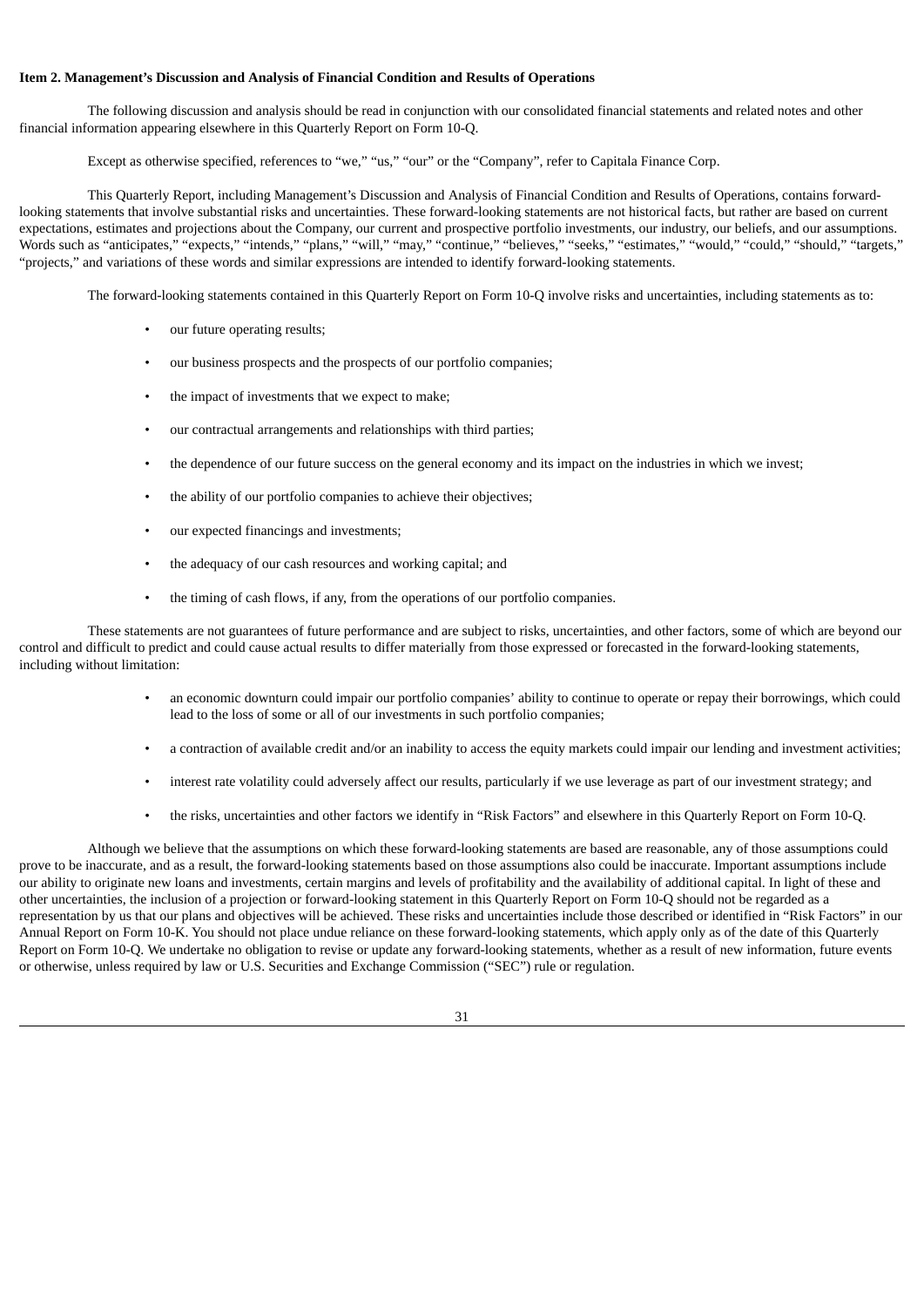**Item 2. Management's Discussion and Analysis of Financial Condition and Results of Operations**

The following discussion and analysis should be read in conjunction with our consolidated financial statements and related notes and other financial information appearing elsewhere in this Quarterly Report on Form 10-Q.

Except as otherwise specified, references to "we," "us," "our" or the "Company", refer to Capitala Finance Corp.

This Quarterly Report, including Management's Discussion and Analysis of Financial Condition and Results of Operations, contains forward-looking statements that involve substantial risks and uncertainties. These forward-looking statements are not historical facts, but rather are based on current expectations, estimates and projections about the Company, our current and prospective portfolio investments, our industry, our beliefs, and our assumptions. Words such as "anticipates," "expects," "intends," "plans," "will," "may," "continue," "believes," "seeks," "estimates," "would," "could," "should," "targets," "projects," and variations of these words and similar expressions are intended to identify forward-looking statements.

The forward-looking statements contained in this Quarterly Report on Form 10-Q involve risks and uncertainties, including statements as to:

- our future operating results;
- our business prospects and the prospects of our portfolio companies;
- the impact of investments that we expect to make;
- our contractual arrangements and relationships with third parties;
- the dependence of our future success on the general economy and its impact on the industries in which we invest;
- the ability of our portfolio companies to achieve their objectives;
- our expected financings and investments;
- the adequacy of our cash resources and working capital; and
- the timing of cash flows, if any, from the operations of our portfolio companies.

These statements are not guarantees of future performance and are subject to risks, uncertainties, and other factors, some of which are beyond our control and difficult to predict and could cause actual results to differ materially from those expressed or forecasted in the forward-looking statements, including without limitation:

- an economic downturn could impair our portfolio companies' ability to continue to operate or repay their borrowings, which could lead to the loss of some or all of our investments in such portfolio companies;
- a contraction of available credit and/or an inability to access the equity markets could impair our lending and investment activities;
- interest rate volatility could adversely affect our results, particularly if we use leverage as part of our investment strategy; and
- the risks, uncertainties and other factors we identify in "Risk Factors" and elsewhere in this Quarterly Report on Form 10-Q.

Although we believe that the assumptions on which these forward-looking statements are based are reasonable, any of those assumptions could prove to be inaccurate, and as a result, the forward-looking statements based on those assumptions also could be inaccurate. Important assumptions include our ability to originate new loans and investments, certain margins and levels of profitability and the availability of additional capital. In light of these and other uncertainties, the inclusion of a projection or forward-looking statement in this Quarterly Report on Form 10-Q should not be regarded as a representation by us that our plans and objectives will be achieved. These risks and uncertainties include those described or identified in "Risk Factors" in our Annual Report on Form 10-K. You should not place undue reliance on these forward-looking statements, which apply only as of the date of this Quarterly Report on Form 10-Q. We undertake no obligation to revise or update any forward-looking statements, whether as a result of new information, future events or otherwise, unless required by law or U.S. Securities and Exchange Commission ("SEC") rule or regulation.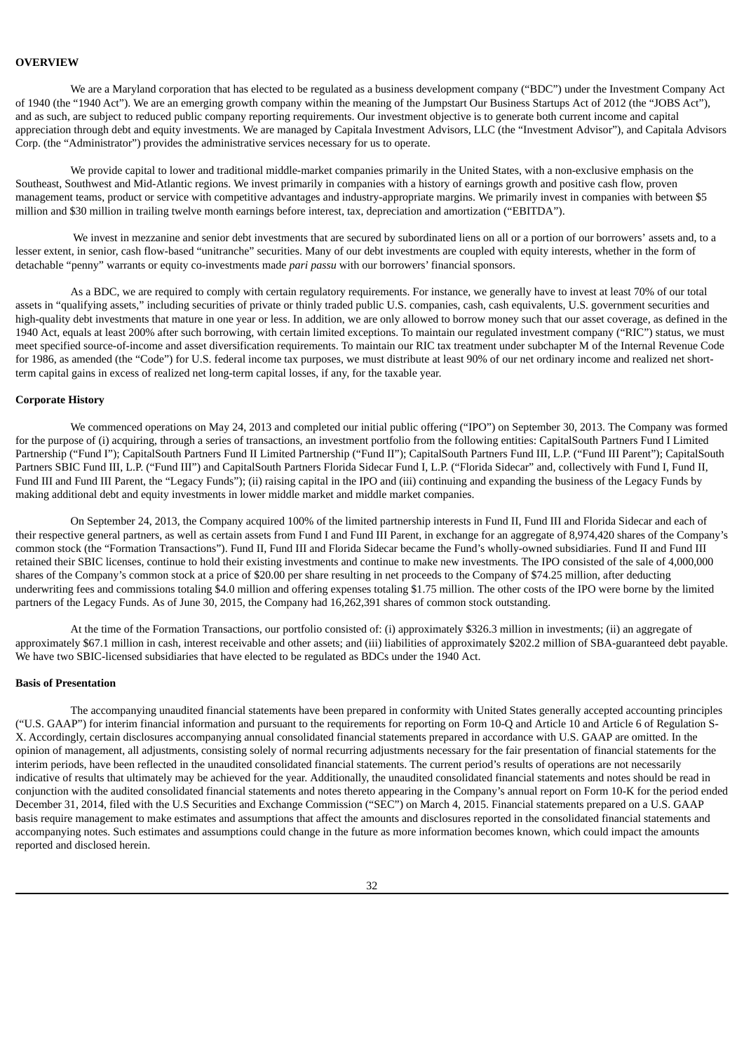**OVERVIEW**

We are a Maryland corporation that has elected to be regulated as a business development company ("BDC") under the Investment Company Act of 1940 (the "1940 Act"). We are an emerging growth company within the meaning of the Jumpstart Our Business Startups Act of 2012 (the "JOBS Act"), and as such, are subject to reduced public company reporting requirements. Our investment objective is to generate both current income and capital appreciation through debt and equity investments. We are managed by Capitala Investment Advisors, LLC (the "Investment Advisor"), and Capitala Advisors Corp. (the "Administrator") provides the administrative services necessary for us to operate.

We provide capital to lower and traditional middle-market companies primarily in the United States, with a non-exclusive emphasis on the Southeast, Southwest and Mid-Atlantic regions. We invest primarily in companies with a history of earnings growth and positive cash flow, proven management teams, product or service with competitive advantages and industry-appropriate margins. We primarily invest in companies with between $5 million and $30 million in trailing twelve month earnings before interest, tax, depreciation and amortization ("EBITDA").

We invest in mezzanine and senior debt investments that are secured by subordinated liens on all or a portion of our borrowers' assets and, to a lesser extent, in senior, cash flow-based "unitranche" securities. Many of our debt investments are coupled with equity interests, whether in the form of detachable "penny" warrants or equity co-investments made *pari passu* with our borrowers' financial sponsors.

As a BDC, we are required to comply with certain regulatory requirements. For instance, we generally have to invest at least 70% of our total assets in "qualifying assets," including securities of private or thinly traded public U.S. companies, cash, cash equivalents, U.S. government securities and high-quality debt investments that mature in one year or less. In addition, we are only allowed to borrow money such that our asset coverage, as defined in the 1940 Act, equals at least 200% after such borrowing, with certain limited exceptions. To maintain our regulated investment company ("RIC") status, we must meet specified source-of-income and asset diversification requirements. To maintain our RIC tax treatment under subchapter M of the Internal Revenue Code for 1986, as amended (the "Code") for U.S. federal income tax purposes, we must distribute at least 90% of our net ordinary income and realized net short-term capital gains in excess of realized net long-term capital losses, if any, for the taxable year.

**Corporate History**

We commenced operations on May 24, 2013 and completed our initial public offering ("IPO") on September 30, 2013. The Company was formed for the purpose of (i) acquiring, through a series of transactions, an investment portfolio from the following entities: CapitalSouth Partners Fund I Limited Partnership ("Fund I"); CapitalSouth Partners Fund II Limited Partnership ("Fund II"); CapitalSouth Partners Fund III, L.P. ("Fund III Parent"); CapitalSouth Partners SBIC Fund III, L.P. ("Fund III") and CapitalSouth Partners Florida Sidecar Fund I, L.P. ("Florida Sidecar" and, collectively with Fund I, Fund II, Fund III and Fund III Parent, the "Legacy Funds"); (ii) raising capital in the IPO and (iii) continuing and expanding the business of the Legacy Funds by making additional debt and equity investments in lower middle market and middle market companies.

On September 24, 2013, the Company acquired 100% of the limited partnership interests in Fund II, Fund III and Florida Sidecar and each of their respective general partners, as well as certain assets from Fund I and Fund III Parent, in exchange for an aggregate of 8,974,420 shares of the Company's common stock (the "Formation Transactions"). Fund II, Fund III and Florida Sidecar became the Fund's wholly-owned subsidiaries. Fund II and Fund III retained their SBIC licenses, continue to hold their existing investments and continue to make new investments. The IPO consisted of the sale of 4,000,000 shares of the Company's common stock at a price of $20.00 per share resulting in net proceeds to the Company of $74.25 million, after deducting underwriting fees and commissions totaling $4.0 million and offering expenses totaling $1.75 million. The other costs of the IPO were borne by the limited partners of the Legacy Funds. As of June 30, 2015, the Company had 16,262,391 shares of common stock outstanding.

At the time of the Formation Transactions, our portfolio consisted of: (i) approximately $326.3 million in investments; (ii) an aggregate of approximately $67.1 million in cash, interest receivable and other assets; and (iii) liabilities of approximately $202.2 million of SBA-guaranteed debt payable. We have two SBIC-licensed subsidiaries that have elected to be regulated as BDCs under the 1940 Act.

**Basis of Presentation**

The accompanying unaudited financial statements have been prepared in conformity with United States generally accepted accounting principles ("U.S. GAAP") for interim financial information and pursuant to the requirements for reporting on Form 10-Q and Article 10 and Article 6 of Regulation S-X. Accordingly, certain disclosures accompanying annual consolidated financial statements prepared in accordance with U.S. GAAP are omitted. In the opinion of management, all adjustments, consisting solely of normal recurring adjustments necessary for the fair presentation of financial statements for the interim periods, have been reflected in the unaudited consolidated financial statements. The current period's results of operations are not necessarily indicative of results that ultimately may be achieved for the year. Additionally, the unaudited consolidated financial statements and notes should be read in conjunction with the audited consolidated financial statements and notes thereto appearing in the Company's annual report on Form 10-K for the period ended December 31, 2014, filed with the U.S Securities and Exchange Commission ("SEC") on March 4, 2015. Financial statements prepared on a U.S. GAAP basis require management to make estimates and assumptions that affect the amounts and disclosures reported in the consolidated financial statements and accompanying notes. Such estimates and assumptions could change in the future as more information becomes known, which could impact the amounts reported and disclosed herein.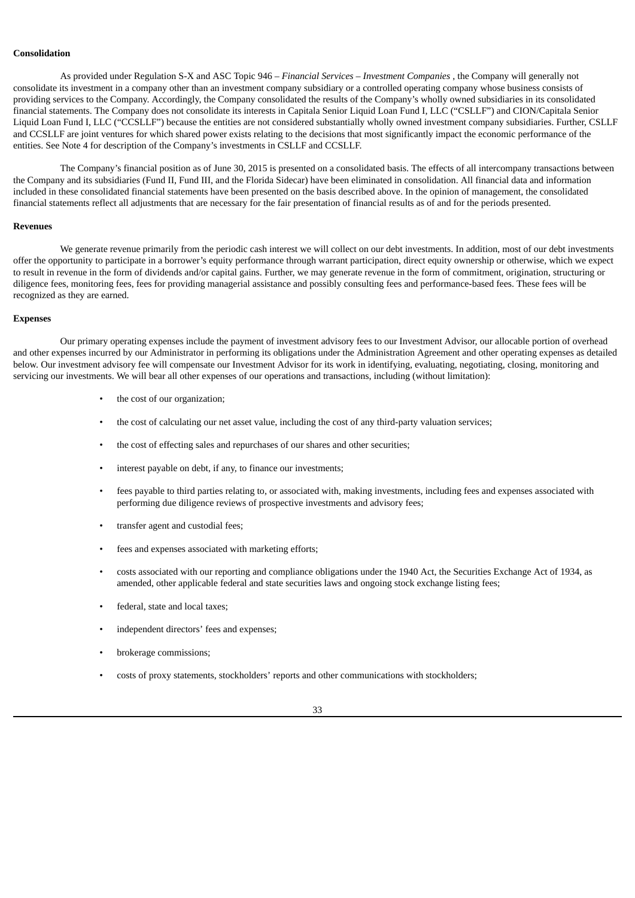**Consolidation**

As provided under Regulation S-X and ASC Topic 946 – *Financial Services – Investment Companies* , the Company will generally not consolidate its investment in a company other than an investment company subsidiary or a controlled operating company whose business consists of providing services to the Company. Accordingly, the Company consolidated the results of the Company's wholly owned subsidiaries in its consolidated financial statements. The Company does not consolidate its interests in Capitala Senior Liquid Loan Fund I, LLC ("CSLLF") and CION/Capitala Senior Liquid Loan Fund I, LLC ("CCSLLF") because the entities are not considered substantially wholly owned investment company subsidiaries. Further, CSLLF and CCSLLF are joint ventures for which shared power exists relating to the decisions that most significantly impact the economic performance of the entities. See Note 4 for description of the Company's investments in CSLLF and CCSLLF.

The Company's financial position as of June 30, 2015 is presented on a consolidated basis. The effects of all intercompany transactions between the Company and its subsidiaries (Fund II, Fund III, and the Florida Sidecar) have been eliminated in consolidation. All financial data and information included in these consolidated financial statements have been presented on the basis described above. In the opinion of management, the consolidated financial statements reflect all adjustments that are necessary for the fair presentation of financial results as of and for the periods presented.

**Revenues**

We generate revenue primarily from the periodic cash interest we will collect on our debt investments. In addition, most of our debt investments offer the opportunity to participate in a borrower's equity performance through warrant participation, direct equity ownership or otherwise, which we expect to result in revenue in the form of dividends and/or capital gains. Further, we may generate revenue in the form of commitment, origination, structuring or diligence fees, monitoring fees, fees for providing managerial assistance and possibly consulting fees and performance-based fees. These fees will be recognized as they are earned.

**Expenses**

Our primary operating expenses include the payment of investment advisory fees to our Investment Advisor, our allocable portion of overhead and other expenses incurred by our Administrator in performing its obligations under the Administration Agreement and other operating expenses as detailed below. Our investment advisory fee will compensate our Investment Advisor for its work in identifying, evaluating, negotiating, closing, monitoring and servicing our investments. We will bear all other expenses of our operations and transactions, including (without limitation):

- the cost of our organization;
- the cost of calculating our net asset value, including the cost of any third-party valuation services;
- the cost of effecting sales and repurchases of our shares and other securities;
- interest payable on debt, if any, to finance our investments;
- fees payable to third parties relating to, or associated with, making investments, including fees and expenses associated with performing due diligence reviews of prospective investments and advisory fees;
- transfer agent and custodial fees;
- fees and expenses associated with marketing efforts;
- costs associated with our reporting and compliance obligations under the 1940 Act, the Securities Exchange Act of 1934, as amended, other applicable federal and state securities laws and ongoing stock exchange listing fees;
- federal, state and local taxes;
- independent directors' fees and expenses;
- brokerage commissions;
- costs of proxy statements, stockholders' reports and other communications with stockholders;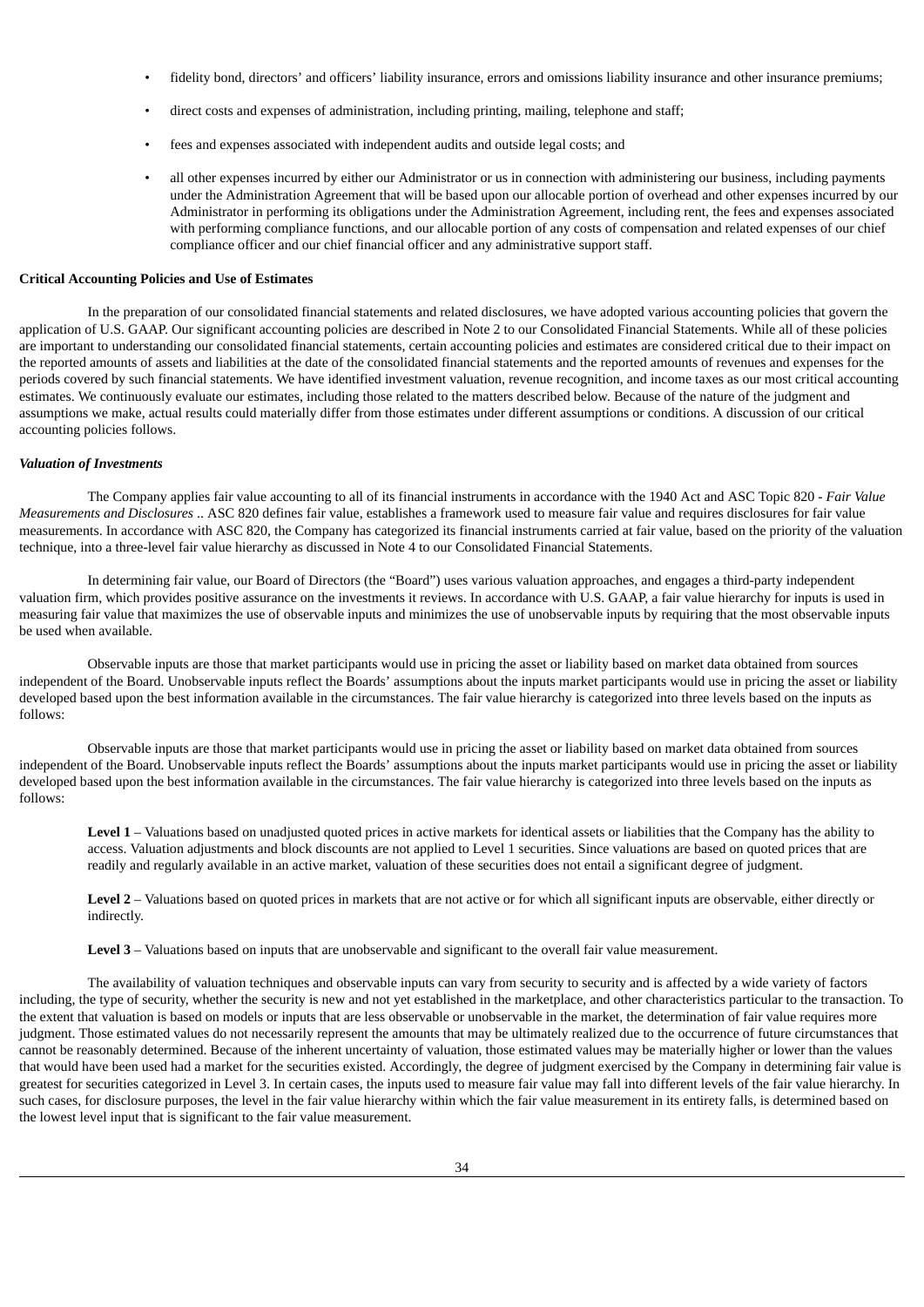- fidelity bond, directors' and officers' liability insurance, errors and omissions liability insurance and other insurance premiums;
- direct costs and expenses of administration, including printing, mailing, telephone and staff;
- fees and expenses associated with independent audits and outside legal costs; and
- all other expenses incurred by either our Administrator or us in connection with administering our business, including payments under the Administration Agreement that will be based upon our allocable portion of overhead and other expenses incurred by our Administrator in performing its obligations under the Administration Agreement, including rent, the fees and expenses associated with performing compliance functions, and our allocable portion of any costs of compensation and related expenses of our chief compliance officer and our chief financial officer and any administrative support staff.

**Critical Accounting Policies and Use of Estimates**

In the preparation of our consolidated financial statements and related disclosures, we have adopted various accounting policies that govern the application of U.S. GAAP. Our significant accounting policies are described in Note 2 to our Consolidated Financial Statements. While all of these policies are important to understanding our consolidated financial statements, certain accounting policies and estimates are considered critical due to their impact on the reported amounts of assets and liabilities at the date of the consolidated financial statements and the reported amounts of revenues and expenses for the periods covered by such financial statements. We have identified investment valuation, revenue recognition, and income taxes as our most critical accounting estimates. We continuously evaluate our estimates, including those related to the matters described below. Because of the nature of the judgment and assumptions we make, actual results could materially differ from those estimates under different assumptions or conditions. A discussion of our critical accounting policies follows.

***Valuation of Investments***

The Company applies fair value accounting to all of its financial instruments in accordance with the 1940 Act and ASC Topic 820 - *Fair Value Measurements and Disclosures* .. ASC 820 defines fair value, establishes a framework used to measure fair value and requires disclosures for fair value measurements. In accordance with ASC 820, the Company has categorized its financial instruments carried at fair value, based on the priority of the valuation technique, into a three-level fair value hierarchy as discussed in Note 4 to our Consolidated Financial Statements.

In determining fair value, our Board of Directors (the "Board") uses various valuation approaches, and engages a third-party independent valuation firm, which provides positive assurance on the investments it reviews. In accordance with U.S. GAAP, a fair value hierarchy for inputs is used in measuring fair value that maximizes the use of observable inputs and minimizes the use of unobservable inputs by requiring that the most observable inputs be used when available.

Observable inputs are those that market participants would use in pricing the asset or liability based on market data obtained from sources independent of the Board. Unobservable inputs reflect the Boards' assumptions about the inputs market participants would use in pricing the asset or liability developed based upon the best information available in the circumstances. The fair value hierarchy is categorized into three levels based on the inputs as follows:

Observable inputs are those that market participants would use in pricing the asset or liability based on market data obtained from sources independent of the Board. Unobservable inputs reflect the Boards' assumptions about the inputs market participants would use in pricing the asset or liability developed based upon the best information available in the circumstances. The fair value hierarchy is categorized into three levels based on the inputs as follows:

**Level 1** – Valuations based on unadjusted quoted prices in active markets for identical assets or liabilities that the Company has the ability to access. Valuation adjustments and block discounts are not applied to Level 1 securities. Since valuations are based on quoted prices that are readily and regularly available in an active market, valuation of these securities does not entail a significant degree of judgment.

**Level 2** – Valuations based on quoted prices in markets that are not active or for which all significant inputs are observable, either directly or indirectly.

**Level 3** – Valuations based on inputs that are unobservable and significant to the overall fair value measurement.

The availability of valuation techniques and observable inputs can vary from security to security and is affected by a wide variety of factors including, the type of security, whether the security is new and not yet established in the marketplace, and other characteristics particular to the transaction. To the extent that valuation is based on models or inputs that are less observable or unobservable in the market, the determination of fair value requires more judgment. Those estimated values do not necessarily represent the amounts that may be ultimately realized due to the occurrence of future circumstances that cannot be reasonably determined. Because of the inherent uncertainty of valuation, those estimated values may be materially higher or lower than the values that would have been used had a market for the securities existed. Accordingly, the degree of judgment exercised by the Company in determining fair value is greatest for securities categorized in Level 3. In certain cases, the inputs used to measure fair value may fall into different levels of the fair value hierarchy. In such cases, for disclosure purposes, the level in the fair value hierarchy within which the fair value measurement in its entirety falls, is determined based on the lowest level input that is significant to the fair value measurement.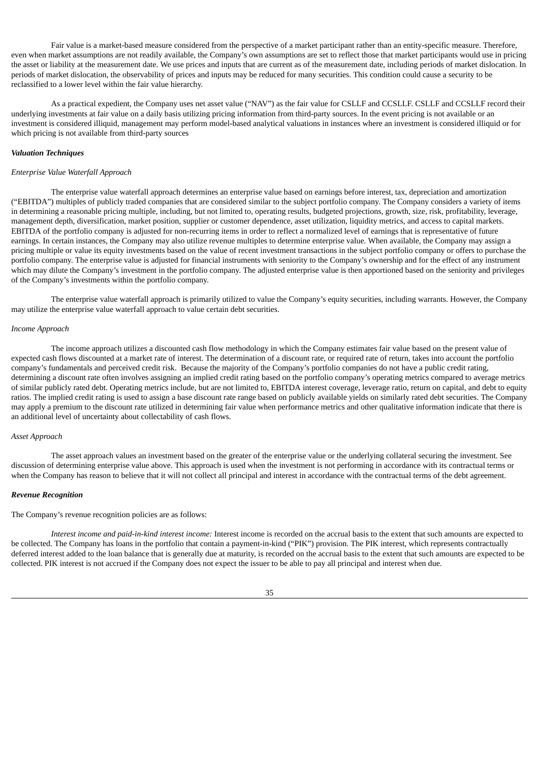Fair value is a market-based measure considered from the perspective of a market participant rather than an entity-specific measure. Therefore, even when market assumptions are not readily available, the Company's own assumptions are set to reflect those that market participants would use in pricing the asset or liability at the measurement date. We use prices and inputs that are current as of the measurement date, including periods of market dislocation. In periods of market dislocation, the observability of prices and inputs may be reduced for many securities. This condition could cause a security to be reclassified to a lower level within the fair value hierarchy.

As a practical expedient, the Company uses net asset value ("NAV") as the fair value for CSLLF and CCSLLF. CSLLF and CCSLLF record their underlying investments at fair value on a daily basis utilizing pricing information from third-party sources. In the event pricing is not available or an investment is considered illiquid, management may perform model-based analytical valuations in instances where an investment is considered illiquid or for which pricing is not available from third-party sources

***Valuation Techniques***

*Enterprise Value Waterfall Approach*

The enterprise value waterfall approach determines an enterprise value based on earnings before interest, tax, depreciation and amortization ("EBITDA") multiples of publicly traded companies that are considered similar to the subject portfolio company. The Company considers a variety of items in determining a reasonable pricing multiple, including, but not limited to, operating results, budgeted projections, growth, size, risk, profitability, leverage, management depth, diversification, market position, supplier or customer dependence, asset utilization, liquidity metrics, and access to capital markets. EBITDA of the portfolio company is adjusted for non-recurring items in order to reflect a normalized level of earnings that is representative of future earnings. In certain instances, the Company may also utilize revenue multiples to determine enterprise value. When available, the Company may assign a pricing multiple or value its equity investments based on the value of recent investment transactions in the subject portfolio company or offers to purchase the portfolio company. The enterprise value is adjusted for financial instruments with seniority to the Company's ownership and for the effect of any instrument which may dilute the Company's investment in the portfolio company. The adjusted enterprise value is then apportioned based on the seniority and privileges of the Company's investments within the portfolio company.

The enterprise value waterfall approach is primarily utilized to value the Company's equity securities, including warrants. However, the Company may utilize the enterprise value waterfall approach to value certain debt securities.

*Income Approach*

The income approach utilizes a discounted cash flow methodology in which the Company estimates fair value based on the present value of expected cash flows discounted at a market rate of interest. The determination of a discount rate, or required rate of return, takes into account the portfolio company's fundamentals and perceived credit risk. Because the majority of the Company's portfolio companies do not have a public credit rating, determining a discount rate often involves assigning an implied credit rating based on the portfolio company's operating metrics compared to average metrics of similar publicly rated debt. Operating metrics include, but are not limited to, EBITDA interest coverage, leverage ratio, return on capital, and debt to equity ratios. The implied credit rating is used to assign a base discount rate range based on publicly available yields on similarly rated debt securities. The Company may apply a premium to the discount rate utilized in determining fair value when performance metrics and other qualitative information indicate that there is an additional level of uncertainty about collectability of cash flows.

*Asset Approach*

The asset approach values an investment based on the greater of the enterprise value or the underlying collateral securing the investment. See discussion of determining enterprise value above. This approach is used when the investment is not performing in accordance with its contractual terms or when the Company has reason to believe that it will not collect all principal and interest in accordance with the contractual terms of the debt agreement.

***Revenue Recognition***

The Company's revenue recognition policies are as follows:

*Interest income and paid-in-kind interest income:* Interest income is recorded on the accrual basis to the extent that such amounts are expected to be collected. The Company has loans in the portfolio that contain a payment-in-kind ("PIK") provision. The PIK interest, which represents contractually deferred interest added to the loan balance that is generally due at maturity, is recorded on the accrual basis to the extent that such amounts are expected to be collected. PIK interest is not accrued if the Company does not expect the issuer to be able to pay all principal and interest when due.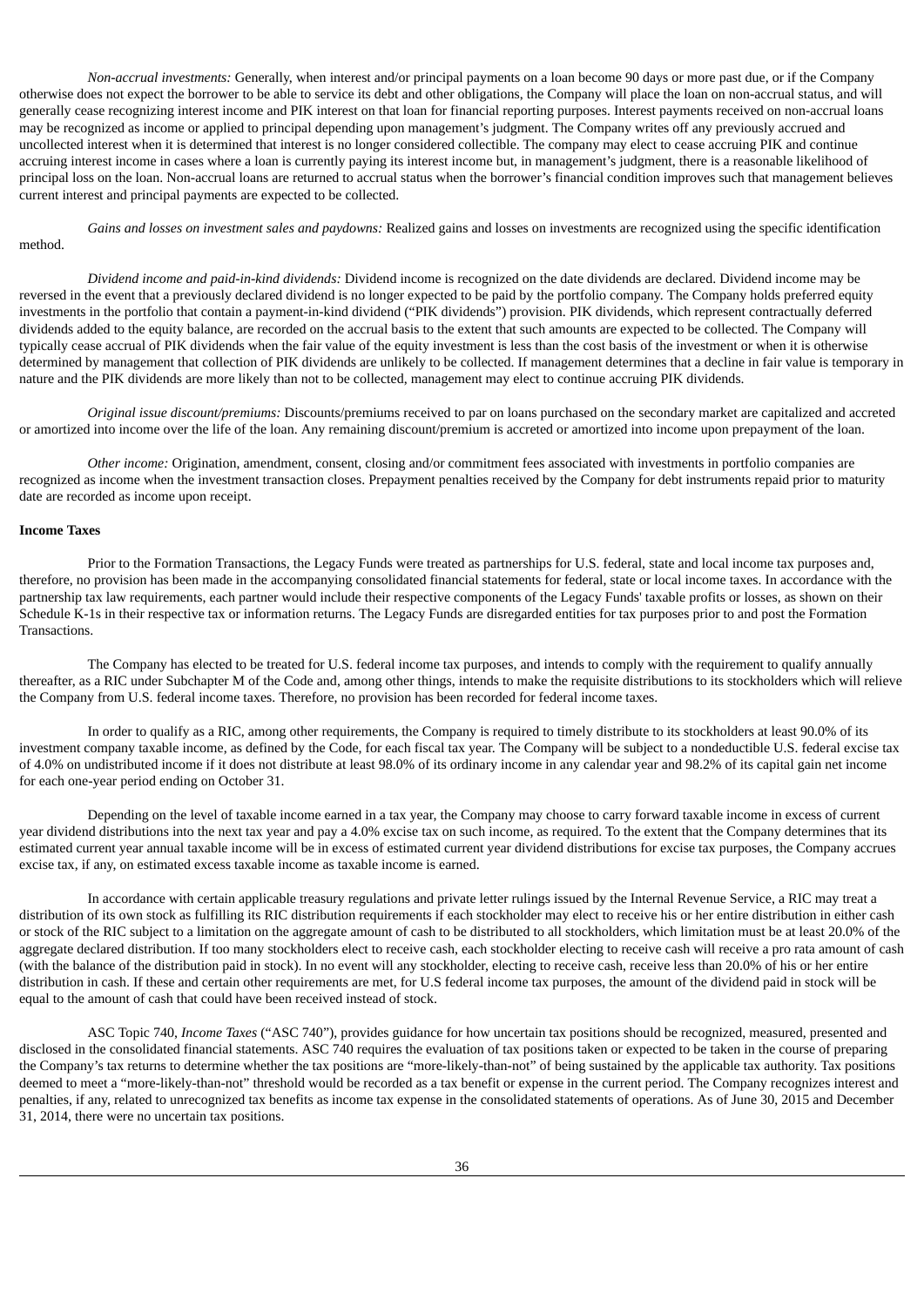*Non-accrual investments:* Generally, when interest and/or principal payments on a loan become 90 days or more past due, or if the Company otherwise does not expect the borrower to be able to service its debt and other obligations, the Company will place the loan on non-accrual status, and will generally cease recognizing interest income and PIK interest on that loan for financial reporting purposes. Interest payments received on non-accrual loans may be recognized as income or applied to principal depending upon management's judgment. The Company writes off any previously accrued and uncollected interest when it is determined that interest is no longer considered collectible. The company may elect to cease accruing PIK and continue accruing interest income in cases where a loan is currently paying its interest income but, in management's judgment, there is a reasonable likelihood of principal loss on the loan. Non-accrual loans are returned to accrual status when the borrower's financial condition improves such that management believes current interest and principal payments are expected to be collected.

*Gains and losses on investment sales and paydowns:* Realized gains and losses on investments are recognized using the specific identification method.

*Dividend income and paid-in-kind dividends:* Dividend income is recognized on the date dividends are declared. Dividend income may be reversed in the event that a previously declared dividend is no longer expected to be paid by the portfolio company. The Company holds preferred equity investments in the portfolio that contain a payment-in-kind dividend ("PIK dividends") provision. PIK dividends, which represent contractually deferred dividends added to the equity balance, are recorded on the accrual basis to the extent that such amounts are expected to be collected. The Company will typically cease accrual of PIK dividends when the fair value of the equity investment is less than the cost basis of the investment or when it is otherwise determined by management that collection of PIK dividends are unlikely to be collected. If management determines that a decline in fair value is temporary in nature and the PIK dividends are more likely than not to be collected, management may elect to continue accruing PIK dividends.

*Original issue discount/premiums:* Discounts/premiums received to par on loans purchased on the secondary market are capitalized and accreted or amortized into income over the life of the loan. Any remaining discount/premium is accreted or amortized into income upon prepayment of the loan.

*Other income:* Origination, amendment, consent, closing and/or commitment fees associated with investments in portfolio companies are recognized as income when the investment transaction closes. Prepayment penalties received by the Company for debt instruments repaid prior to maturity date are recorded as income upon receipt.

**Income Taxes**

Prior to the Formation Transactions, the Legacy Funds were treated as partnerships for U.S. federal, state and local income tax purposes and, therefore, no provision has been made in the accompanying consolidated financial statements for federal, state or local income taxes. In accordance with the partnership tax law requirements, each partner would include their respective components of the Legacy Funds' taxable profits or losses, as shown on their Schedule K-1s in their respective tax or information returns. The Legacy Funds are disregarded entities for tax purposes prior to and post the Formation Transactions.

The Company has elected to be treated for U.S. federal income tax purposes, and intends to comply with the requirement to qualify annually thereafter, as a RIC under Subchapter M of the Code and, among other things, intends to make the requisite distributions to its stockholders which will relieve the Company from U.S. federal income taxes. Therefore, no provision has been recorded for federal income taxes.

In order to qualify as a RIC, among other requirements, the Company is required to timely distribute to its stockholders at least 90.0% of its investment company taxable income, as defined by the Code, for each fiscal tax year. The Company will be subject to a nondeductible U.S. federal excise tax of 4.0% on undistributed income if it does not distribute at least 98.0% of its ordinary income in any calendar year and 98.2% of its capital gain net income for each one-year period ending on October 31.

Depending on the level of taxable income earned in a tax year, the Company may choose to carry forward taxable income in excess of current year dividend distributions into the next tax year and pay a 4.0% excise tax on such income, as required. To the extent that the Company determines that its estimated current year annual taxable income will be in excess of estimated current year dividend distributions for excise tax purposes, the Company accrues excise tax, if any, on estimated excess taxable income as taxable income is earned.

In accordance with certain applicable treasury regulations and private letter rulings issued by the Internal Revenue Service, a RIC may treat a distribution of its own stock as fulfilling its RIC distribution requirements if each stockholder may elect to receive his or her entire distribution in either cash or stock of the RIC subject to a limitation on the aggregate amount of cash to be distributed to all stockholders, which limitation must be at least 20.0% of the aggregate declared distribution. If too many stockholders elect to receive cash, each stockholder electing to receive cash will receive a pro rata amount of cash (with the balance of the distribution paid in stock). In no event will any stockholder, electing to receive cash, receive less than 20.0% of his or her entire distribution in cash. If these and certain other requirements are met, for U.S federal income tax purposes, the amount of the dividend paid in stock will be equal to the amount of cash that could have been received instead of stock.

ASC Topic 740, *Income Taxes* ("ASC 740"), provides guidance for how uncertain tax positions should be recognized, measured, presented and disclosed in the consolidated financial statements. ASC 740 requires the evaluation of tax positions taken or expected to be taken in the course of preparing the Company's tax returns to determine whether the tax positions are "more-likely-than-not" of being sustained by the applicable tax authority. Tax positions deemed to meet a "more-likely-than-not" threshold would be recorded as a tax benefit or expense in the current period. The Company recognizes interest and penalties, if any, related to unrecognized tax benefits as income tax expense in the consolidated statements of operations. As of June 30, 2015 and December 31, 2014, there were no uncertain tax positions.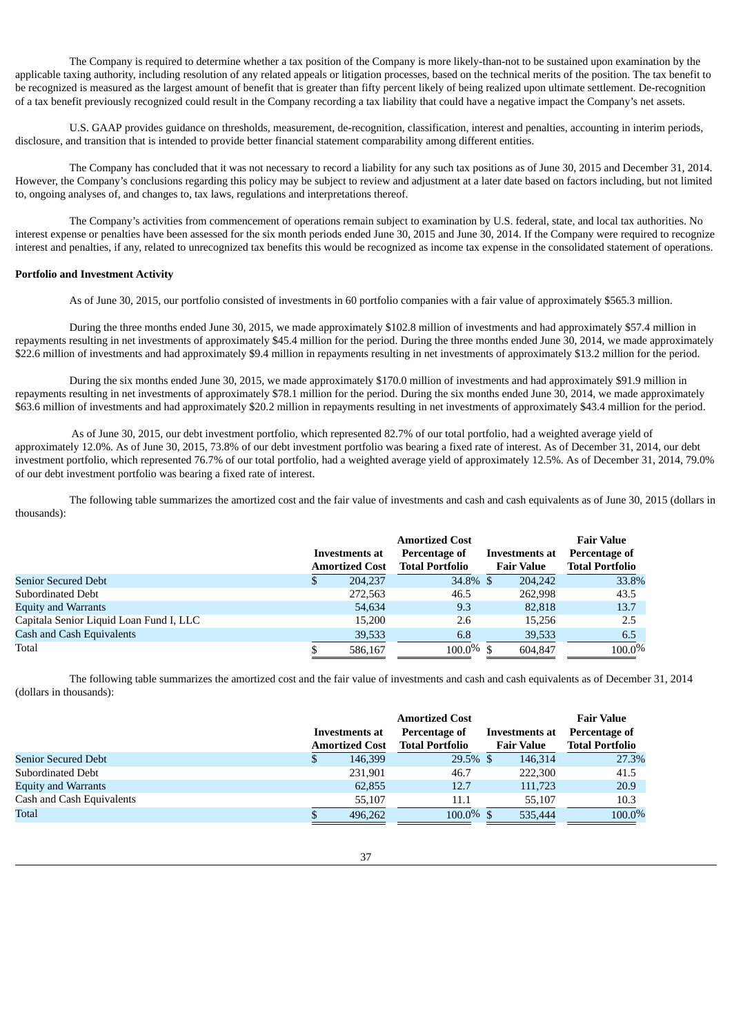The Company is required to determine whether a tax position of the Company is more likely-than-not to be sustained upon examination by the applicable taxing authority, including resolution of any related appeals or litigation processes, based on the technical merits of the position. The tax benefit to be recognized is measured as the largest amount of benefit that is greater than fifty percent likely of being realized upon ultimate settlement. De-recognition of a tax benefit previously recognized could result in the Company recording a tax liability that could have a negative impact the Company's net assets.

U.S. GAAP provides guidance on thresholds, measurement, de-recognition, classification, interest and penalties, accounting in interim periods, disclosure, and transition that is intended to provide better financial statement comparability among different entities.

The Company has concluded that it was not necessary to record a liability for any such tax positions as of June 30, 2015 and December 31, 2014. However, the Company's conclusions regarding this policy may be subject to review and adjustment at a later date based on factors including, but not limited to, ongoing analyses of, and changes to, tax laws, regulations and interpretations thereof.

The Company's activities from commencement of operations remain subject to examination by U.S. federal, state, and local tax authorities. No interest expense or penalties have been assessed for the six month periods ended June 30, 2015 and June 30, 2014. If the Company were required to recognize interest and penalties, if any, related to unrecognized tax benefits this would be recognized as income tax expense in the consolidated statement of operations.

**Portfolio and Investment Activity**

As of June 30, 2015, our portfolio consisted of investments in 60 portfolio companies with a fair value of approximately $565.3 million.

During the three months ended June 30, 2015, we made approximately $102.8 million of investments and had approximately $57.4 million in repayments resulting in net investments of approximately $45.4 million for the period. During the three months ended June 30, 2014, we made approximately $22.6 million of investments and had approximately $9.4 million in repayments resulting in net investments of approximately $13.2 million for the period.

During the six months ended June 30, 2015, we made approximately $170.0 million of investments and had approximately $91.9 million in repayments resulting in net investments of approximately $78.1 million for the period. During the six months ended June 30, 2014, we made approximately $63.6 million of investments and had approximately $20.2 million in repayments resulting in net investments of approximately $43.4 million for the period.

As of June 30, 2015, our debt investment portfolio, which represented 82.7% of our total portfolio, had a weighted average yield of approximately 12.0%. As of June 30, 2015, 73.8% of our debt investment portfolio was bearing a fixed rate of interest. As of December 31, 2014, our debt investment portfolio, which represented 76.7% of our total portfolio, had a weighted average yield of approximately 12.5%. As of December 31, 2014, 79.0% of our debt investment portfolio was bearing a fixed rate of interest.

The following table summarizes the amortized cost and the fair value of investments and cash and cash equivalents as of June 30, 2015 (dollars in thousands):

| | Investments at Amortized Cost | Amortized Cost Percentage of Total Portfolio | Investments at Fair Value | Fair Value Percentage of Total Portfolio |
|---|---|---|---|---|
| Senior Secured Debt | $ 204,237 | 34.8% | $ 204,242 | 33.8% |
| Subordinated Debt | 272,563 | 46.5 | 262,998 | 43.5 |
| Equity and Warrants | 54,634 | 9.3 | 82,818 | 13.7 |
| Capitala Senior Liquid Loan Fund I, LLC | 15,200 | 2.6 | 15,256 | 2.5 |
| Cash and Cash Equivalents | 39,533 | 6.8 | 39,533 | 6.5 |
| Total | $ 586,167 | 100.0% | $ 604,847 | 100.0% |

The following table summarizes the amortized cost and the fair value of investments and cash and cash equivalents as of December 31, 2014 (dollars in thousands):

| | Investments at Amortized Cost | Amortized Cost Percentage of Total Portfolio | Investments at Fair Value | Fair Value Percentage of Total Portfolio |
|---|---|---|---|---|
| Senior Secured Debt | $ 146,399 | 29.5% | $ 146,314 | 27.3% |
| Subordinated Debt | 231,901 | 46.7 | 222,300 | 41.5 |
| Equity and Warrants | 62,855 | 12.7 | 111,723 | 20.9 |
| Cash and Cash Equivalents | 55,107 | 11.1 | 55,107 | 10.3 |
| Total | $ 496,262 | 100.0% | $ 535,444 | 100.0% |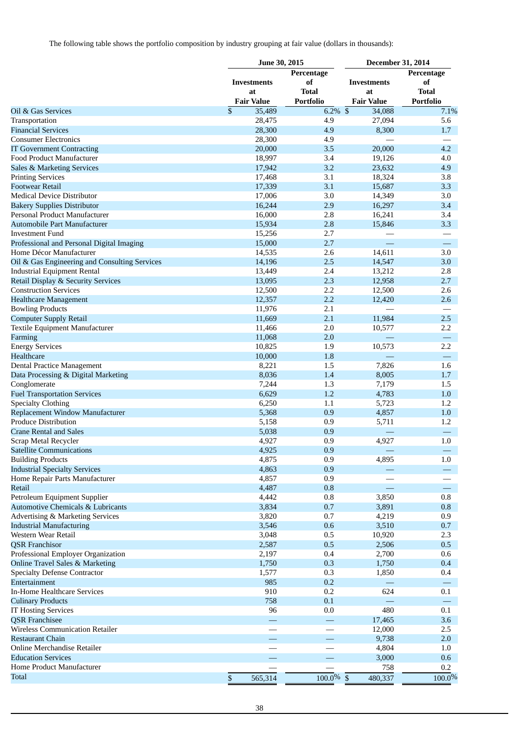The following table shows the portfolio composition by industry grouping at fair value (dollars in thousands):

| | June 30, 2015 | | December 31, 2014 | |
|---|---|---|---|---|
| | Investments at Fair Value | Percentage of Total Portfolio | Investments at Fair Value | Percentage of Total Portfolio |
| Oil & Gas Services | $ 35,489 | 6.2% | $ 34,088 | 7.1% |
| Transportation | 28,475 | 4.9 | 27,094 | 5.6 |
| Financial Services | 28,300 | 4.9 | 8,300 | 1.7 |
| Consumer Electronics | 28,300 | 4.9 | — | — |
| IT Government Contracting | 20,000 | 3.5 | 20,000 | 4.2 |
| Food Product Manufacturer | 18,997 | 3.4 | 19,126 | 4.0 |
| Sales & Marketing Services | 17,942 | 3.2 | 23,632 | 4.9 |
| Printing Services | 17,468 | 3.1 | 18,324 | 3.8 |
| Footwear Retail | 17,339 | 3.1 | 15,687 | 3.3 |
| Medical Device Distributor | 17,006 | 3.0 | 14,349 | 3.0 |
| Bakery Supplies Distributor | 16,244 | 2.9 | 16,297 | 3.4 |
| Personal Product Manufacturer | 16,000 | 2.8 | 16,241 | 3.4 |
| Automobile Part Manufacturer | 15,934 | 2.8 | 15,846 | 3.3 |
| Investment Fund | 15,256 | 2.7 | — | — |
| Professional and Personal Digital Imaging | 15,000 | 2.7 | — | — |
| Home Décor Manufacturer | 14,535 | 2.6 | 14,611 | 3.0 |
| Oil & Gas Engineering and Consulting Services | 14,196 | 2.5 | 14,547 | 3.0 |
| Industrial Equipment Rental | 13,449 | 2.4 | 13,212 | 2.8 |
| Retail Display & Security Services | 13,095 | 2.3 | 12,958 | 2.7 |
| Construction Services | 12,500 | 2.2 | 12,500 | 2.6 |
| Healthcare Management | 12,357 | 2.2 | 12,420 | 2.6 |
| Bowling Products | 11,976 | 2.1 | — | — |
| Computer Supply Retail | 11,669 | 2.1 | 11,984 | 2.5 |
| Textile Equipment Manufacturer | 11,466 | 2.0 | 10,577 | 2.2 |
| Farming | 11,068 | 2.0 | — | — |
| Energy Services | 10,825 | 1.9 | 10,573 | 2.2 |
| Healthcare | 10,000 | 1.8 | — | — |
| Dental Practice Management | 8,221 | 1.5 | 7,826 | 1.6 |
| Data Processing & Digital Marketing | 8,036 | 1.4 | 8,005 | 1.7 |
| Conglomerate | 7,244 | 1.3 | 7,179 | 1.5 |
| Fuel Transportation Services | 6,629 | 1.2 | 4,783 | 1.0 |
| Specialty Clothing | 6,250 | 1.1 | 5,723 | 1.2 |
| Replacement Window Manufacturer | 5,368 | 0.9 | 4,857 | 1.0 |
| Produce Distribution | 5,158 | 0.9 | 5,711 | 1.2 |
| Crane Rental and Sales | 5,038 | 0.9 | — | — |
| Scrap Metal Recycler | 4,927 | 0.9 | 4,927 | 1.0 |
| Satellite Communications | 4,925 | 0.9 | — | — |
| Building Products | 4,875 | 0.9 | 4,895 | 1.0 |
| Industrial Specialty Services | 4,863 | 0.9 | — | — |
| Home Repair Parts Manufacturer | 4,857 | 0.9 | — | — |
| Retail | 4,487 | 0.8 | — | — |
| Petroleum Equipment Supplier | 4,442 | 0.8 | 3,850 | 0.8 |
| Automotive Chemicals & Lubricants | 3,834 | 0.7 | 3,891 | 0.8 |
| Advertising & Marketing Services | 3,820 | 0.7 | 4,219 | 0.9 |
| Industrial Manufacturing | 3,546 | 0.6 | 3,510 | 0.7 |
| Western Wear Retail | 3,048 | 0.5 | 10,920 | 2.3 |
| QSR Franchisor | 2,587 | 0.5 | 2,506 | 0.5 |
| Professional Employer Organization | 2,197 | 0.4 | 2,700 | 0.6 |
| Online Travel Sales & Marketing | 1,750 | 0.3 | 1,750 | 0.4 |
| Specialty Defense Contractor | 1,577 | 0.3 | 1,850 | 0.4 |
| Entertainment | 985 | 0.2 | — | — |
| In-Home Healthcare Services | 910 | 0.2 | 624 | 0.1 |
| Culinary Products | 758 | 0.1 | — | — |
| IT Hosting Services | 96 | 0.0 | 480 | 0.1 |
| QSR Franchisee | — | — | 17,465 | 3.6 |
| Wireless Communication Retailer | — | — | 12,000 | 2.5 |
| Restaurant Chain | — | — | 9,738 | 2.0 |
| Online Merchandise Retailer | — | — | 4,804 | 1.0 |
| Education Services | — | — | 3,000 | 0.6 |
| Home Product Manufacturer | — | — | 758 | 0.2 |
| Total | $ 565,314 | 100.0% | $ 480,337 | 100.0% |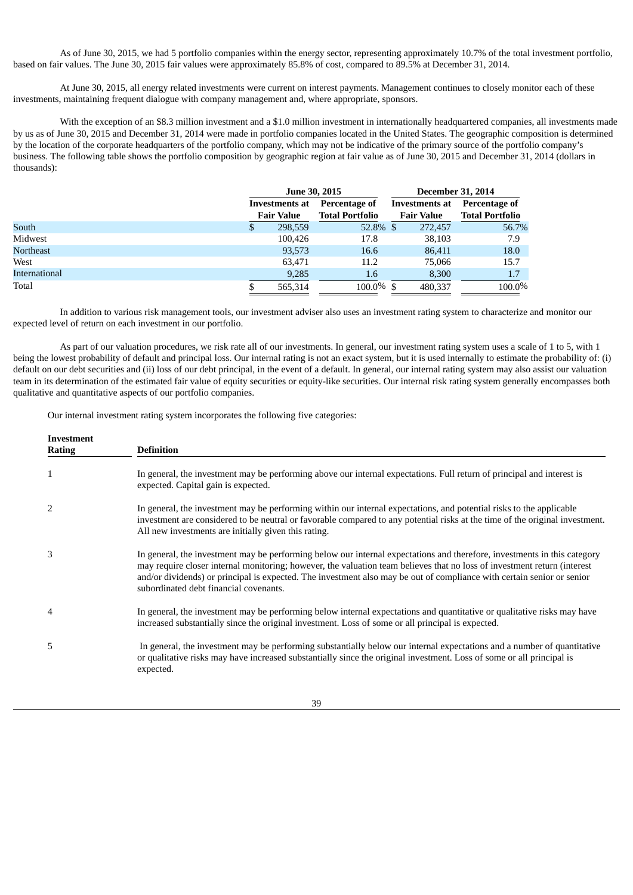As of June 30, 2015, we had 5 portfolio companies within the energy sector, representing approximately 10.7% of the total investment portfolio, based on fair values. The June 30, 2015 fair values were approximately 85.8% of cost, compared to 89.5% at December 31, 2014.

At June 30, 2015, all energy related investments were current on interest payments. Management continues to closely monitor each of these investments, maintaining frequent dialogue with company management and, where appropriate, sponsors.

With the exception of an $8.3 million investment and a $1.0 million investment in internationally headquartered companies, all investments made by us as of June 30, 2015 and December 31, 2014 were made in portfolio companies located in the United States. The geographic composition is determined by the location of the corporate headquarters of the portfolio company, which may not be indicative of the primary source of the portfolio company's business. The following table shows the portfolio composition by geographic region at fair value as of June 30, 2015 and December 31, 2014 (dollars in thousands):

| | June 30, 2015 | | December 31, 2014 | |
|---|---|---|---|---|
| | Investments at Fair Value | Percentage of Total Portfolio | Investments at Fair Value | Percentage of Total Portfolio |
| South | $ 298,559 | 52.8% | $ 272,457 | 56.7% |
| Midwest | 100,426 | 17.8 | 38,103 | 7.9 |
| Northeast | 93,573 | 16.6 | 86,411 | 18.0 |
| West | 63,471 | 11.2 | 75,066 | 15.7 |
| International | 9,285 | 1.6 | 8,300 | 1.7 |
| Total | $ 565,314 | 100.0% | $ 480,337 | 100.0% |

In addition to various risk management tools, our investment adviser also uses an investment rating system to characterize and monitor our expected level of return on each investment in our portfolio.

As part of our valuation procedures, we risk rate all of our investments. In general, our investment rating system uses a scale of 1 to 5, with 1 being the lowest probability of default and principal loss. Our internal rating is not an exact system, but it is used internally to estimate the probability of: (i) default on our debt securities and (ii) loss of our debt principal, in the event of a default. In general, our internal rating system may also assist our valuation team in its determination of the estimated fair value of equity securities or equity-like securities. Our internal risk rating system generally encompasses both qualitative and quantitative aspects of our portfolio companies.

Our internal investment rating system incorporates the following five categories:

| Investment Rating | Definition |
|---|---|
| 1 | In general, the investment may be performing above our internal expectations. Full return of principal and interest is expected. Capital gain is expected. |
| 2 | In general, the investment may be performing within our internal expectations, and potential risks to the applicable investment are considered to be neutral or favorable compared to any potential risks at the time of the original investment. All new investments are initially given this rating. |
| 3 | In general, the investment may be performing below our internal expectations and therefore, investments in this category may require closer internal monitoring; however, the valuation team believes that no loss of investment return (interest and/or dividends) or principal is expected. The investment also may be out of compliance with certain senior or senior subordinated debt financial covenants. |
| 4 | In general, the investment may be performing below internal expectations and quantitative or qualitative risks may have increased substantially since the original investment. Loss of some or all principal is expected. |
| 5 | In general, the investment may be performing substantially below our internal expectations and a number of quantitative or qualitative risks may have increased substantially since the original investment. Loss of some or all principal is expected. |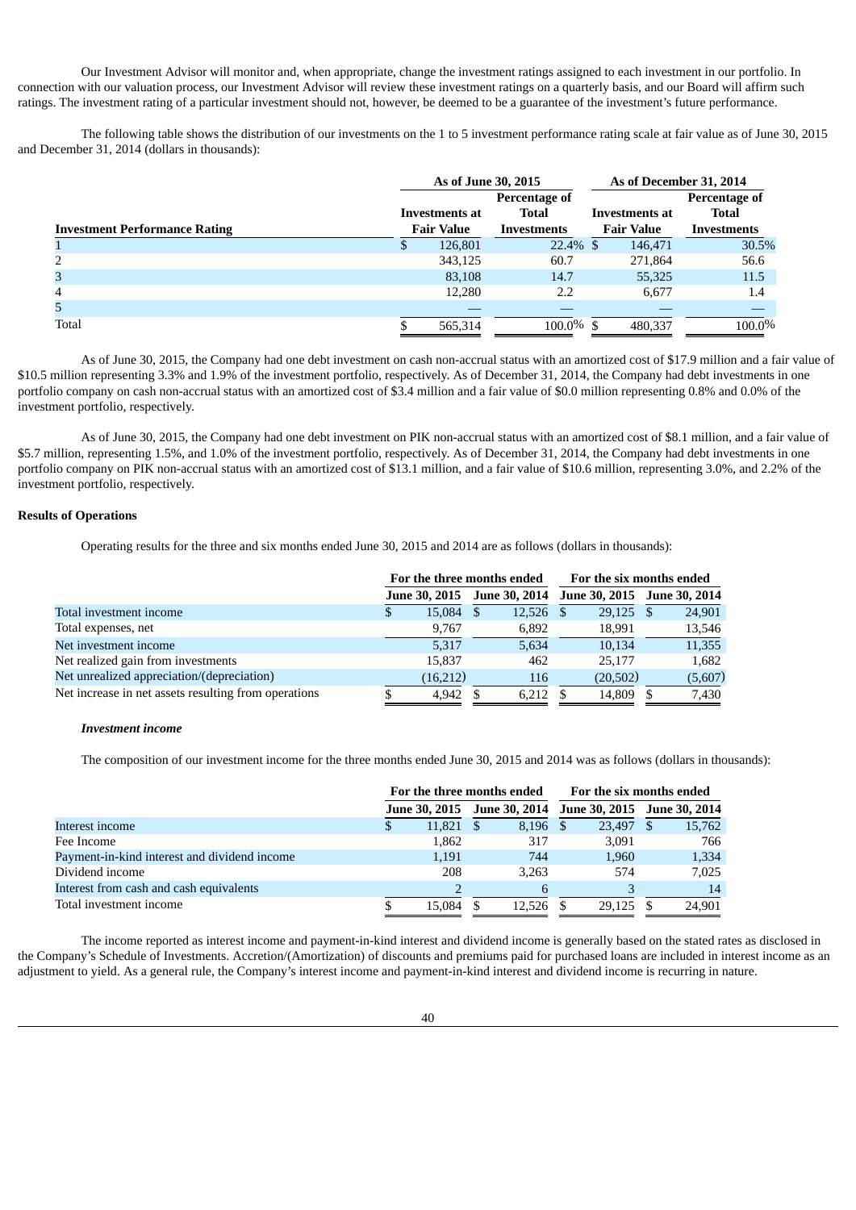Our Investment Advisor will monitor and, when appropriate, change the investment ratings assigned to each investment in our portfolio. In connection with our valuation process, our Investment Advisor will review these investment ratings on a quarterly basis, and our Board will affirm such ratings. The investment rating of a particular investment should not, however, be deemed to be a guarantee of the investment's future performance.

The following table shows the distribution of our investments on the 1 to 5 investment performance rating scale at fair value as of June 30, 2015 and December 31, 2014 (dollars in thousands):

| | As of June 30, 2015 | | As of December 31, 2014 | |
|---|---|---|---|---|
| **Investment Performance Rating** | **Investments at Fair Value** | **Percentage of Total Investments** | **Investments at Fair Value** | **Percentage of Total Investments** |
| 1 | $ 126,801 | 22.4% | $ 146,471 | 30.5% |
| 2 | 343,125 | 60.7 | 271,864 | 56.6 |
| 3 | 83,108 | 14.7 | 55,325 | 11.5 |
| 4 | 12,280 | 2.2 | 6,677 | 1.4 |
| 5 | — | — | — | — |
| Total | $ 565,314 | 100.0% | $ 480,337 | 100.0% |

As of June 30, 2015, the Company had one debt investment on cash non-accrual status with an amortized cost of $17.9 million and a fair value of $10.5 million representing 3.3% and 1.9% of the investment portfolio, respectively. As of December 31, 2014, the Company had debt investments in one portfolio company on cash non-accrual status with an amortized cost of $3.4 million and a fair value of $0.0 million representing 0.8% and 0.0% of the investment portfolio, respectively.

As of June 30, 2015, the Company had one debt investment on PIK non-accrual status with an amortized cost of $8.1 million, and a fair value of $5.7 million, representing 1.5%, and 1.0% of the investment portfolio, respectively. As of December 31, 2014, the Company had debt investments in one portfolio company on PIK non-accrual status with an amortized cost of $13.1 million, and a fair value of $10.6 million, representing 3.0%, and 2.2% of the investment portfolio, respectively.

**Results of Operations**

Operating results for the three and six months ended June 30, 2015 and 2014 are as follows (dollars in thousands):

| | For the three months ended | | For the six months ended | |
|---|---|---|---|---|
| | **June 30, 2015** | **June 30, 2014** | **June 30, 2015** | **June 30, 2014** |
| Total investment income | $ 15,084 | $ 12,526 | $ 29,125 | $ 24,901 |
| Total expenses, net | 9,767 | 6,892 | 18,991 | 13,546 |
| Net investment income | 5,317 | 5,634 | 10,134 | 11,355 |
| Net realized gain from investments | 15,837 | 462 | 25,177 | 1,682 |
| Net unrealized appreciation/(depreciation) | (16,212) | 116 | (20,502) | (5,607) |
| Net increase in net assets resulting from operations | $ 4,942 | $ 6,212 | $ 14,809 | $ 7,430 |

***Investment income***

The composition of our investment income for the three months ended June 30, 2015 and 2014 was as follows (dollars in thousands):

| | For the three months ended | | For the six months ended | |
|---|---|---|---|---|
| | **June 30, 2015** | **June 30, 2014** | **June 30, 2015** | **June 30, 2014** |
| Interest income | $ 11,821 | $ 8,196 | $ 23,497 | $ 15,762 |
| Fee Income | 1,862 | 317 | 3,091 | 766 |
| Payment-in-kind interest and dividend income | 1,191 | 744 | 1,960 | 1,334 |
| Dividend income | 208 | 3,263 | 574 | 7,025 |
| Interest from cash and cash equivalents | 2 | 6 | 3 | 14 |
| Total investment income | $ 15,084 | $ 12,526 | $ 29,125 | $ 24,901 |

The income reported as interest income and payment-in-kind interest and dividend income is generally based on the stated rates as disclosed in the Company's Schedule of Investments. Accretion/(Amortization) of discounts and premiums paid for purchased loans are included in interest income as an adjustment to yield. As a general rule, the Company's interest income and payment-in-kind interest and dividend income is recurring in nature.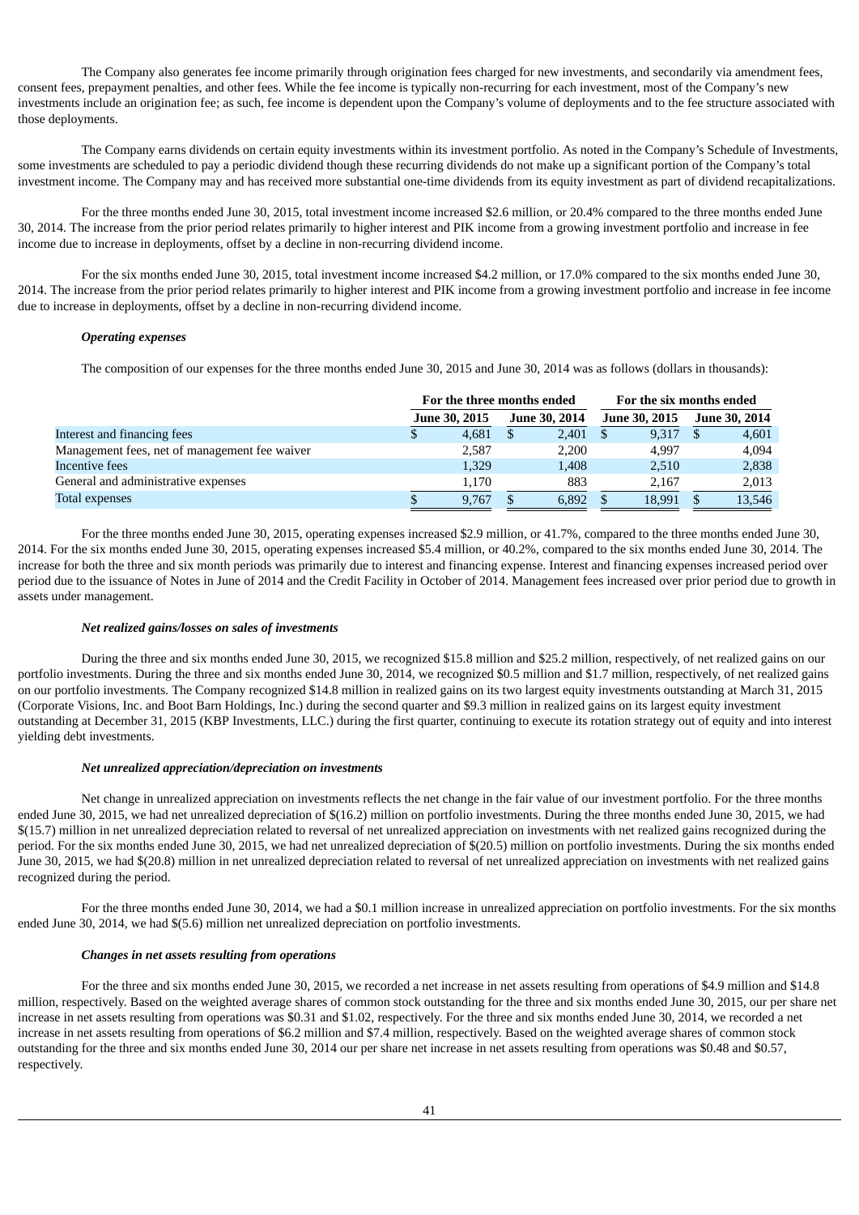The Company also generates fee income primarily through origination fees charged for new investments, and secondarily via amendment fees, consent fees, prepayment penalties, and other fees. While the fee income is typically non-recurring for each investment, most of the Company's new investments include an origination fee; as such, fee income is dependent upon the Company's volume of deployments and to the fee structure associated with those deployments.

The Company earns dividends on certain equity investments within its investment portfolio. As noted in the Company's Schedule of Investments, some investments are scheduled to pay a periodic dividend though these recurring dividends do not make up a significant portion of the Company's total investment income. The Company may and has received more substantial one-time dividends from its equity investment as part of dividend recapitalizations.

For the three months ended June 30, 2015, total investment income increased $2.6 million, or 20.4% compared to the three months ended June 30, 2014. The increase from the prior period relates primarily to higher interest and PIK income from a growing investment portfolio and increase in fee income due to increase in deployments, offset by a decline in non-recurring dividend income.

For the six months ended June 30, 2015, total investment income increased $4.2 million, or 17.0% compared to the six months ended June 30, 2014. The increase from the prior period relates primarily to higher interest and PIK income from a growing investment portfolio and increase in fee income due to increase in deployments, offset by a decline in non-recurring dividend income.

***Operating expenses***

The composition of our expenses for the three months ended June 30, 2015 and June 30, 2014 was as follows (dollars in thousands):

| | For the three months ended | | For the six months ended | |
|---|---|---|---|---|
| | June 30, 2015 | June 30, 2014 | June 30, 2015 | June 30, 2014 |
| Interest and financing fees | $ 4,681 | $ 2,401 | $ 9,317 | $ 4,601 |
| Management fees, net of management fee waiver | 2,587 | 2,200 | 4,997 | 4,094 |
| Incentive fees | 1,329 | 1,408 | 2,510 | 2,838 |
| General and administrative expenses | 1,170 | 883 | 2,167 | 2,013 |
| Total expenses | $ 9,767 | $ 6,892 | $ 18,991 | $ 13,546 |

For the three months ended June 30, 2015, operating expenses increased $2.9 million, or 41.7%, compared to the three months ended June 30, 2014. For the six months ended June 30, 2015, operating expenses increased $5.4 million, or 40.2%, compared to the six months ended June 30, 2014. The increase for both the three and six month periods was primarily due to interest and financing expense. Interest and financing expenses increased period over period due to the issuance of Notes in June of 2014 and the Credit Facility in October of 2014. Management fees increased over prior period due to growth in assets under management.

***Net realized gains/losses on sales of investments***

During the three and six months ended June 30, 2015, we recognized $15.8 million and $25.2 million, respectively, of net realized gains on our portfolio investments. During the three and six months ended June 30, 2014, we recognized $0.5 million and $1.7 million, respectively, of net realized gains on our portfolio investments. The Company recognized $14.8 million in realized gains on its two largest equity investments outstanding at March 31, 2015 (Corporate Visions, Inc. and Boot Barn Holdings, Inc.) during the second quarter and $9.3 million in realized gains on its largest equity investment outstanding at December 31, 2015 (KBP Investments, LLC.) during the first quarter, continuing to execute its rotation strategy out of equity and into interest yielding debt investments.

***Net unrealized appreciation/depreciation on investments***

Net change in unrealized appreciation on investments reflects the net change in the fair value of our investment portfolio. For the three months ended June 30, 2015, we had net unrealized depreciation of $(16.2) million on portfolio investments. During the three months ended June 30, 2015, we had $(15.7) million in net unrealized depreciation related to reversal of net unrealized appreciation on investments with net realized gains recognized during the period. For the six months ended June 30, 2015, we had net unrealized depreciation of $(20.5) million on portfolio investments. During the six months ended June 30, 2015, we had $(20.8) million in net unrealized depreciation related to reversal of net unrealized appreciation on investments with net realized gains recognized during the period.

For the three months ended June 30, 2014, we had a $0.1 million increase in unrealized appreciation on portfolio investments. For the six months ended June 30, 2014, we had $(5.6) million net unrealized depreciation on portfolio investments.

***Changes in net assets resulting from operations***

For the three and six months ended June 30, 2015, we recorded a net increase in net assets resulting from operations of $4.9 million and $14.8 million, respectively. Based on the weighted average shares of common stock outstanding for the three and six months ended June 30, 2015, our per share net increase in net assets resulting from operations was $0.31 and $1.02, respectively. For the three and six months ended June 30, 2014, we recorded a net increase in net assets resulting from operations of $6.2 million and $7.4 million, respectively. Based on the weighted average shares of common stock outstanding for the three and six months ended June 30, 2014 our per share net increase in net assets resulting from operations was $0.48 and $0.57, respectively.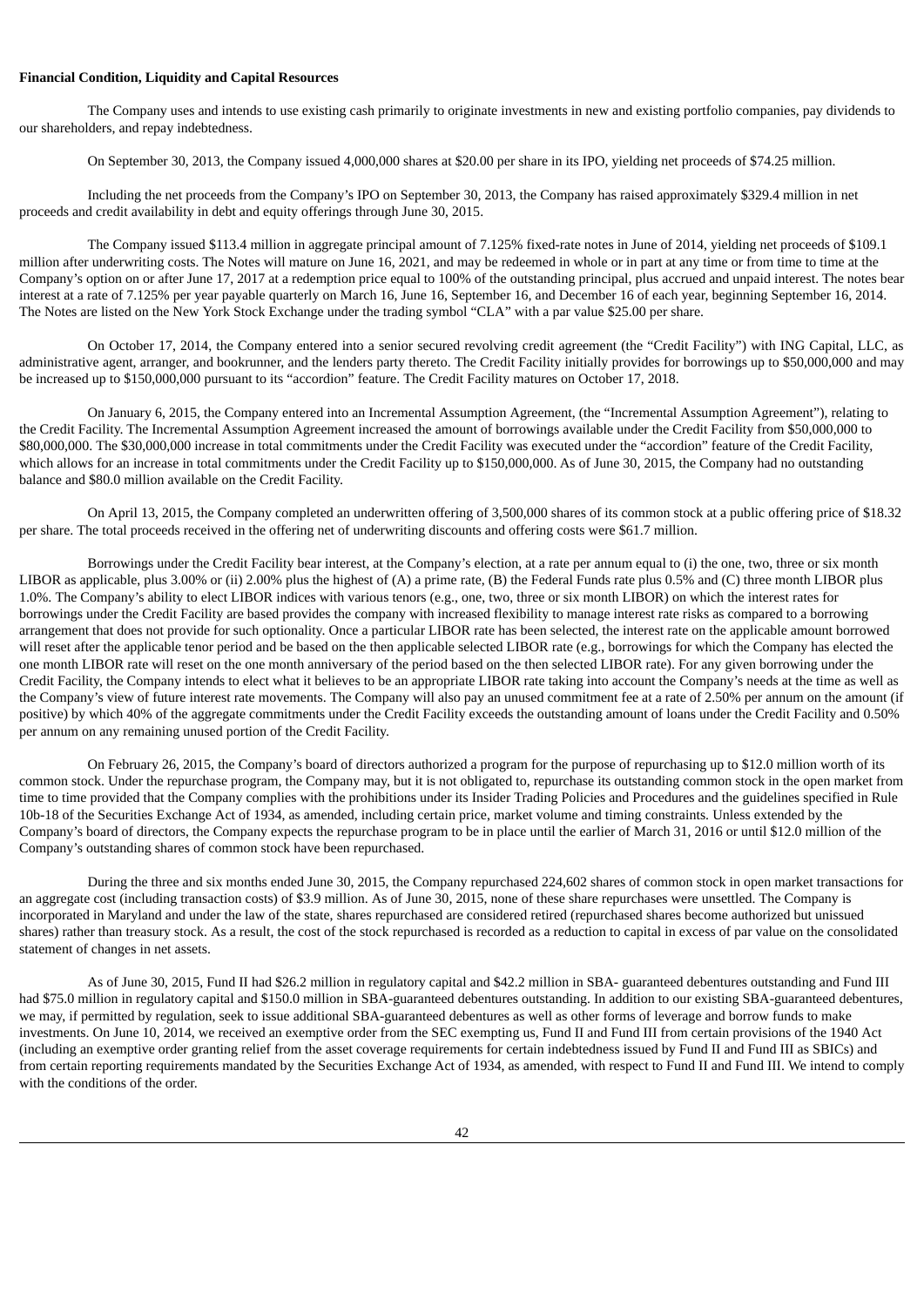**Financial Condition, Liquidity and Capital Resources**

The Company uses and intends to use existing cash primarily to originate investments in new and existing portfolio companies, pay dividends to our shareholders, and repay indebtedness.

On September 30, 2013, the Company issued 4,000,000 shares at $20.00 per share in its IPO, yielding net proceeds of $74.25 million.

Including the net proceeds from the Company's IPO on September 30, 2013, the Company has raised approximately $329.4 million in net proceeds and credit availability in debt and equity offerings through June 30, 2015.

The Company issued $113.4 million in aggregate principal amount of 7.125% fixed-rate notes in June of 2014, yielding net proceeds of $109.1 million after underwriting costs. The Notes will mature on June 16, 2021, and may be redeemed in whole or in part at any time or from time to time at the Company's option on or after June 17, 2017 at a redemption price equal to 100% of the outstanding principal, plus accrued and unpaid interest. The notes bear interest at a rate of 7.125% per year payable quarterly on March 16, June 16, September 16, and December 16 of each year, beginning September 16, 2014. The Notes are listed on the New York Stock Exchange under the trading symbol "CLA" with a par value $25.00 per share.

On October 17, 2014, the Company entered into a senior secured revolving credit agreement (the "Credit Facility") with ING Capital, LLC, as administrative agent, arranger, and bookrunner, and the lenders party thereto. The Credit Facility initially provides for borrowings up to $50,000,000 and may be increased up to $150,000,000 pursuant to its "accordion" feature. The Credit Facility matures on October 17, 2018.

On January 6, 2015, the Company entered into an Incremental Assumption Agreement, (the "Incremental Assumption Agreement"), relating to the Credit Facility. The Incremental Assumption Agreement increased the amount of borrowings available under the Credit Facility from $50,000,000 to $80,000,000. The $30,000,000 increase in total commitments under the Credit Facility was executed under the "accordion" feature of the Credit Facility, which allows for an increase in total commitments under the Credit Facility up to $150,000,000. As of June 30, 2015, the Company had no outstanding balance and $80.0 million available on the Credit Facility.

On April 13, 2015, the Company completed an underwritten offering of 3,500,000 shares of its common stock at a public offering price of $18.32 per share. The total proceeds received in the offering net of underwriting discounts and offering costs were $61.7 million.

Borrowings under the Credit Facility bear interest, at the Company's election, at a rate per annum equal to (i) the one, two, three or six month LIBOR as applicable, plus 3.00% or (ii) 2.00% plus the highest of (A) a prime rate, (B) the Federal Funds rate plus 0.5% and (C) three month LIBOR plus 1.0%. The Company's ability to elect LIBOR indices with various tenors (e.g., one, two, three or six month LIBOR) on which the interest rates for borrowings under the Credit Facility are based provides the company with increased flexibility to manage interest rate risks as compared to a borrowing arrangement that does not provide for such optionality. Once a particular LIBOR rate has been selected, the interest rate on the applicable amount borrowed will reset after the applicable tenor period and be based on the then applicable selected LIBOR rate (e.g., borrowings for which the Company has elected the one month LIBOR rate will reset on the one month anniversary of the period based on the then selected LIBOR rate). For any given borrowing under the Credit Facility, the Company intends to elect what it believes to be an appropriate LIBOR rate taking into account the Company's needs at the time as well as the Company's view of future interest rate movements. The Company will also pay an unused commitment fee at a rate of 2.50% per annum on the amount (if positive) by which 40% of the aggregate commitments under the Credit Facility exceeds the outstanding amount of loans under the Credit Facility and 0.50% per annum on any remaining unused portion of the Credit Facility.

On February 26, 2015, the Company's board of directors authorized a program for the purpose of repurchasing up to $12.0 million worth of its common stock. Under the repurchase program, the Company may, but it is not obligated to, repurchase its outstanding common stock in the open market from time to time provided that the Company complies with the prohibitions under its Insider Trading Policies and Procedures and the guidelines specified in Rule 10b-18 of the Securities Exchange Act of 1934, as amended, including certain price, market volume and timing constraints. Unless extended by the Company's board of directors, the Company expects the repurchase program to be in place until the earlier of March 31, 2016 or until $12.0 million of the Company's outstanding shares of common stock have been repurchased.

During the three and six months ended June 30, 2015, the Company repurchased 224,602 shares of common stock in open market transactions for an aggregate cost (including transaction costs) of $3.9 million. As of June 30, 2015, none of these share repurchases were unsettled. The Company is incorporated in Maryland and under the law of the state, shares repurchased are considered retired (repurchased shares become authorized but unissued shares) rather than treasury stock. As a result, the cost of the stock repurchased is recorded as a reduction to capital in excess of par value on the consolidated statement of changes in net assets.

As of June 30, 2015, Fund II had $26.2 million in regulatory capital and $42.2 million in SBA- guaranteed debentures outstanding and Fund III had $75.0 million in regulatory capital and $150.0 million in SBA-guaranteed debentures outstanding. In addition to our existing SBA-guaranteed debentures, we may, if permitted by regulation, seek to issue additional SBA-guaranteed debentures as well as other forms of leverage and borrow funds to make investments. On June 10, 2014, we received an exemptive order from the SEC exempting us, Fund II and Fund III from certain provisions of the 1940 Act (including an exemptive order granting relief from the asset coverage requirements for certain indebtedness issued by Fund II and Fund III as SBICs) and from certain reporting requirements mandated by the Securities Exchange Act of 1934, as amended, with respect to Fund II and Fund III. We intend to comply with the conditions of the order.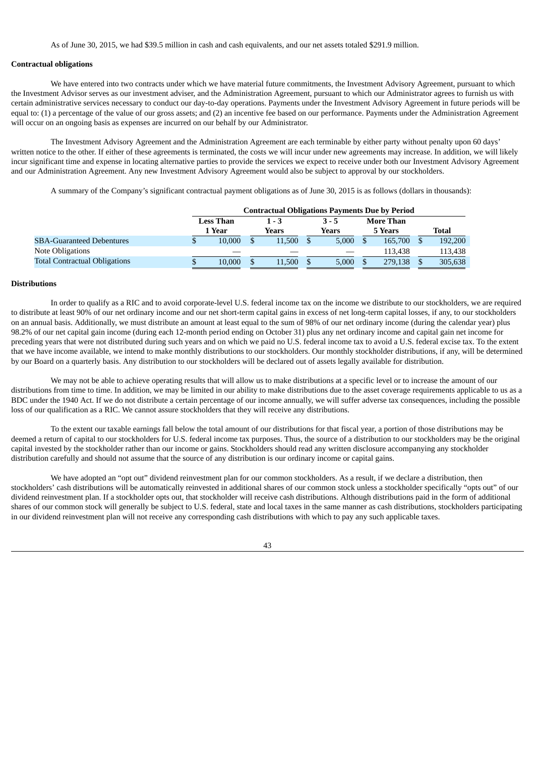As of June 30, 2015, we had $39.5 million in cash and cash equivalents, and our net assets totaled $291.9 million.

**Contractual obligations**

We have entered into two contracts under which we have material future commitments, the Investment Advisory Agreement, pursuant to which the Investment Advisor serves as our investment adviser, and the Administration Agreement, pursuant to which our Administrator agrees to furnish us with certain administrative services necessary to conduct our day-to-day operations. Payments under the Investment Advisory Agreement in future periods will be equal to: (1) a percentage of the value of our gross assets; and (2) an incentive fee based on our performance. Payments under the Administration Agreement will occur on an ongoing basis as expenses are incurred on our behalf by our Administrator.

The Investment Advisory Agreement and the Administration Agreement are each terminable by either party without penalty upon 60 days' written notice to the other. If either of these agreements is terminated, the costs we will incur under new agreements may increase. In addition, we will likely incur significant time and expense in locating alternative parties to provide the services we expect to receive under both our Investment Advisory Agreement and our Administration Agreement. Any new Investment Advisory Agreement would also be subject to approval by our stockholders.

A summary of the Company's significant contractual payment obligations as of June 30, 2015 is as follows (dollars in thousands):

| | Contractual Obligations Payments Due by Period | | | | |
|---|---|---|---|---|---|
| | Less Than 1 Year | 1 - 3 Years | 3 - 5 Years | More Than 5 Years | Total |
| SBA-Guaranteed Debentures | $ 10,000 | $ 11,500 | $ 5,000 | $ 165,700 | $ 192,200 |
| Note Obligations | — | — | — | 113,438 | 113,438 |
| Total Contractual Obligations | $ 10,000 | $ 11,500 | $ 5,000 | $ 279,138 | $ 305,638 |

**Distributions**

In order to qualify as a RIC and to avoid corporate-level U.S. federal income tax on the income we distribute to our stockholders, we are required to distribute at least 90% of our net ordinary income and our net short-term capital gains in excess of net long-term capital losses, if any, to our stockholders on an annual basis. Additionally, we must distribute an amount at least equal to the sum of 98% of our net ordinary income (during the calendar year) plus 98.2% of our net capital gain income (during each 12-month period ending on October 31) plus any net ordinary income and capital gain net income for preceding years that were not distributed during such years and on which we paid no U.S. federal income tax to avoid a U.S. federal excise tax. To the extent that we have income available, we intend to make monthly distributions to our stockholders. Our monthly stockholder distributions, if any, will be determined by our Board on a quarterly basis. Any distribution to our stockholders will be declared out of assets legally available for distribution.

We may not be able to achieve operating results that will allow us to make distributions at a specific level or to increase the amount of our distributions from time to time. In addition, we may be limited in our ability to make distributions due to the asset coverage requirements applicable to us as a BDC under the 1940 Act. If we do not distribute a certain percentage of our income annually, we will suffer adverse tax consequences, including the possible loss of our qualification as a RIC. We cannot assure stockholders that they will receive any distributions.

To the extent our taxable earnings fall below the total amount of our distributions for that fiscal year, a portion of those distributions may be deemed a return of capital to our stockholders for U.S. federal income tax purposes. Thus, the source of a distribution to our stockholders may be the original capital invested by the stockholder rather than our income or gains. Stockholders should read any written disclosure accompanying any stockholder distribution carefully and should not assume that the source of any distribution is our ordinary income or capital gains.

We have adopted an "opt out" dividend reinvestment plan for our common stockholders. As a result, if we declare a distribution, then stockholders' cash distributions will be automatically reinvested in additional shares of our common stock unless a stockholder specifically "opts out" of our dividend reinvestment plan. If a stockholder opts out, that stockholder will receive cash distributions. Although distributions paid in the form of additional shares of our common stock will generally be subject to U.S. federal, state and local taxes in the same manner as cash distributions, stockholders participating in our dividend reinvestment plan will not receive any corresponding cash distributions with which to pay any such applicable taxes.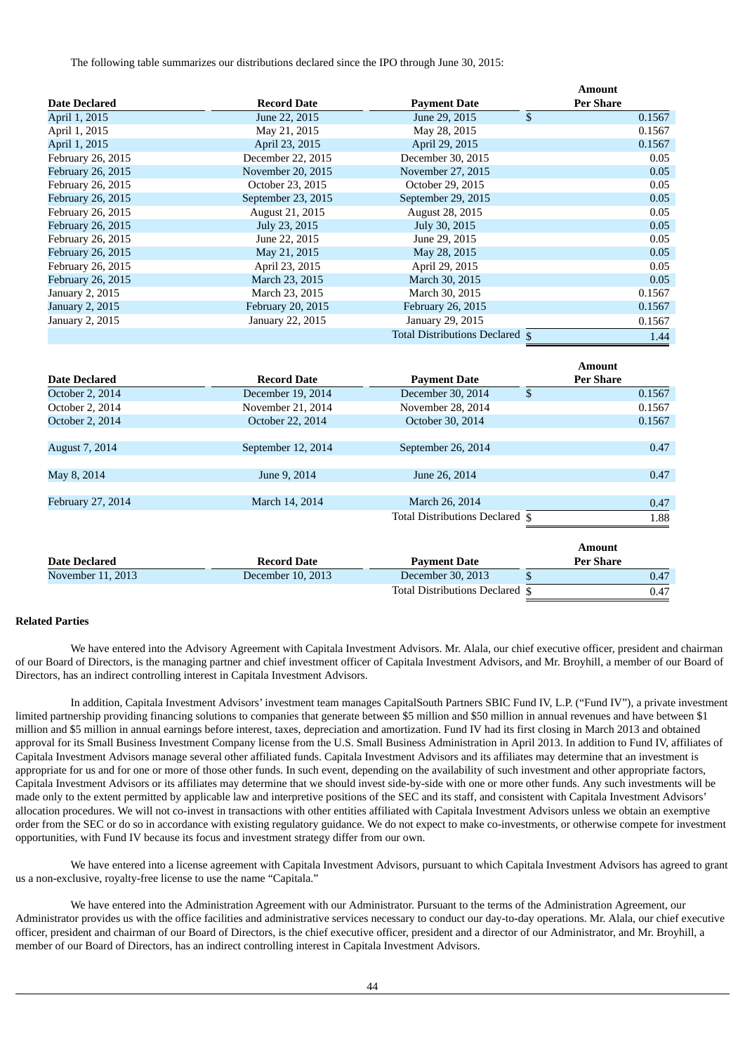The following table summarizes our distributions declared since the IPO through June 30, 2015:

| Date Declared | Record Date | Payment Date | Amount Per Share |
|---|---|---|---|
| April 1, 2015 | June 22, 2015 | June 29, 2015 | $ 0.1567 |
| April 1, 2015 | May 21, 2015 | May 28, 2015 | 0.1567 |
| April 1, 2015 | April 23, 2015 | April 29, 2015 | 0.1567 |
| February 26, 2015 | December 22, 2015 | December 30, 2015 | 0.05 |
| February 26, 2015 | November 20, 2015 | November 27, 2015 | 0.05 |
| February 26, 2015 | October 23, 2015 | October 29, 2015 | 0.05 |
| February 26, 2015 | September 23, 2015 | September 29, 2015 | 0.05 |
| February 26, 2015 | August 21, 2015 | August 28, 2015 | 0.05 |
| February 26, 2015 | July 23, 2015 | July 30, 2015 | 0.05 |
| February 26, 2015 | June 22, 2015 | June 29, 2015 | 0.05 |
| February 26, 2015 | May 21, 2015 | May 28, 2015 | 0.05 |
| February 26, 2015 | April 23, 2015 | April 29, 2015 | 0.05 |
| February 26, 2015 | March 23, 2015 | March 30, 2015 | 0.05 |
| January 2, 2015 | March 23, 2015 | March 30, 2015 | 0.1567 |
| January 2, 2015 | February 20, 2015 | February 26, 2015 | 0.1567 |
| January 2, 2015 | January 22, 2015 | January 29, 2015 | 0.1567 |
| | | Total Distributions Declared | $ 1.44 |

| Date Declared | Record Date | Payment Date | Amount Per Share |
|---|---|---|---|
| October 2, 2014 | December 19, 2014 | December 30, 2014 | $ 0.1567 |
| October 2, 2014 | November 21, 2014 | November 28, 2014 | 0.1567 |
| October 2, 2014 | October 22, 2014 | October 30, 2014 | 0.1567 |
| August 7, 2014 | September 12, 2014 | September 26, 2014 | 0.47 |
| May 8, 2014 | June 9, 2014 | June 26, 2014 | 0.47 |
| February 27, 2014 | March 14, 2014 | March 26, 2014 | 0.47 |
| | | Total Distributions Declared | $ 1.88 |

| Date Declared | Record Date | Payment Date | Amount Per Share |
|---|---|---|---|
| November 11, 2013 | December 10, 2013 | December 30, 2013 | $ 0.47 |
| | | Total Distributions Declared | $ 0.47 |

**Related Parties**

We have entered into the Advisory Agreement with Capitala Investment Advisors. Mr. Alala, our chief executive officer, president and chairman of our Board of Directors, is the managing partner and chief investment officer of Capitala Investment Advisors, and Mr. Broyhill, a member of our Board of Directors, has an indirect controlling interest in Capitala Investment Advisors.

In addition, Capitala Investment Advisors' investment team manages CapitalSouth Partners SBIC Fund IV, L.P. ("Fund IV"), a private investment limited partnership providing financing solutions to companies that generate between $5 million and $50 million in annual revenues and have between $1 million and $5 million in annual earnings before interest, taxes, depreciation and amortization. Fund IV had its first closing in March 2013 and obtained approval for its Small Business Investment Company license from the U.S. Small Business Administration in April 2013. In addition to Fund IV, affiliates of Capitala Investment Advisors manage several other affiliated funds. Capitala Investment Advisors and its affiliates may determine that an investment is appropriate for us and for one or more of those other funds. In such event, depending on the availability of such investment and other appropriate factors, Capitala Investment Advisors or its affiliates may determine that we should invest side-by-side with one or more other funds. Any such investments will be made only to the extent permitted by applicable law and interpretive positions of the SEC and its staff, and consistent with Capitala Investment Advisors' allocation procedures. We will not co-invest in transactions with other entities affiliated with Capitala Investment Advisors unless we obtain an exemptive order from the SEC or do so in accordance with existing regulatory guidance. We do not expect to make co-investments, or otherwise compete for investment opportunities, with Fund IV because its focus and investment strategy differ from our own.

We have entered into a license agreement with Capitala Investment Advisors, pursuant to which Capitala Investment Advisors has agreed to grant us a non-exclusive, royalty-free license to use the name "Capitala."

We have entered into the Administration Agreement with our Administrator. Pursuant to the terms of the Administration Agreement, our Administrator provides us with the office facilities and administrative services necessary to conduct our day-to-day operations. Mr. Alala, our chief executive officer, president and chairman of our Board of Directors, is the chief executive officer, president and a director of our Administrator, and Mr. Broyhill, a member of our Board of Directors, has an indirect controlling interest in Capitala Investment Advisors.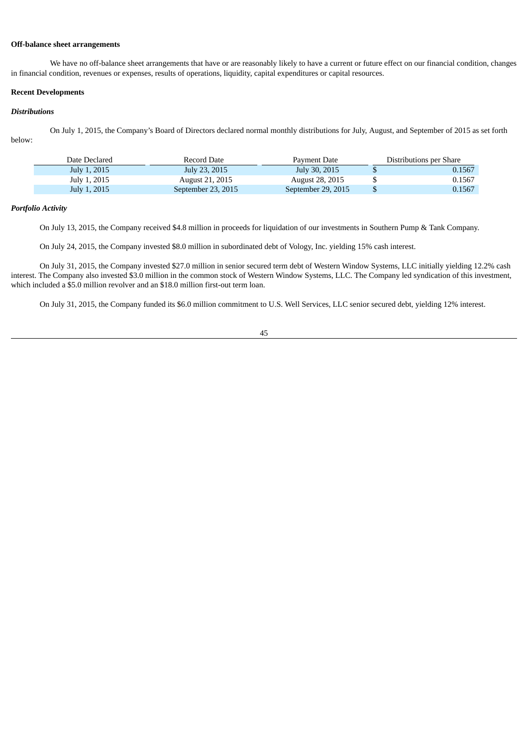**Off-balance sheet arrangements**

We have no off-balance sheet arrangements that have or are reasonably likely to have a current or future effect on our financial condition, changes in financial condition, revenues or expenses, results of operations, liquidity, capital expenditures or capital resources.

**Recent Developments**

***Distributions***

On July 1, 2015, the Company's Board of Directors declared normal monthly distributions for July, August, and September of 2015 as set forth below:

| Date Declared | Record Date | Payment Date | Distributions per Share |
|---|---|---|---|
| July 1, 2015 | July 23, 2015 | July 30, 2015 | $ 0.1567 |
| July 1, 2015 | August 21, 2015 | August 28, 2015 | $ 0.1567 |
| July 1, 2015 | September 23, 2015 | September 29, 2015 | $ 0.1567 |

***Portfolio Activity***

On July 13, 2015, the Company received $4.8 million in proceeds for liquidation of our investments in Southern Pump & Tank Company.

On July 24, 2015, the Company invested $8.0 million in subordinated debt of Vology, Inc. yielding 15% cash interest.

On July 31, 2015, the Company invested $27.0 million in senior secured term debt of Western Window Systems, LLC initially yielding 12.2% cash interest. The Company also invested $3.0 million in the common stock of Western Window Systems, LLC. The Company led syndication of this investment, which included a $5.0 million revolver and an $18.0 million first-out term loan.

On July 31, 2015, the Company funded its $6.0 million commitment to U.S. Well Services, LLC senior secured debt, yielding 12% interest.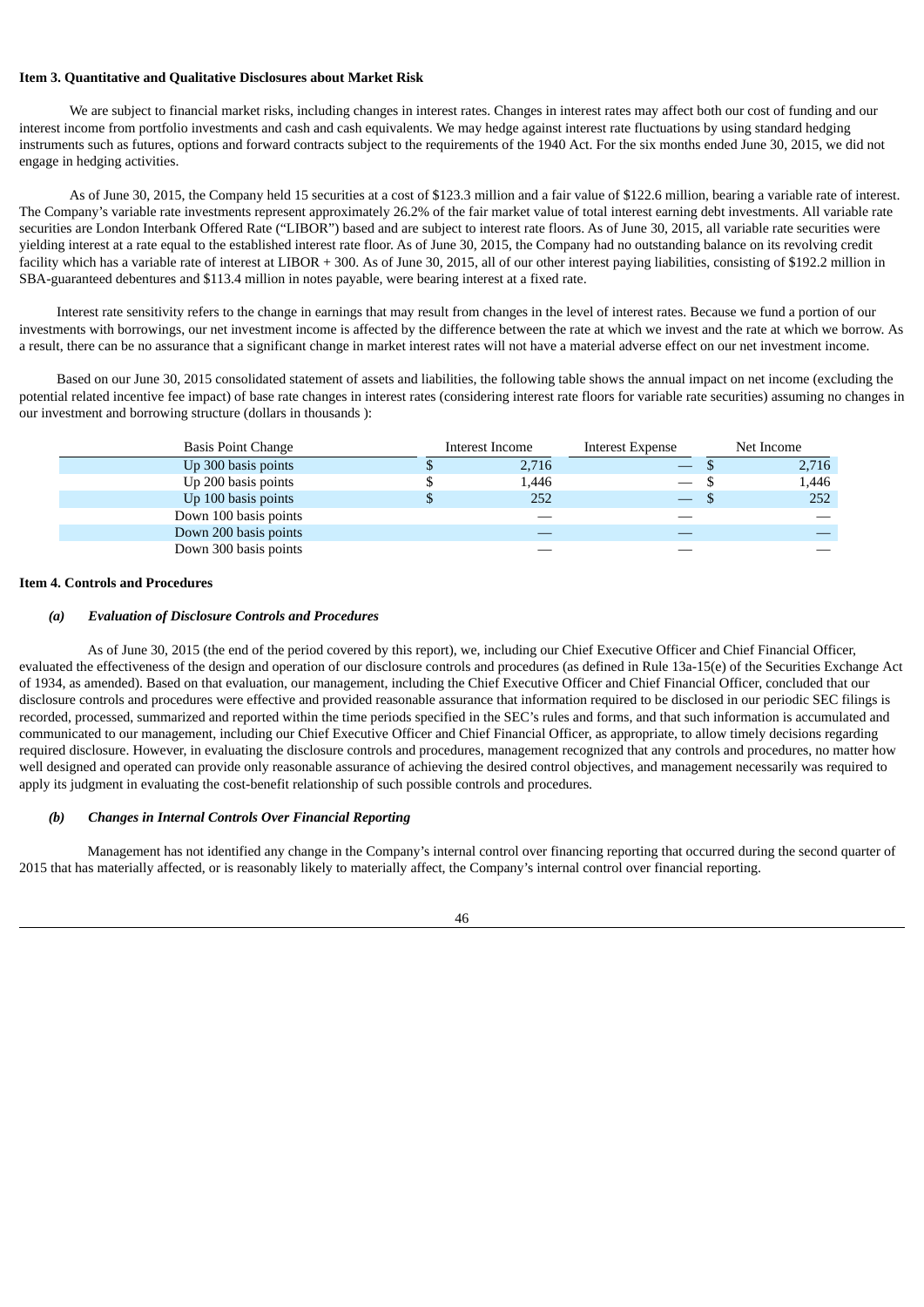**Item 3. Quantitative and Qualitative Disclosures about Market Risk**

We are subject to financial market risks, including changes in interest rates. Changes in interest rates may affect both our cost of funding and our interest income from portfolio investments and cash and cash equivalents. We may hedge against interest rate fluctuations by using standard hedging instruments such as futures, options and forward contracts subject to the requirements of the 1940 Act. For the six months ended June 30, 2015, we did not engage in hedging activities.

As of June 30, 2015, the Company held 15 securities at a cost of $123.3 million and a fair value of $122.6 million, bearing a variable rate of interest. The Company's variable rate investments represent approximately 26.2% of the fair market value of total interest earning debt investments. All variable rate securities are London Interbank Offered Rate ("LIBOR") based and are subject to interest rate floors. As of June 30, 2015, all variable rate securities were yielding interest at a rate equal to the established interest rate floor. As of June 30, 2015, the Company had no outstanding balance on its revolving credit facility which has a variable rate of interest at LIBOR + 300. As of June 30, 2015, all of our other interest paying liabilities, consisting of $192.2 million in SBA-guaranteed debentures and $113.4 million in notes payable, were bearing interest at a fixed rate.

Interest rate sensitivity refers to the change in earnings that may result from changes in the level of interest rates. Because we fund a portion of our investments with borrowings, our net investment income is affected by the difference between the rate at which we invest and the rate at which we borrow. As a result, there can be no assurance that a significant change in market interest rates will not have a material adverse effect on our net investment income.

Based on our June 30, 2015 consolidated statement of assets and liabilities, the following table shows the annual impact on net income (excluding the potential related incentive fee impact) of base rate changes in interest rates (considering interest rate floors for variable rate securities) assuming no changes in our investment and borrowing structure (dollars in thousands ):

| Basis Point Change | Interest Income | Interest Expense | Net Income |
|---|---|---|---|
| Up 300 basis points | $ 2,716 | — | $ 2,716 |
| Up 200 basis points | $ 1,446 | — | $ 1,446 |
| Up 100 basis points | $ 252 | — | $ 252 |
| Down 100 basis points | — | — | — |
| Down 200 basis points | — | — | — |
| Down 300 basis points | — | — | — |

**Item 4. Controls and Procedures**

***(a) Evaluation of Disclosure Controls and Procedures***

As of June 30, 2015 (the end of the period covered by this report), we, including our Chief Executive Officer and Chief Financial Officer, evaluated the effectiveness of the design and operation of our disclosure controls and procedures (as defined in Rule 13a-15(e) of the Securities Exchange Act of 1934, as amended). Based on that evaluation, our management, including the Chief Executive Officer and Chief Financial Officer, concluded that our disclosure controls and procedures were effective and provided reasonable assurance that information required to be disclosed in our periodic SEC filings is recorded, processed, summarized and reported within the time periods specified in the SEC's rules and forms, and that such information is accumulated and communicated to our management, including our Chief Executive Officer and Chief Financial Officer, as appropriate, to allow timely decisions regarding required disclosure. However, in evaluating the disclosure controls and procedures, management recognized that any controls and procedures, no matter how well designed and operated can provide only reasonable assurance of achieving the desired control objectives, and management necessarily was required to apply its judgment in evaluating the cost-benefit relationship of such possible controls and procedures.

***(b) Changes in Internal Controls Over Financial Reporting***

Management has not identified any change in the Company's internal control over financing reporting that occurred during the second quarter of 2015 that has materially affected, or is reasonably likely to materially affect, the Company's internal control over financial reporting.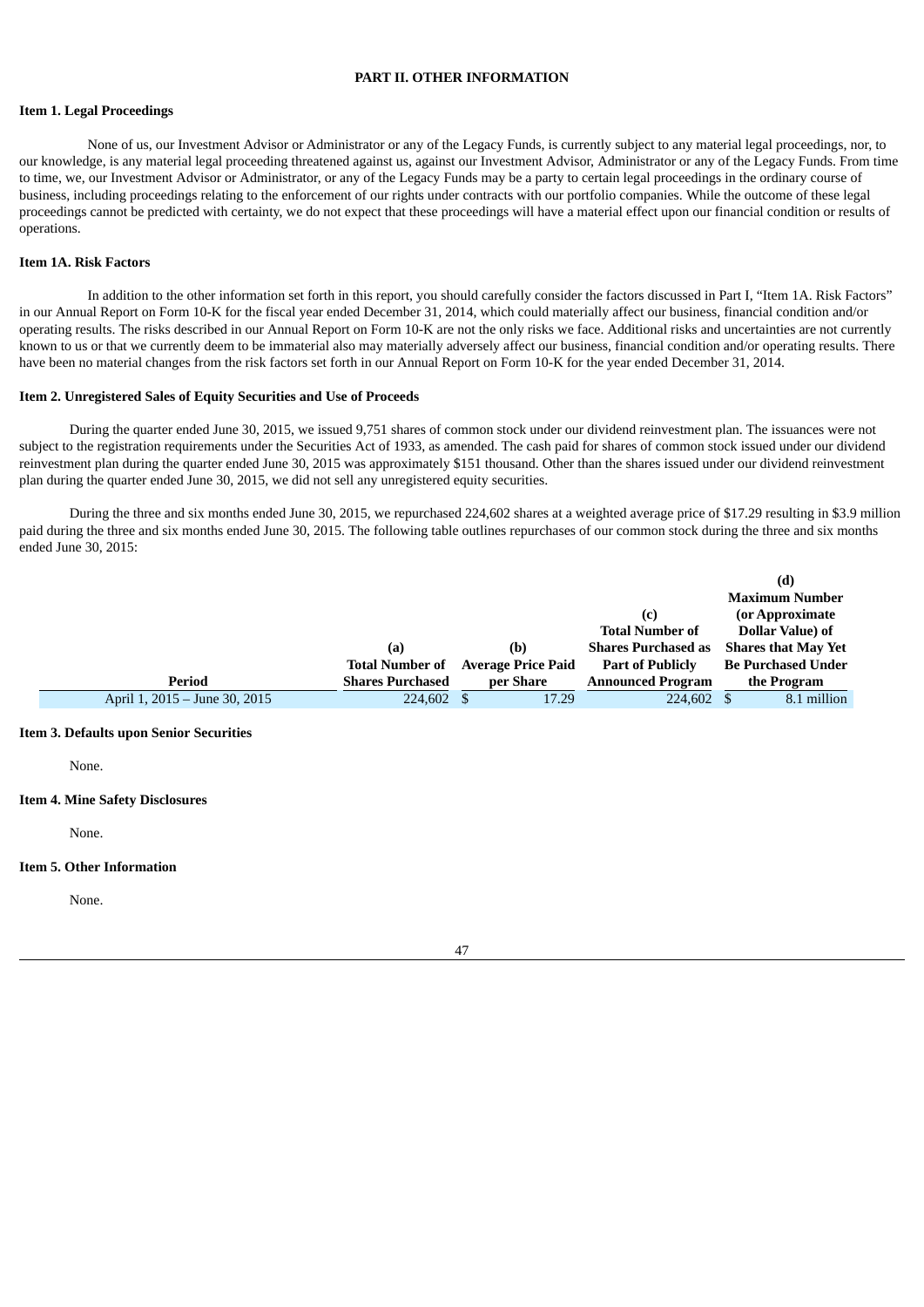## PART II. OTHER INFORMATION

### Item 1. Legal Proceedings

None of us, our Investment Advisor or Administrator or any of the Legacy Funds, is currently subject to any material legal proceedings, nor, to our knowledge, is any material legal proceeding threatened against us, against our Investment Advisor, Administrator or any of the Legacy Funds. From time to time, we, our Investment Advisor or Administrator, or any of the Legacy Funds may be a party to certain legal proceedings in the ordinary course of business, including proceedings relating to the enforcement of our rights under contracts with our portfolio companies. While the outcome of these legal proceedings cannot be predicted with certainty, we do not expect that these proceedings will have a material effect upon our financial condition or results of operations.

### Item 1A. Risk Factors

In addition to the other information set forth in this report, you should carefully consider the factors discussed in Part I, "Item 1A. Risk Factors" in our Annual Report on Form 10-K for the fiscal year ended December 31, 2014, which could materially affect our business, financial condition and/or operating results. The risks described in our Annual Report on Form 10-K are not the only risks we face. Additional risks and uncertainties are not currently known to us or that we currently deem to be immaterial also may materially adversely affect our business, financial condition and/or operating results. There have been no material changes from the risk factors set forth in our Annual Report on Form 10-K for the year ended December 31, 2014.

### Item 2. Unregistered Sales of Equity Securities and Use of Proceeds

During the quarter ended June 30, 2015, we issued 9,751 shares of common stock under our dividend reinvestment plan. The issuances were not subject to the registration requirements under the Securities Act of 1933, as amended. The cash paid for shares of common stock issued under our dividend reinvestment plan during the quarter ended June 30, 2015 was approximately $151 thousand. Other than the shares issued under our dividend reinvestment plan during the quarter ended June 30, 2015, we did not sell any unregistered equity securities.

During the three and six months ended June 30, 2015, we repurchased 224,602 shares at a weighted average price of $17.29 resulting in $3.9 million paid during the three and six months ended June 30, 2015. The following table outlines repurchases of our common stock during the three and six months ended June 30, 2015:

| Period | (a) Total Number of Shares Purchased | (b) Average Price Paid per Share | (c) Total Number of Shares Purchased as Part of Publicly Announced Program | (d) Maximum Number (or Approximate Dollar Value) of Shares that May Yet Be Purchased Under the Program |
|---|---|---|---|---|
| April 1, 2015 – June 30, 2015 | 224,602 | $ 17.29 | 224,602 | $ 8.1 million |

### Item 3. Defaults upon Senior Securities

None.

### Item 4. Mine Safety Disclosures

None.

### Item 5. Other Information

None.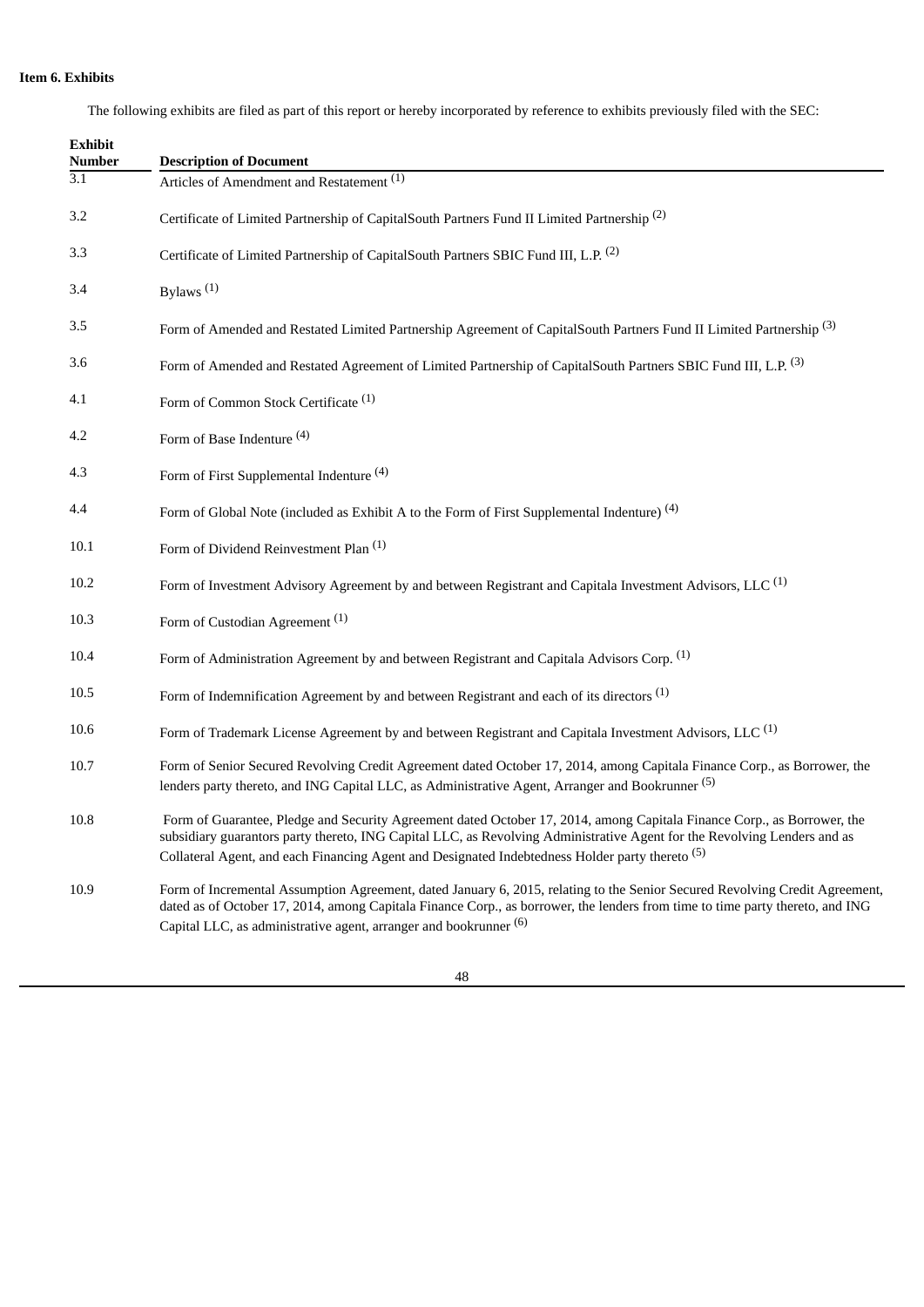**Item 6. Exhibits**

The following exhibits are filed as part of this report or hereby incorporated by reference to exhibits previously filed with the SEC:

| Exhibit Number | Description of Document |
| --- | --- |
| 3.1 | Articles of Amendment and Restatement (1) |
| 3.2 | Certificate of Limited Partnership of CapitalSouth Partners Fund II Limited Partnership (2) |
| 3.3 | Certificate of Limited Partnership of CapitalSouth Partners SBIC Fund III, L.P. (2) |
| 3.4 | Bylaws (1) |
| 3.5 | Form of Amended and Restated Limited Partnership Agreement of CapitalSouth Partners Fund II Limited Partnership (3) |
| 3.6 | Form of Amended and Restated Agreement of Limited Partnership of CapitalSouth Partners SBIC Fund III, L.P. (3) |
| 4.1 | Form of Common Stock Certificate (1) |
| 4.2 | Form of Base Indenture (4) |
| 4.3 | Form of First Supplemental Indenture (4) |
| 4.4 | Form of Global Note (included as Exhibit A to the Form of First Supplemental Indenture) (4) |
| 10.1 | Form of Dividend Reinvestment Plan (1) |
| 10.2 | Form of Investment Advisory Agreement by and between Registrant and Capitala Investment Advisors, LLC (1) |
| 10.3 | Form of Custodian Agreement (1) |
| 10.4 | Form of Administration Agreement by and between Registrant and Capitala Advisors Corp. (1) |
| 10.5 | Form of Indemnification Agreement by and between Registrant and each of its directors (1) |
| 10.6 | Form of Trademark License Agreement by and between Registrant and Capitala Investment Advisors, LLC (1) |
| 10.7 | Form of Senior Secured Revolving Credit Agreement dated October 17, 2014, among Capitala Finance Corp., as Borrower, the lenders party thereto, and ING Capital LLC, as Administrative Agent, Arranger and Bookrunner (5) |
| 10.8 | Form of Guarantee, Pledge and Security Agreement dated October 17, 2014, among Capitala Finance Corp., as Borrower, the subsidiary guarantors party thereto, ING Capital LLC, as Revolving Administrative Agent for the Revolving Lenders and as Collateral Agent, and each Financing Agent and Designated Indebtedness Holder party thereto (5) |
| 10.9 | Form of Incremental Assumption Agreement, dated January 6, 2015, relating to the Senior Secured Revolving Credit Agreement, dated as of October 17, 2014, among Capitala Finance Corp., as borrower, the lenders from time to time party thereto, and ING Capital LLC, as administrative agent, arranger and bookrunner (6) |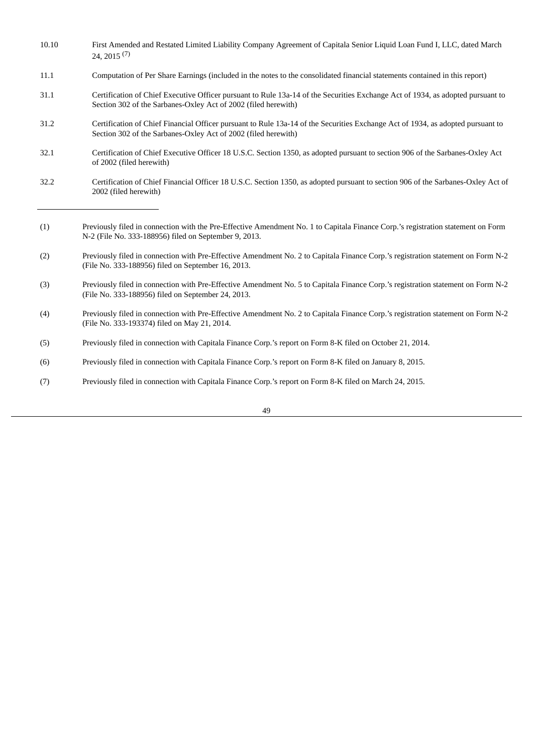| | |
|---|---|
| 10.10 | First Amended and Restated Limited Liability Company Agreement of Capitala Senior Liquid Loan Fund I, LLC, dated March 24, 2015 (7) |
| 11.1 | Computation of Per Share Earnings (included in the notes to the consolidated financial statements contained in this report) |
| 31.1 | Certification of Chief Executive Officer pursuant to Rule 13a-14 of the Securities Exchange Act of 1934, as adopted pursuant to Section 302 of the Sarbanes-Oxley Act of 2002 (filed herewith) |
| 31.2 | Certification of Chief Financial Officer pursuant to Rule 13a-14 of the Securities Exchange Act of 1934, as adopted pursuant to Section 302 of the Sarbanes-Oxley Act of 2002 (filed herewith) |
| 32.1 | Certification of Chief Executive Officer 18 U.S.C. Section 1350, as adopted pursuant to section 906 of the Sarbanes-Oxley Act of 2002 (filed herewith) |
| 32.2 | Certification of Chief Financial Officer 18 U.S.C. Section 1350, as adopted pursuant to section 906 of the Sarbanes-Oxley Act of 2002 (filed herewith) |

---

(1) Previously filed in connection with the Pre-Effective Amendment No. 1 to Capitala Finance Corp.'s registration statement on Form N-2 (File No. 333-188956) filed on September 9, 2013.

(2) Previously filed in connection with Pre-Effective Amendment No. 2 to Capitala Finance Corp.'s registration statement on Form N-2 (File No. 333-188956) filed on September 16, 2013.

(3) Previously filed in connection with Pre-Effective Amendment No. 5 to Capitala Finance Corp.'s registration statement on Form N-2 (File No. 333-188956) filed on September 24, 2013.

(4) Previously filed in connection with Pre-Effective Amendment No. 2 to Capitala Finance Corp.'s registration statement on Form N-2 (File No. 333-193374) filed on May 21, 2014.

(5) Previously filed in connection with Capitala Finance Corp.'s report on Form 8-K filed on October 21, 2014.

(6) Previously filed in connection with Capitala Finance Corp.'s report on Form 8-K filed on January 8, 2015.

(7) Previously filed in connection with Capitala Finance Corp.'s report on Form 8-K filed on March 24, 2015.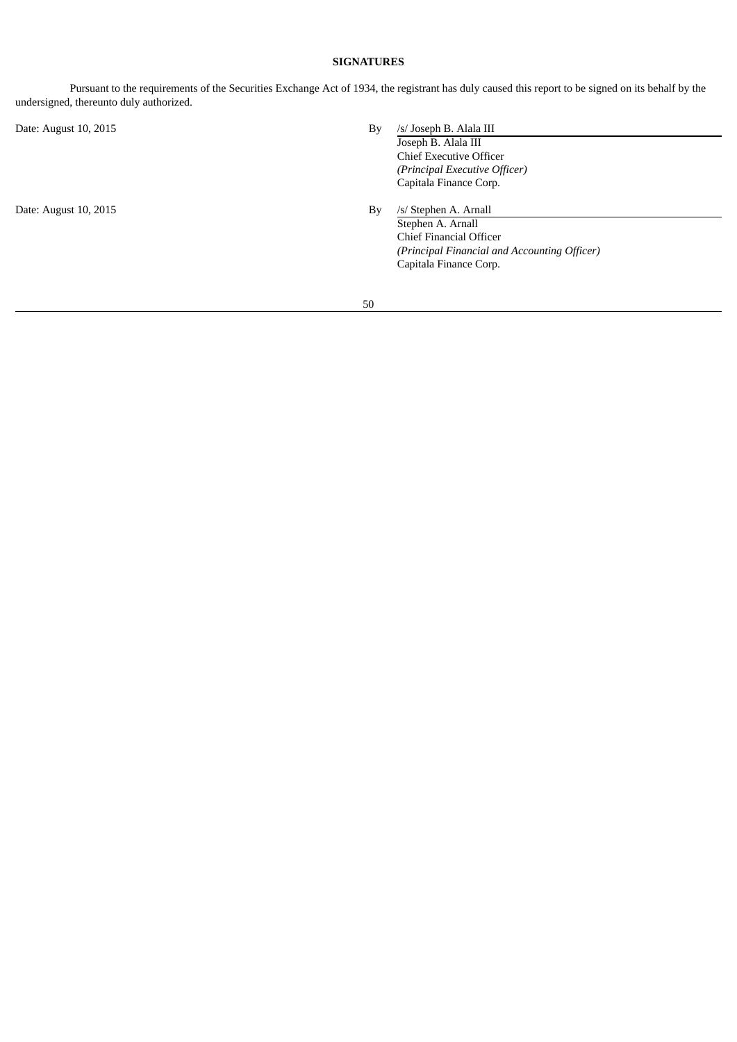**SIGNATURES**

Pursuant to the requirements of the Securities Exchange Act of 1934, the registrant has duly caused this report to be signed on its behalf by the undersigned, thereunto duly authorized.

Date: August 10, 2015

By /s/ Joseph B. Alala III

Joseph B. Alala III
Chief Executive Officer
*(Principal Executive Officer)*
Capitala Finance Corp.

Date: August 10, 2015

By /s/ Stephen A. Arnall

Stephen A. Arnall
Chief Financial Officer
*(Principal Financial and Accounting Officer)*
Capitala Finance Corp.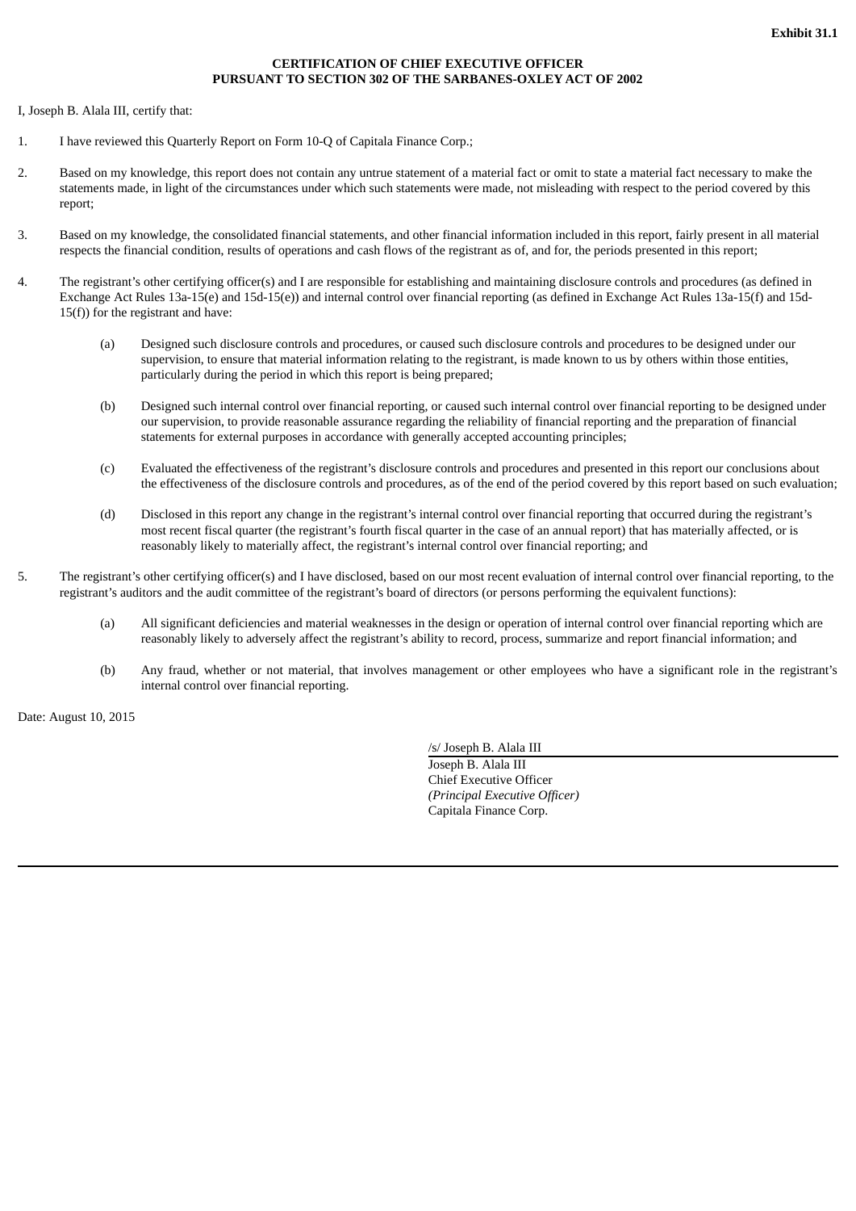**Exhibit 31.1**

**CERTIFICATION OF CHIEF EXECUTIVE OFFICER PURSUANT TO SECTION 302 OF THE SARBANES-OXLEY ACT OF 2002**

I, Joseph B. Alala III, certify that:

1. I have reviewed this Quarterly Report on Form 10-Q of Capitala Finance Corp.;

2. Based on my knowledge, this report does not contain any untrue statement of a material fact or omit to state a material fact necessary to make the statements made, in light of the circumstances under which such statements were made, not misleading with respect to the period covered by this report;

3. Based on my knowledge, the consolidated financial statements, and other financial information included in this report, fairly present in all material respects the financial condition, results of operations and cash flows of the registrant as of, and for, the periods presented in this report;

4. The registrant's other certifying officer(s) and I are responsible for establishing and maintaining disclosure controls and procedures (as defined in Exchange Act Rules 13a-15(e) and 15d-15(e)) and internal control over financial reporting (as defined in Exchange Act Rules 13a-15(f) and 15d-15(f)) for the registrant and have:

   (a) Designed such disclosure controls and procedures, or caused such disclosure controls and procedures to be designed under our supervision, to ensure that material information relating to the registrant, is made known to us by others within those entities, particularly during the period in which this report is being prepared;

   (b) Designed such internal control over financial reporting, or caused such internal control over financial reporting to be designed under our supervision, to provide reasonable assurance regarding the reliability of financial reporting and the preparation of financial statements for external purposes in accordance with generally accepted accounting principles;

   (c) Evaluated the effectiveness of the registrant's disclosure controls and procedures and presented in this report our conclusions about the effectiveness of the disclosure controls and procedures, as of the end of the period covered by this report based on such evaluation;

   (d) Disclosed in this report any change in the registrant's internal control over financial reporting that occurred during the registrant's most recent fiscal quarter (the registrant's fourth fiscal quarter in the case of an annual report) that has materially affected, or is reasonably likely to materially affect, the registrant's internal control over financial reporting; and

5. The registrant's other certifying officer(s) and I have disclosed, based on our most recent evaluation of internal control over financial reporting, to the registrant's auditors and the audit committee of the registrant's board of directors (or persons performing the equivalent functions):

   (a) All significant deficiencies and material weaknesses in the design or operation of internal control over financial reporting which are reasonably likely to adversely affect the registrant's ability to record, process, summarize and report financial information; and

   (b) Any fraud, whether or not material, that involves management or other employees who have a significant role in the registrant's internal control over financial reporting.

Date: August 10, 2015

/s/ Joseph B. Alala III

Joseph B. Alala III
Chief Executive Officer
*(Principal Executive Officer)*
Capitala Finance Corp.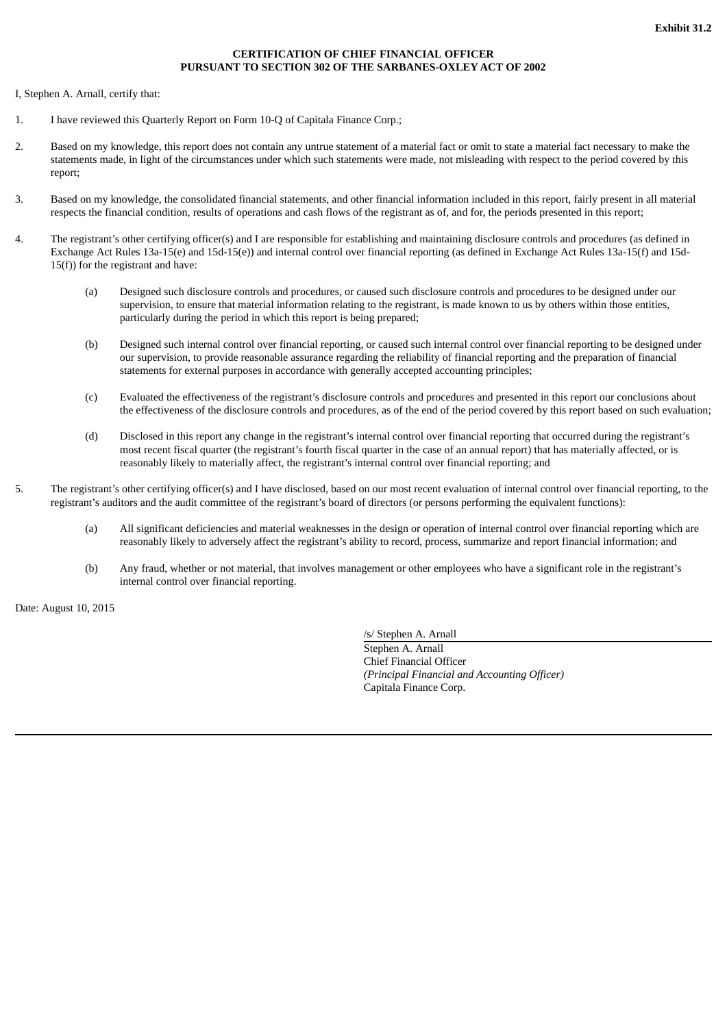**Exhibit 31.2**

**CERTIFICATION OF CHIEF FINANCIAL OFFICER**
**PURSUANT TO SECTION 302 OF THE SARBANES-OXLEY ACT OF 2002**

I, Stephen A. Arnall, certify that:

1. I have reviewed this Quarterly Report on Form 10-Q of Capitala Finance Corp.;

2. Based on my knowledge, this report does not contain any untrue statement of a material fact or omit to state a material fact necessary to make the statements made, in light of the circumstances under which such statements were made, not misleading with respect to the period covered by this report;

3. Based on my knowledge, the consolidated financial statements, and other financial information included in this report, fairly present in all material respects the financial condition, results of operations and cash flows of the registrant as of, and for, the periods presented in this report;

4. The registrant's other certifying officer(s) and I are responsible for establishing and maintaining disclosure controls and procedures (as defined in Exchange Act Rules 13a-15(e) and 15d-15(e)) and internal control over financial reporting (as defined in Exchange Act Rules 13a-15(f) and 15d-15(f)) for the registrant and have:

   (a) Designed such disclosure controls and procedures, or caused such disclosure controls and procedures to be designed under our supervision, to ensure that material information relating to the registrant, is made known to us by others within those entities, particularly during the period in which this report is being prepared;

   (b) Designed such internal control over financial reporting, or caused such internal control over financial reporting to be designed under our supervision, to provide reasonable assurance regarding the reliability of financial reporting and the preparation of financial statements for external purposes in accordance with generally accepted accounting principles;

   (c) Evaluated the effectiveness of the registrant's disclosure controls and procedures and presented in this report our conclusions about the effectiveness of the disclosure controls and procedures, as of the end of the period covered by this report based on such evaluation;

   (d) Disclosed in this report any change in the registrant's internal control over financial reporting that occurred during the registrant's most recent fiscal quarter (the registrant's fourth fiscal quarter in the case of an annual report) that has materially affected, or is reasonably likely to materially affect, the registrant's internal control over financial reporting; and

5. The registrant's other certifying officer(s) and I have disclosed, based on our most recent evaluation of internal control over financial reporting, to the registrant's auditors and the audit committee of the registrant's board of directors (or persons performing the equivalent functions):

   (a) All significant deficiencies and material weaknesses in the design or operation of internal control over financial reporting which are reasonably likely to adversely affect the registrant's ability to record, process, summarize and report financial information; and

   (b) Any fraud, whether or not material, that involves management or other employees who have a significant role in the registrant's internal control over financial reporting.

Date: August 10, 2015

/s/ Stephen A. Arnall
Stephen A. Arnall
Chief Financial Officer
*(Principal Financial and Accounting Officer)*
Capitala Finance Corp.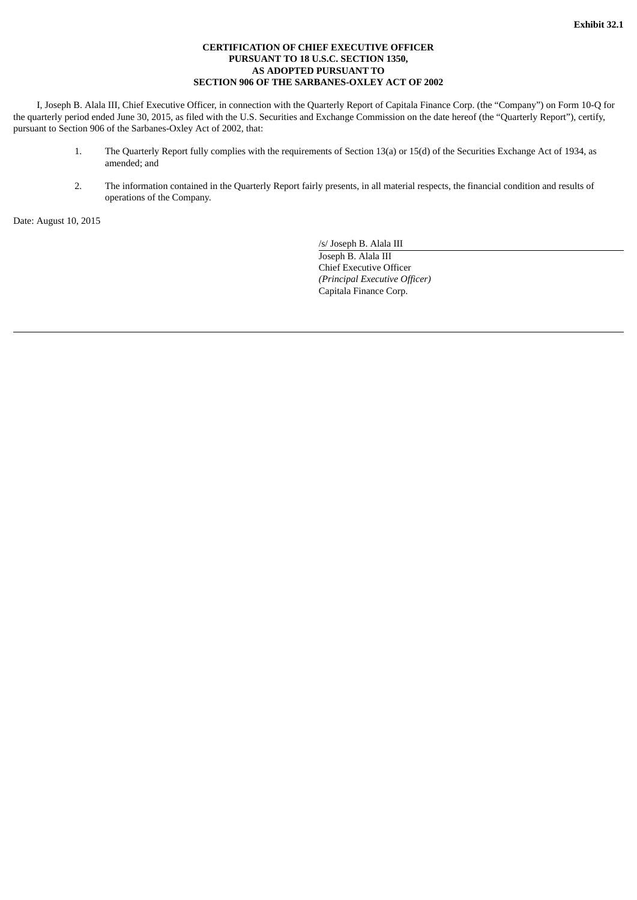**Exhibit 32.1**

**CERTIFICATION OF CHIEF EXECUTIVE OFFICER
PURSUANT TO 18 U.S.C. SECTION 1350,
AS ADOPTED PURSUANT TO
SECTION 906 OF THE SARBANES-OXLEY ACT OF 2002**

I, Joseph B. Alala III, Chief Executive Officer, in connection with the Quarterly Report of Capitala Finance Corp. (the "Company") on Form 10-Q for the quarterly period ended June 30, 2015, as filed with the U.S. Securities and Exchange Commission on the date hereof (the "Quarterly Report"), certify, pursuant to Section 906 of the Sarbanes-Oxley Act of 2002, that:

1. The Quarterly Report fully complies with the requirements of Section 13(a) or 15(d) of the Securities Exchange Act of 1934, as amended; and

2. The information contained in the Quarterly Report fairly presents, in all material respects, the financial condition and results of operations of the Company.

Date: August 10, 2015

/s/ Joseph B. Alala III
Joseph B. Alala III
Chief Executive Officer
*(Principal Executive Officer)*
Capitala Finance Corp.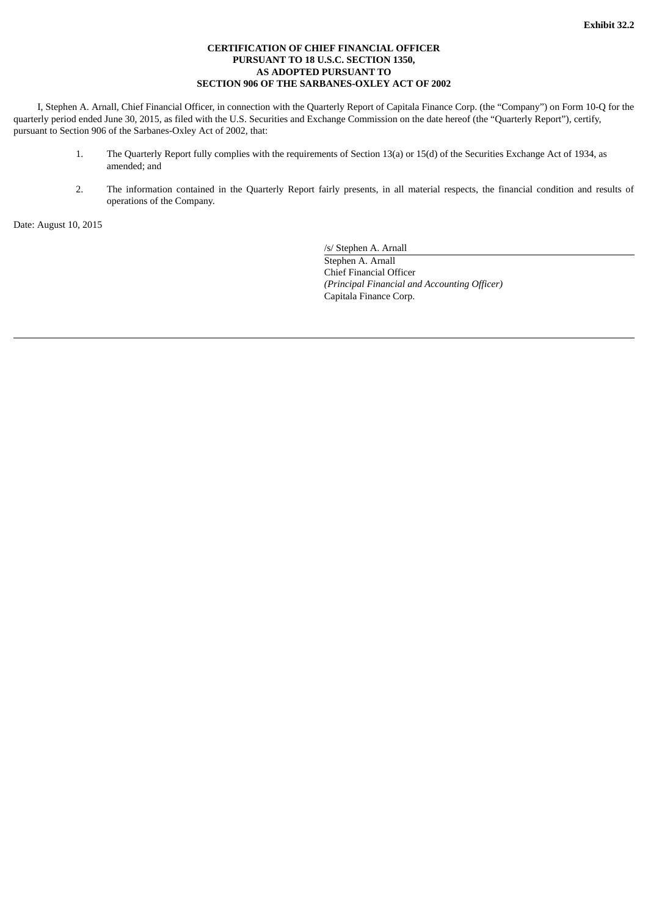**Exhibit 32.2**

**CERTIFICATION OF CHIEF FINANCIAL OFFICER**
**PURSUANT TO 18 U.S.C. SECTION 1350,**
**AS ADOPTED PURSUANT TO**
**SECTION 906 OF THE SARBANES-OXLEY ACT OF 2002**

I, Stephen A. Arnall, Chief Financial Officer, in connection with the Quarterly Report of Capitala Finance Corp. (the "Company") on Form 10-Q for the quarterly period ended June 30, 2015, as filed with the U.S. Securities and Exchange Commission on the date hereof (the "Quarterly Report"), certify, pursuant to Section 906 of the Sarbanes-Oxley Act of 2002, that:

1. The Quarterly Report fully complies with the requirements of Section 13(a) or 15(d) of the Securities Exchange Act of 1934, as amended; and

2. The information contained in the Quarterly Report fairly presents, in all material respects, the financial condition and results of operations of the Company.

Date: August 10, 2015

/s/ Stephen A. Arnall
Stephen A. Arnall
Chief Financial Officer
*(Principal Financial and Accounting Officer)*
Capitala Finance Corp.